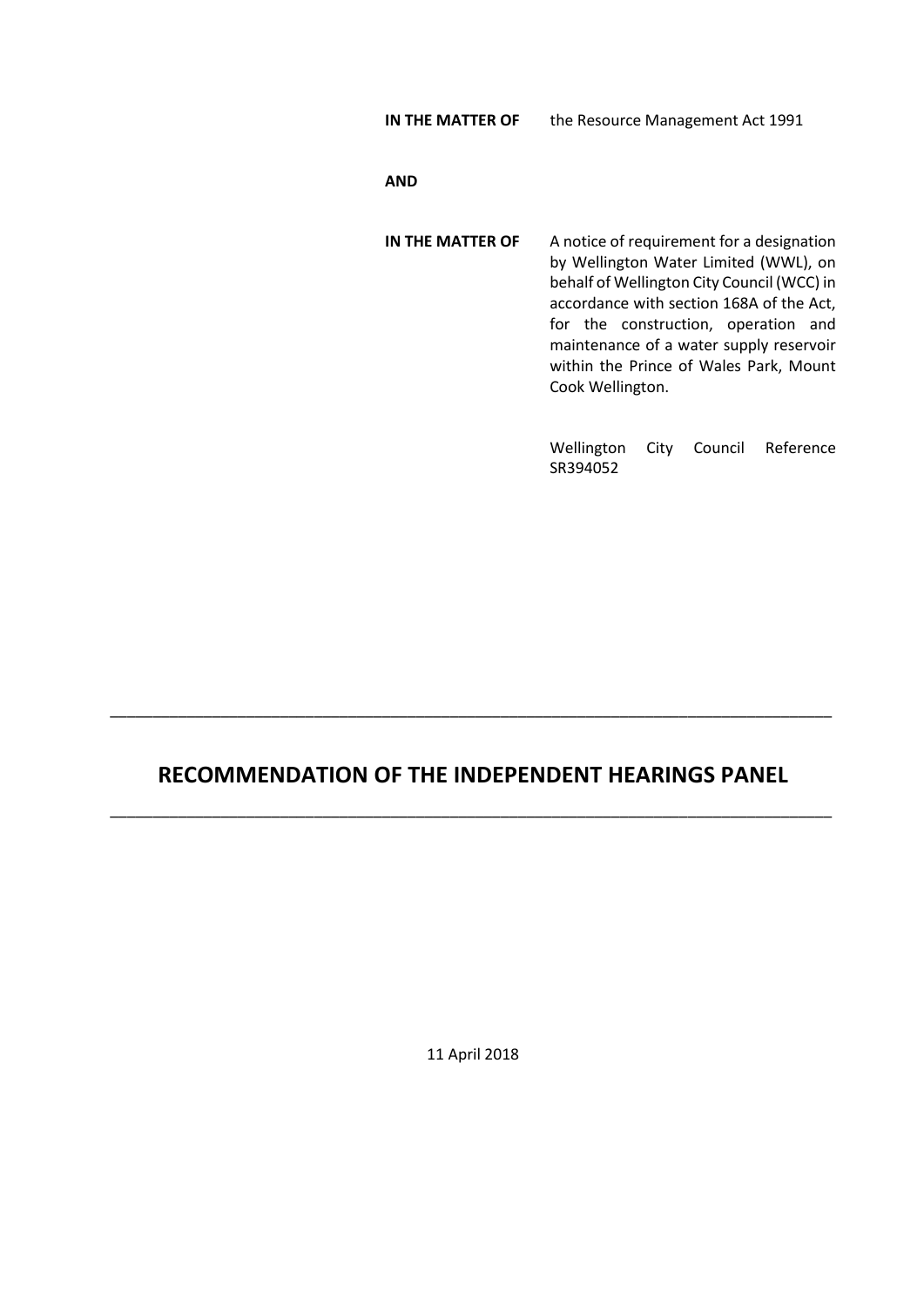**IN THE MATTER OF** the Resource Management Act 1991

**AND**

**IN THE MATTER OF** A notice of requirement for a designation by Wellington Water Limited (WWL), on behalf of Wellington City Council (WCC) in accordance with section 168A of the Act, for the construction, operation and maintenance of a water supply reservoir within the Prince of Wales Park, Mount Cook Wellington.

Wellington City Council Reference SR394052

---

# RECOMMENDATION OF THE INDEPENDENT HEARINGS PANEL

---

11 April 2018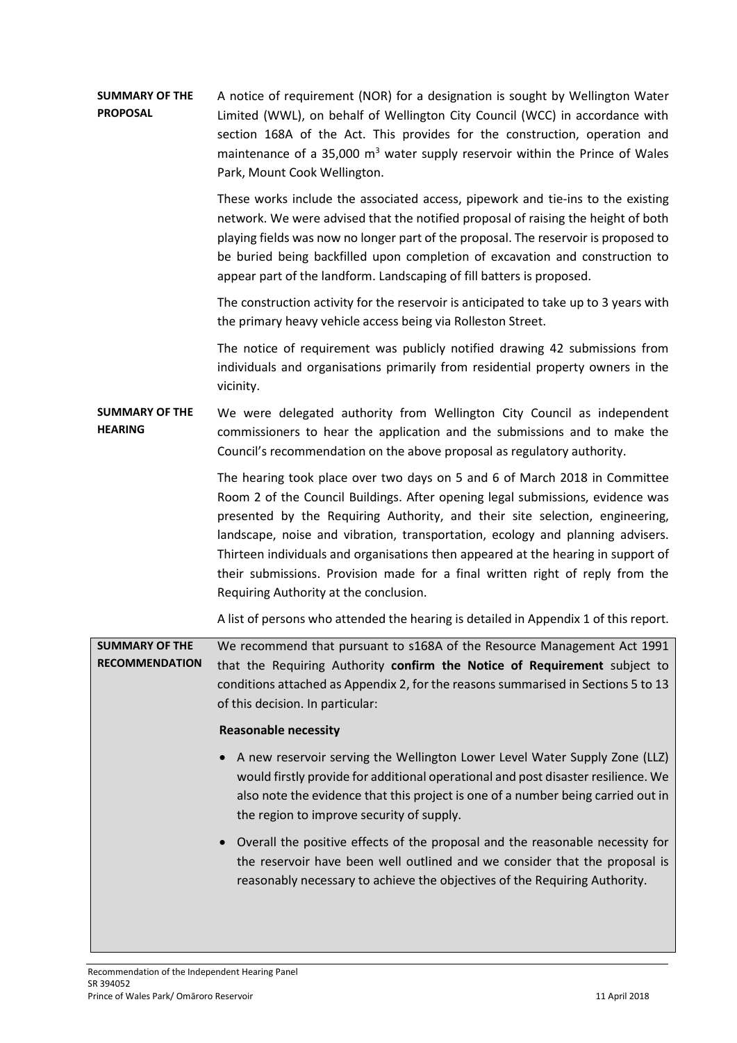**SUMMARY OF THE PROPOSAL**

A notice of requirement (NOR) for a designation is sought by Wellington Water Limited (WWL), on behalf of Wellington City Council (WCC) in accordance with section 168A of the Act. This provides for the construction, operation and maintenance of a 35,000 $m^3$ water supply reservoir within the Prince of Wales Park, Mount Cook Wellington.

These works include the associated access, pipework and tie-ins to the existing network. We were advised that the notified proposal of raising the height of both playing fields was now no longer part of the proposal. The reservoir is proposed to be buried being backfilled upon completion of excavation and construction to appear part of the landform. Landscaping of fill batters is proposed.

The construction activity for the reservoir is anticipated to take up to 3 years with the primary heavy vehicle access being via Rolleston Street.

The notice of requirement was publicly notified drawing 42 submissions from individuals and organisations primarily from residential property owners in the vicinity.

**SUMMARY OF THE HEARING**

We were delegated authority from Wellington City Council as independent commissioners to hear the application and the submissions and to make the Council's recommendation on the above proposal as regulatory authority.

The hearing took place over two days on 5 and 6 of March 2018 in Committee Room 2 of the Council Buildings. After opening legal submissions, evidence was presented by the Requiring Authority, and their site selection, engineering, landscape, noise and vibration, transportation, ecology and planning advisers. Thirteen individuals and organisations then appeared at the hearing in support of their submissions. Provision made for a final written right of reply from the Requiring Authority at the conclusion.

A list of persons who attended the hearing is detailed in Appendix 1 of this report.

**SUMMARY OF THE RECOMMENDATION**

We recommend that pursuant to s168A of the Resource Management Act 1991 that the Requiring Authority **confirm the Notice of Requirement** subject to conditions attached as Appendix 2, for the reasons summarised in Sections 5 to 13 of this decision. In particular:

**Reasonable necessity**

- A new reservoir serving the Wellington Lower Level Water Supply Zone (LLZ) would firstly provide for additional operational and post disaster resilience. We also note the evidence that this project is one of a number being carried out in the region to improve security of supply.
- Overall the positive effects of the proposal and the reasonable necessity for the reservoir have been well outlined and we consider that the proposal is reasonably necessary to achieve the objectives of the Requiring Authority.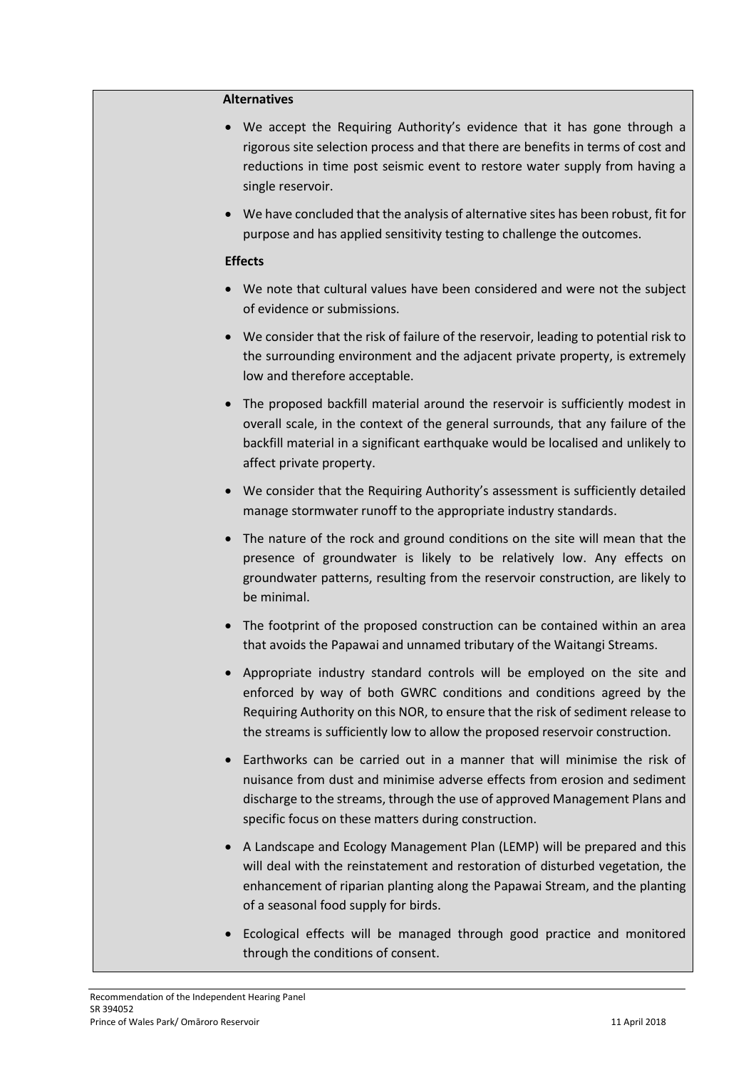**Alternatives**

- We accept the Requiring Authority's evidence that it has gone through a rigorous site selection process and that there are benefits in terms of cost and reductions in time post seismic event to restore water supply from having a single reservoir.
- We have concluded that the analysis of alternative sites has been robust, fit for purpose and has applied sensitivity testing to challenge the outcomes.

**Effects**

- We note that cultural values have been considered and were not the subject of evidence or submissions.
- We consider that the risk of failure of the reservoir, leading to potential risk to the surrounding environment and the adjacent private property, is extremely low and therefore acceptable.
- The proposed backfill material around the reservoir is sufficiently modest in overall scale, in the context of the general surrounds, that any failure of the backfill material in a significant earthquake would be localised and unlikely to affect private property.
- We consider that the Requiring Authority's assessment is sufficiently detailed manage stormwater runoff to the appropriate industry standards.
- The nature of the rock and ground conditions on the site will mean that the presence of groundwater is likely to be relatively low. Any effects on groundwater patterns, resulting from the reservoir construction, are likely to be minimal.
- The footprint of the proposed construction can be contained within an area that avoids the Papawai and unnamed tributary of the Waitangi Streams.
- Appropriate industry standard controls will be employed on the site and enforced by way of both GWRC conditions and conditions agreed by the Requiring Authority on this NOR, to ensure that the risk of sediment release to the streams is sufficiently low to allow the proposed reservoir construction.
- Earthworks can be carried out in a manner that will minimise the risk of nuisance from dust and minimise adverse effects from erosion and sediment discharge to the streams, through the use of approved Management Plans and specific focus on these matters during construction.
- A Landscape and Ecology Management Plan (LEMP) will be prepared and this will deal with the reinstatement and restoration of disturbed vegetation, the enhancement of riparian planting along the Papawai Stream, and the planting of a seasonal food supply for birds.
- Ecological effects will be managed through good practice and monitored through the conditions of consent.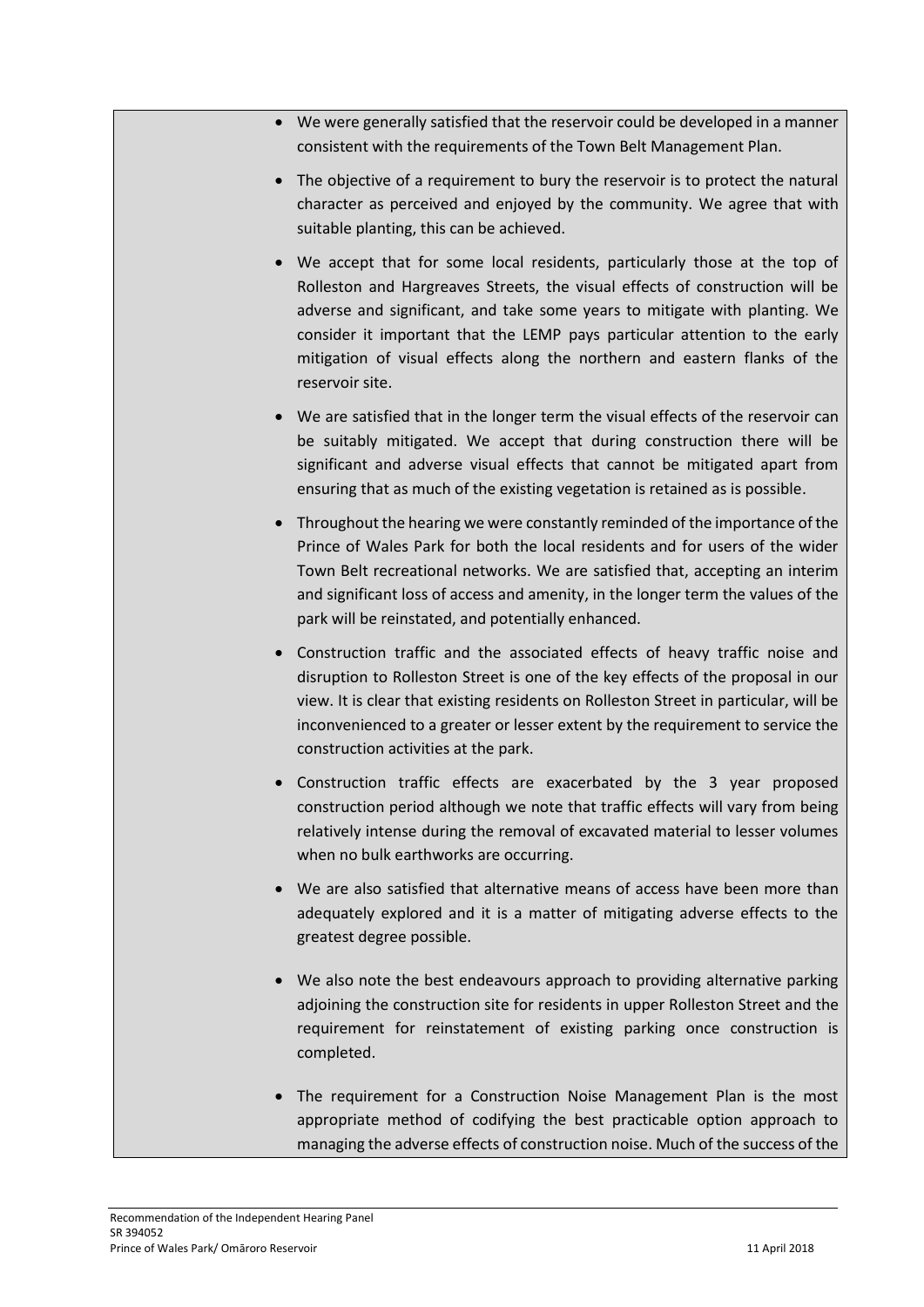- We were generally satisfied that the reservoir could be developed in a manner consistent with the requirements of the Town Belt Management Plan.
- The objective of a requirement to bury the reservoir is to protect the natural character as perceived and enjoyed by the community. We agree that with suitable planting, this can be achieved.
- We accept that for some local residents, particularly those at the top of Rolleston and Hargreaves Streets, the visual effects of construction will be adverse and significant, and take some years to mitigate with planting. We consider it important that the LEMP pays particular attention to the early mitigation of visual effects along the northern and eastern flanks of the reservoir site.
- We are satisfied that in the longer term the visual effects of the reservoir can be suitably mitigated. We accept that during construction there will be significant and adverse visual effects that cannot be mitigated apart from ensuring that as much of the existing vegetation is retained as is possible.
- Throughout the hearing we were constantly reminded of the importance of the Prince of Wales Park for both the local residents and for users of the wider Town Belt recreational networks. We are satisfied that, accepting an interim and significant loss of access and amenity, in the longer term the values of the park will be reinstated, and potentially enhanced.
- Construction traffic and the associated effects of heavy traffic noise and disruption to Rolleston Street is one of the key effects of the proposal in our view. It is clear that existing residents on Rolleston Street in particular, will be inconvenienced to a greater or lesser extent by the requirement to service the construction activities at the park.
- Construction traffic effects are exacerbated by the 3 year proposed construction period although we note that traffic effects will vary from being relatively intense during the removal of excavated material to lesser volumes when no bulk earthworks are occurring.
- We are also satisfied that alternative means of access have been more than adequately explored and it is a matter of mitigating adverse effects to the greatest degree possible.
- We also note the best endeavours approach to providing alternative parking adjoining the construction site for residents in upper Rolleston Street and the requirement for reinstatement of existing parking once construction is completed.
- The requirement for a Construction Noise Management Plan is the most appropriate method of codifying the best practicable option approach to managing the adverse effects of construction noise. Much of the success of the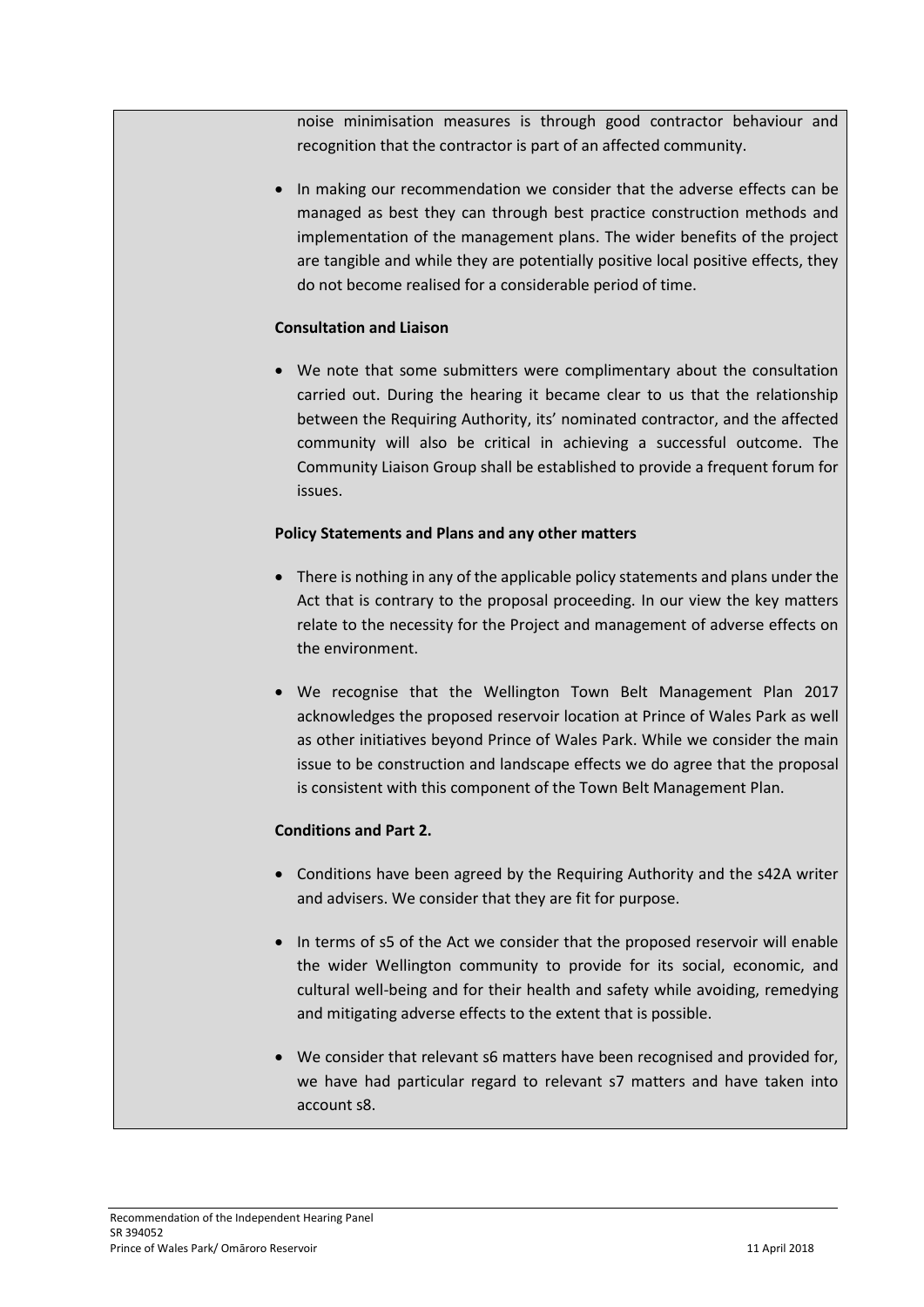noise minimisation measures is through good contractor behaviour and recognition that the contractor is part of an affected community.

- In making our recommendation we consider that the adverse effects can be managed as best they can through best practice construction methods and implementation of the management plans. The wider benefits of the project are tangible and while they are potentially positive local positive effects, they do not become realised for a considerable period of time.

**Consultation and Liaison**

- We note that some submitters were complimentary about the consultation carried out. During the hearing it became clear to us that the relationship between the Requiring Authority, its' nominated contractor, and the affected community will also be critical in achieving a successful outcome. The Community Liaison Group shall be established to provide a frequent forum for issues.

**Policy Statements and Plans and any other matters**

- There is nothing in any of the applicable policy statements and plans under the Act that is contrary to the proposal proceeding. In our view the key matters relate to the necessity for the Project and management of adverse effects on the environment.
- We recognise that the Wellington Town Belt Management Plan 2017 acknowledges the proposed reservoir location at Prince of Wales Park as well as other initiatives beyond Prince of Wales Park. While we consider the main issue to be construction and landscape effects we do agree that the proposal is consistent with this component of the Town Belt Management Plan.

**Conditions and Part 2.**

- Conditions have been agreed by the Requiring Authority and the s42A writer and advisers. We consider that they are fit for purpose.
- In terms of s5 of the Act we consider that the proposed reservoir will enable the wider Wellington community to provide for its social, economic, and cultural well-being and for their health and safety while avoiding, remedying and mitigating adverse effects to the extent that is possible.
- We consider that relevant s6 matters have been recognised and provided for, we have had particular regard to relevant s7 matters and have taken into account s8.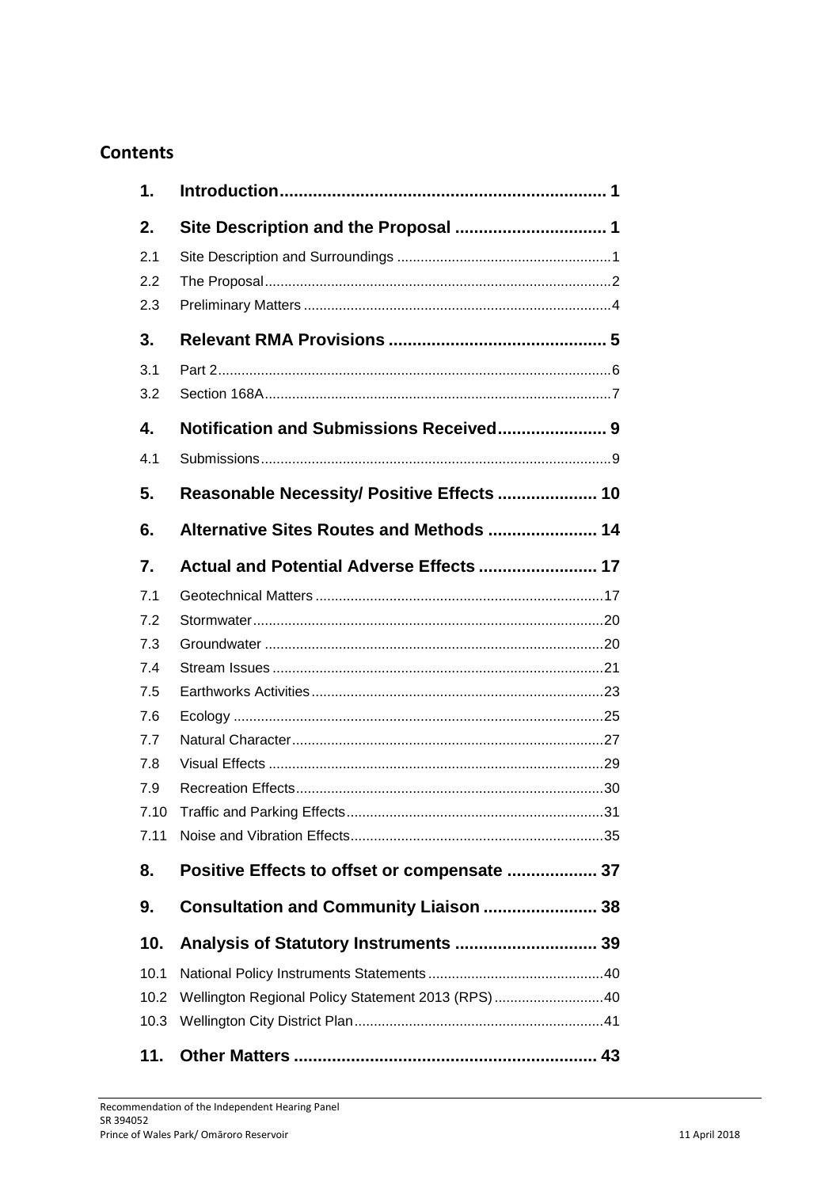## Contents

| | | |
|---|---|---|
| **1.** | **Introduction** | **1** |
| **2.** | **Site Description and the Proposal** | **1** |
| 2.1 | Site Description and Surroundings | 1 |
| 2.2 | The Proposal | 2 |
| 2.3 | Preliminary Matters | 4 |
| **3.** | **Relevant RMA Provisions** | **5** |
| 3.1 | Part 2 | 6 |
| 3.2 | Section 168A | 7 |
| **4.** | **Notification and Submissions Received** | **9** |
| 4.1 | Submissions | 9 |
| **5.** | **Reasonable Necessity/ Positive Effects** | **10** |
| **6.** | **Alternative Sites Routes and Methods** | **14** |
| **7.** | **Actual and Potential Adverse Effects** | **17** |
| 7.1 | Geotechnical Matters | 17 |
| 7.2 | Stormwater | 20 |
| 7.3 | Groundwater | 20 |
| 7.4 | Stream Issues | 21 |
| 7.5 | Earthworks Activities | 23 |
| 7.6 | Ecology | 25 |
| 7.7 | Natural Character | 27 |
| 7.8 | Visual Effects | 29 |
| 7.9 | Recreation Effects | 30 |
| 7.10 | Traffic and Parking Effects | 31 |
| 7.11 | Noise and Vibration Effects | 35 |
| **8.** | **Positive Effects to offset or compensate** | **37** |
| **9.** | **Consultation and Community Liaison** | **38** |
| **10.** | **Analysis of Statutory Instruments** | **39** |
| 10.1 | National Policy Instruments Statements | 40 |
| 10.2 | Wellington Regional Policy Statement 2013 (RPS) | 40 |
| 10.3 | Wellington City District Plan | 41 |
| **11.** | **Other Matters** | **43** |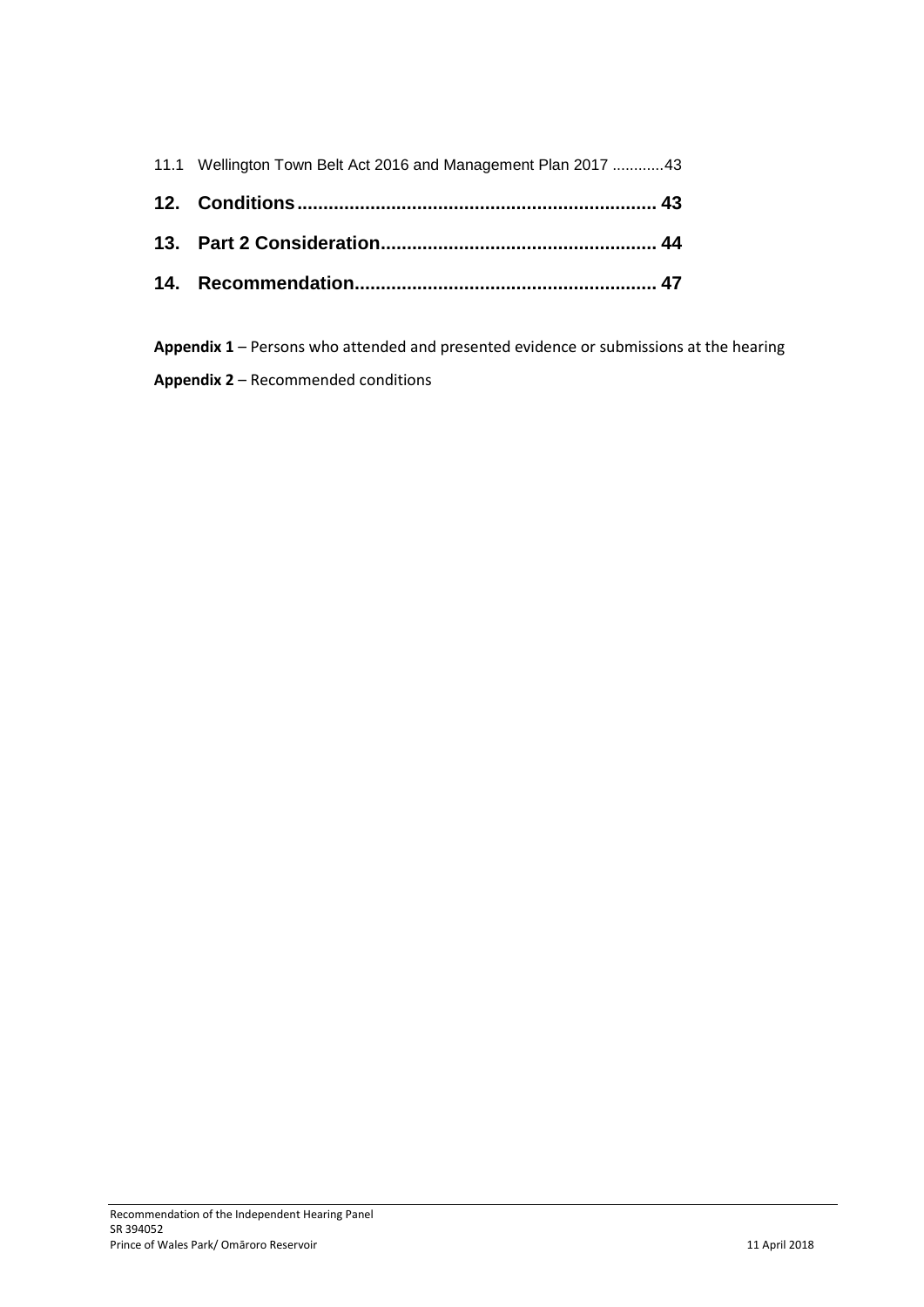11.1 Wellington Town Belt Act 2016 and Management Plan 2017 ............43

**12. Conditions.................................................................... 43**

**13. Part 2 Consideration.................................................... 44**

**14. Recommendation......................................................... 47**

**Appendix 1** – Persons who attended and presented evidence or submissions at the hearing

**Appendix 2** – Recommended conditions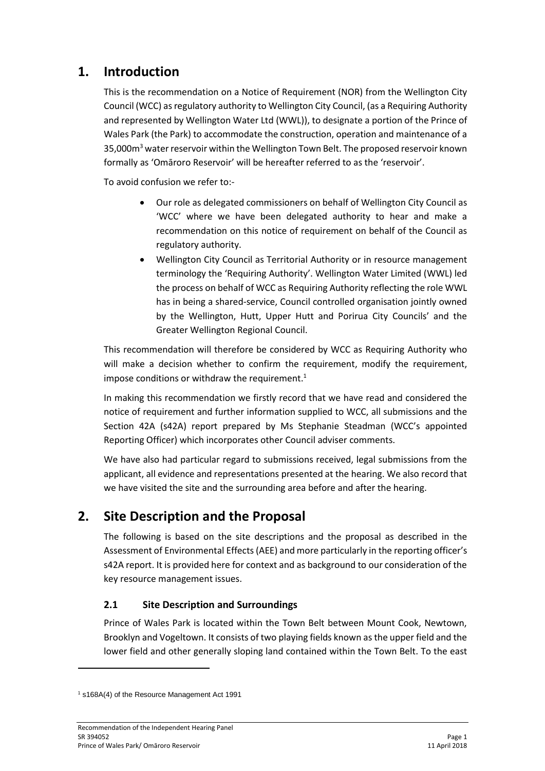# 1. Introduction

This is the recommendation on a Notice of Requirement (NOR) from the Wellington City Council (WCC) as regulatory authority to Wellington City Council, (as a Requiring Authority and represented by Wellington Water Ltd (WWL)), to designate a portion of the Prince of Wales Park (the Park) to accommodate the construction, operation and maintenance of a 35,000m$^3$ water reservoir within the Wellington Town Belt. The proposed reservoir known formally as 'Omāroro Reservoir' will be hereafter referred to as the 'reservoir'.

To avoid confusion we refer to:-

- Our role as delegated commissioners on behalf of Wellington City Council as 'WCC' where we have been delegated authority to hear and make a recommendation on this notice of requirement on behalf of the Council as regulatory authority.
- Wellington City Council as Territorial Authority or in resource management terminology the 'Requiring Authority'. Wellington Water Limited (WWL) led the process on behalf of WCC as Requiring Authority reflecting the role WWL has in being a shared-service, Council controlled organisation jointly owned by the Wellington, Hutt, Upper Hutt and Porirua City Councils' and the Greater Wellington Regional Council.

This recommendation will therefore be considered by WCC as Requiring Authority who will make a decision whether to confirm the requirement, modify the requirement, impose conditions or withdraw the requirement.[1]

In making this recommendation we firstly record that we have read and considered the notice of requirement and further information supplied to WCC, all submissions and the Section 42A (s42A) report prepared by Ms Stephanie Steadman (WCC's appointed Reporting Officer) which incorporates other Council adviser comments.

We have also had particular regard to submissions received, legal submissions from the applicant, all evidence and representations presented at the hearing. We also record that we have visited the site and the surrounding area before and after the hearing.

# 2. Site Description and the Proposal

The following is based on the site descriptions and the proposal as described in the Assessment of Environmental Effects (AEE) and more particularly in the reporting officer's s42A report. It is provided here for context and as background to our consideration of the key resource management issues.

## 2.1 Site Description and Surroundings

Prince of Wales Park is located within the Town Belt between Mount Cook, Newtown, Brooklyn and Vogeltown. It consists of two playing fields known as the upper field and the lower field and other generally sloping land contained within the Town Belt. To the east

[1] s168A(4) of the Resource Management Act 1991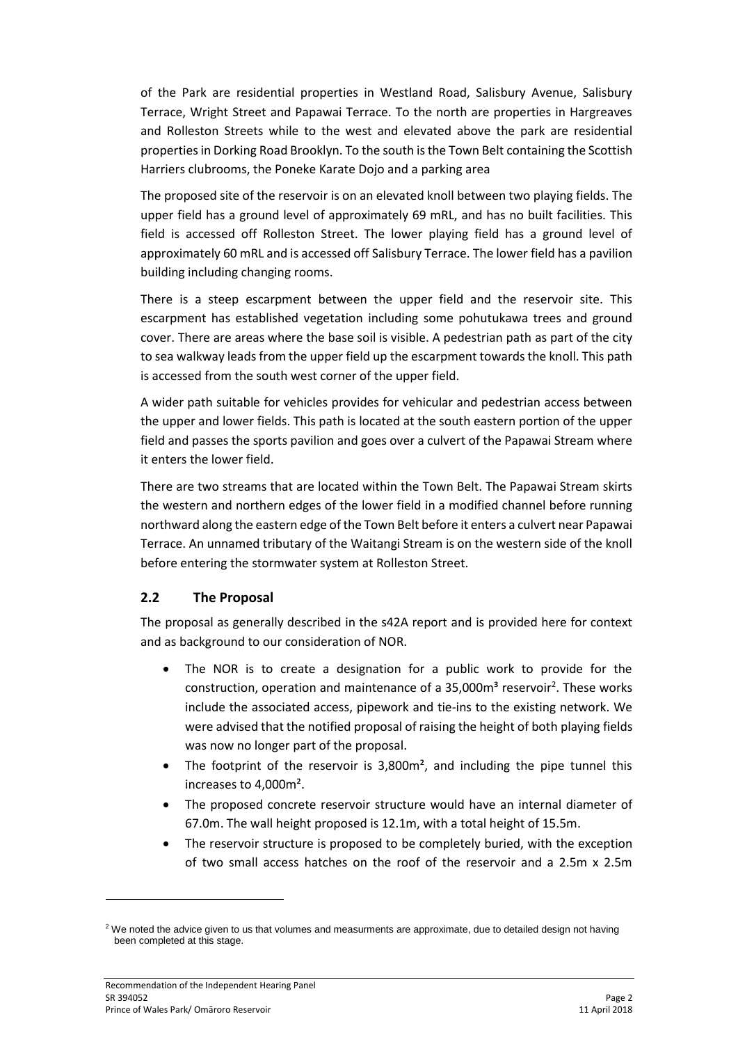of the Park are residential properties in Westland Road, Salisbury Avenue, Salisbury Terrace, Wright Street and Papawai Terrace. To the north are properties in Hargreaves and Rolleston Streets while to the west and elevated above the park are residential properties in Dorking Road Brooklyn. To the south is the Town Belt containing the Scottish Harriers clubrooms, the Poneke Karate Dojo and a parking area

The proposed site of the reservoir is on an elevated knoll between two playing fields. The upper field has a ground level of approximately 69 mRL, and has no built facilities. This field is accessed off Rolleston Street. The lower playing field has a ground level of approximately 60 mRL and is accessed off Salisbury Terrace. The lower field has a pavilion building including changing rooms.

There is a steep escarpment between the upper field and the reservoir site. This escarpment has established vegetation including some pohutukawa trees and ground cover. There are areas where the base soil is visible. A pedestrian path as part of the city to sea walkway leads from the upper field up the escarpment towards the knoll. This path is accessed from the south west corner of the upper field.

A wider path suitable for vehicles provides for vehicular and pedestrian access between the upper and lower fields. This path is located at the south eastern portion of the upper field and passes the sports pavilion and goes over a culvert of the Papawai Stream where it enters the lower field.

There are two streams that are located within the Town Belt. The Papawai Stream skirts the western and northern edges of the lower field in a modified channel before running northward along the eastern edge of the Town Belt before it enters a culvert near Papawai Terrace. An unnamed tributary of the Waitangi Stream is on the western side of the knoll before entering the stormwater system at Rolleston Street.

## 2.2 The Proposal

The proposal as generally described in the s42A report and is provided here for context and as background to our consideration of NOR.

- The NOR is to create a designation for a public work to provide for the construction, operation and maintenance of a 35,000m³ reservoir[2]. These works include the associated access, pipework and tie-ins to the existing network. We were advised that the notified proposal of raising the height of both playing fields was now no longer part of the proposal.
- The footprint of the reservoir is 3,800m², and including the pipe tunnel this increases to 4,000m².
- The proposed concrete reservoir structure would have an internal diameter of 67.0m. The wall height proposed is 12.1m, with a total height of 15.5m.
- The reservoir structure is proposed to be completely buried, with the exception of two small access hatches on the roof of the reservoir and a 2.5m x 2.5m

[2] We noted the advice given to us that volumes and measurments are approximate, due to detailed design not having been completed at this stage.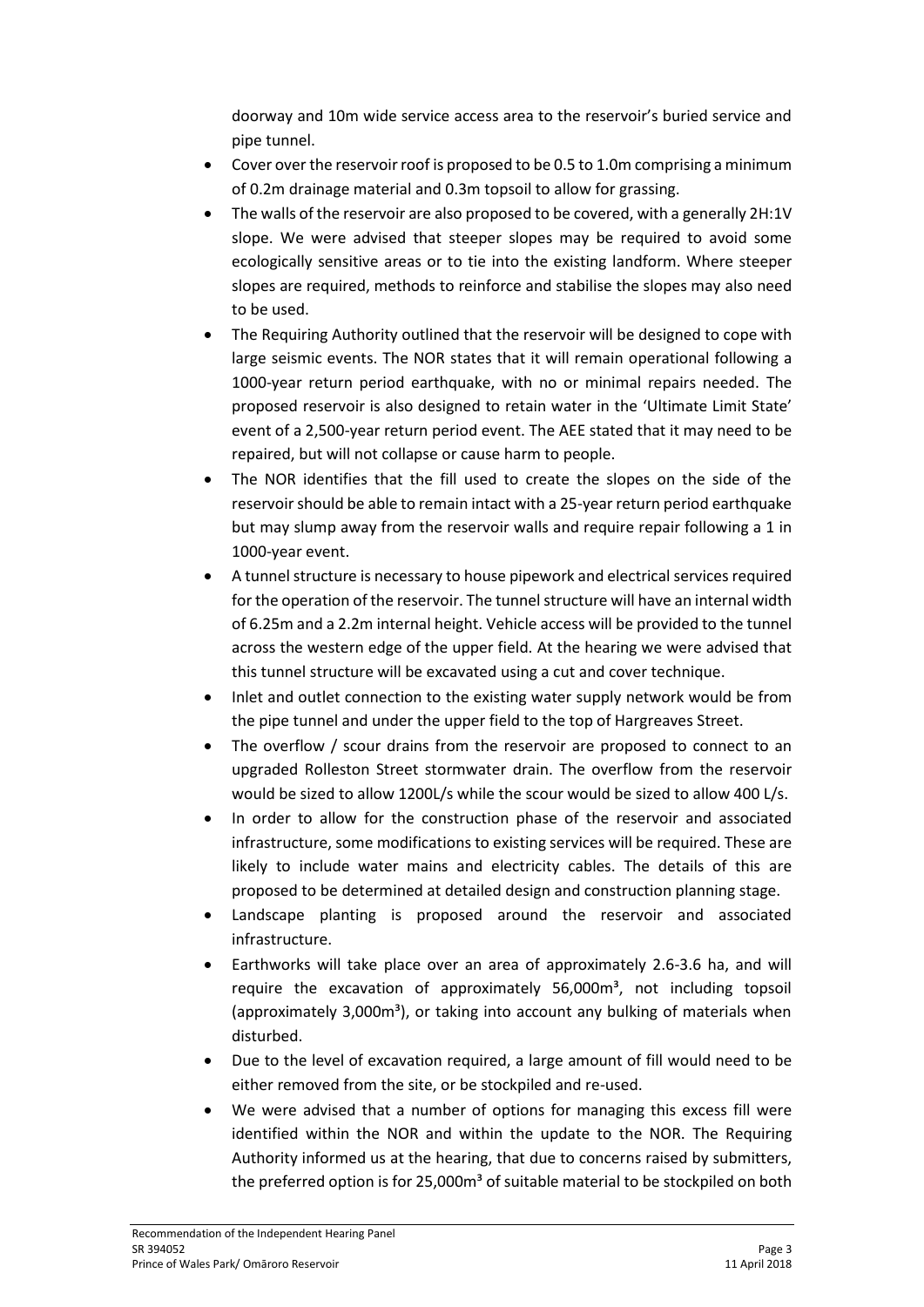doorway and 10m wide service access area to the reservoir's buried service and pipe tunnel.

- Cover over the reservoir roof is proposed to be 0.5 to 1.0m comprising a minimum of 0.2m drainage material and 0.3m topsoil to allow for grassing.
- The walls of the reservoir are also proposed to be covered, with a generally 2H:1V slope. We were advised that steeper slopes may be required to avoid some ecologically sensitive areas or to tie into the existing landform. Where steeper slopes are required, methods to reinforce and stabilise the slopes may also need to be used.
- The Requiring Authority outlined that the reservoir will be designed to cope with large seismic events. The NOR states that it will remain operational following a 1000-year return period earthquake, with no or minimal repairs needed. The proposed reservoir is also designed to retain water in the 'Ultimate Limit State' event of a 2,500-year return period event. The AEE stated that it may need to be repaired, but will not collapse or cause harm to people.
- The NOR identifies that the fill used to create the slopes on the side of the reservoir should be able to remain intact with a 25-year return period earthquake but may slump away from the reservoir walls and require repair following a 1 in 1000-year event.
- A tunnel structure is necessary to house pipework and electrical services required for the operation of the reservoir. The tunnel structure will have an internal width of 6.25m and a 2.2m internal height. Vehicle access will be provided to the tunnel across the western edge of the upper field. At the hearing we were advised that this tunnel structure will be excavated using a cut and cover technique.
- Inlet and outlet connection to the existing water supply network would be from the pipe tunnel and under the upper field to the top of Hargreaves Street.
- The overflow / scour drains from the reservoir are proposed to connect to an upgraded Rolleston Street stormwater drain. The overflow from the reservoir would be sized to allow 1200L/s while the scour would be sized to allow 400 L/s.
- In order to allow for the construction phase of the reservoir and associated infrastructure, some modifications to existing services will be required. These are likely to include water mains and electricity cables. The details of this are proposed to be determined at detailed design and construction planning stage.
- Landscape planting is proposed around the reservoir and associated infrastructure.
- Earthworks will take place over an area of approximately 2.6-3.6 ha, and will require the excavation of approximately 56,000m³, not including topsoil (approximately 3,000m³), or taking into account any bulking of materials when disturbed.
- Due to the level of excavation required, a large amount of fill would need to be either removed from the site, or be stockpiled and re-used.
- We were advised that a number of options for managing this excess fill were identified within the NOR and within the update to the NOR. The Requiring Authority informed us at the hearing, that due to concerns raised by submitters, the preferred option is for 25,000m³ of suitable material to be stockpiled on both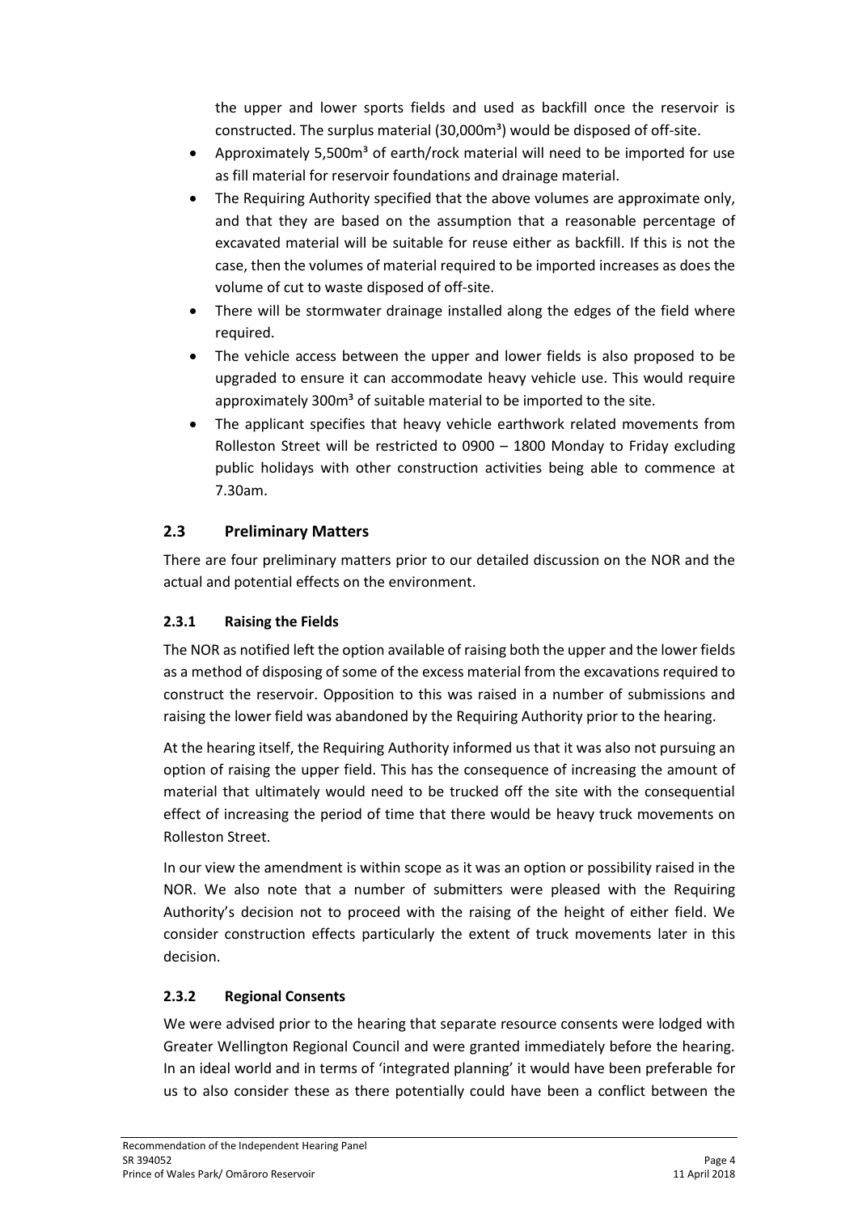the upper and lower sports fields and used as backfill once the reservoir is constructed. The surplus material (30,000m³) would be disposed of off-site.

- Approximately 5,500m³ of earth/rock material will need to be imported for use as fill material for reservoir foundations and drainage material.
- The Requiring Authority specified that the above volumes are approximate only, and that they are based on the assumption that a reasonable percentage of excavated material will be suitable for reuse either as backfill. If this is not the case, then the volumes of material required to be imported increases as does the volume of cut to waste disposed of off-site.
- There will be stormwater drainage installed along the edges of the field where required.
- The vehicle access between the upper and lower fields is also proposed to be upgraded to ensure it can accommodate heavy vehicle use. This would require approximately 300m³ of suitable material to be imported to the site.
- The applicant specifies that heavy vehicle earthwork related movements from Rolleston Street will be restricted to 0900 – 1800 Monday to Friday excluding public holidays with other construction activities being able to commence at 7.30am.

## 2.3 Preliminary Matters

There are four preliminary matters prior to our detailed discussion on the NOR and the actual and potential effects on the environment.

### 2.3.1 Raising the Fields

The NOR as notified left the option available of raising both the upper and the lower fields as a method of disposing of some of the excess material from the excavations required to construct the reservoir. Opposition to this was raised in a number of submissions and raising the lower field was abandoned by the Requiring Authority prior to the hearing.

At the hearing itself, the Requiring Authority informed us that it was also not pursuing an option of raising the upper field. This has the consequence of increasing the amount of material that ultimately would need to be trucked off the site with the consequential effect of increasing the period of time that there would be heavy truck movements on Rolleston Street.

In our view the amendment is within scope as it was an option or possibility raised in the NOR. We also note that a number of submitters were pleased with the Requiring Authority's decision not to proceed with the raising of the height of either field. We consider construction effects particularly the extent of truck movements later in this decision.

### 2.3.2 Regional Consents

We were advised prior to the hearing that separate resource consents were lodged with Greater Wellington Regional Council and were granted immediately before the hearing. In an ideal world and in terms of 'integrated planning' it would have been preferable for us to also consider these as there potentially could have been a conflict between the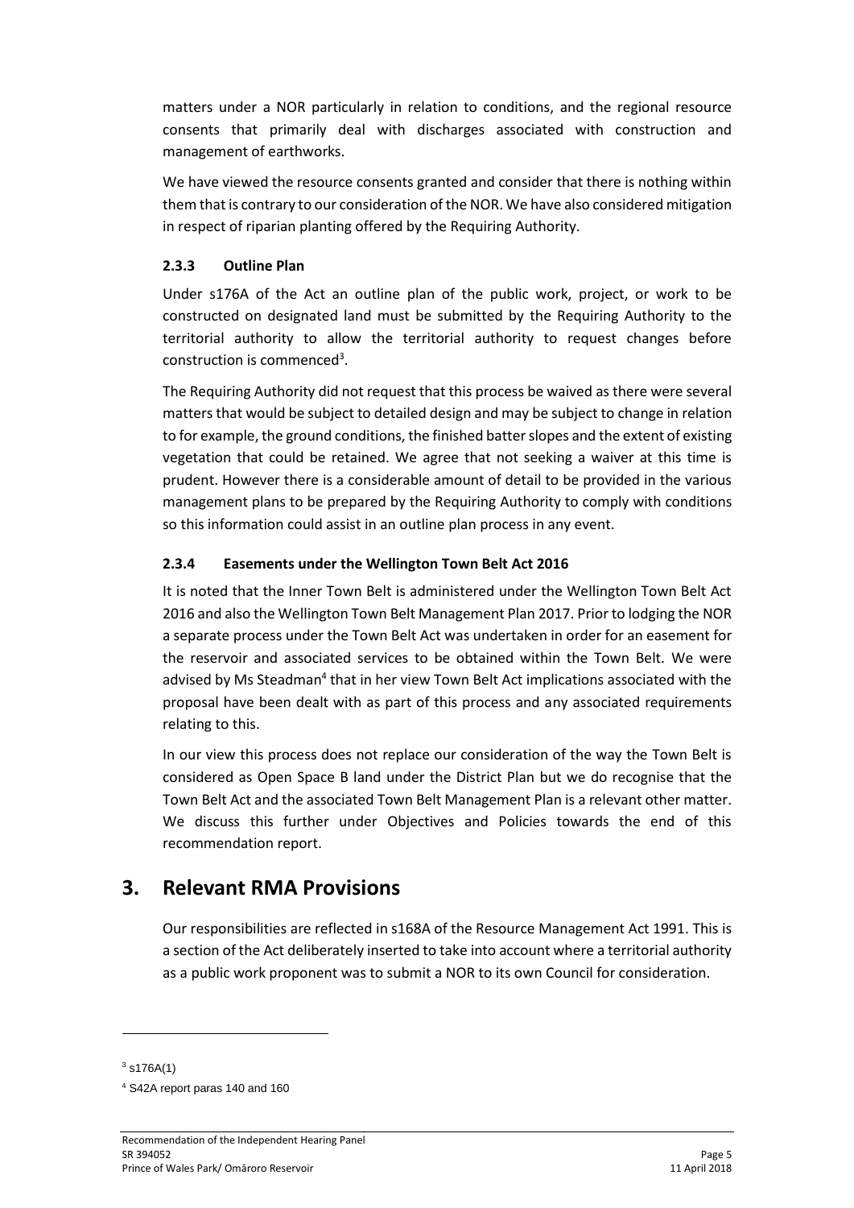matters under a NOR particularly in relation to conditions, and the regional resource consents that primarily deal with discharges associated with construction and management of earthworks.

We have viewed the resource consents granted and consider that there is nothing within them that is contrary to our consideration of the NOR. We have also considered mitigation in respect of riparian planting offered by the Requiring Authority.

### 2.3.3 Outline Plan

Under s176A of the Act an outline plan of the public work, project, or work to be constructed on designated land must be submitted by the Requiring Authority to the territorial authority to allow the territorial authority to request changes before construction is commenced[3].

The Requiring Authority did not request that this process be waived as there were several matters that would be subject to detailed design and may be subject to change in relation to for example, the ground conditions, the finished batter slopes and the extent of existing vegetation that could be retained. We agree that not seeking a waiver at this time is prudent. However there is a considerable amount of detail to be provided in the various management plans to be prepared by the Requiring Authority to comply with conditions so this information could assist in an outline plan process in any event.

### 2.3.4 Easements under the Wellington Town Belt Act 2016

It is noted that the Inner Town Belt is administered under the Wellington Town Belt Act 2016 and also the Wellington Town Belt Management Plan 2017. Prior to lodging the NOR a separate process under the Town Belt Act was undertaken in order for an easement for the reservoir and associated services to be obtained within the Town Belt. We were advised by Ms Steadman[4] that in her view Town Belt Act implications associated with the proposal have been dealt with as part of this process and any associated requirements relating to this.

In our view this process does not replace our consideration of the way the Town Belt is considered as Open Space B land under the District Plan but we do recognise that the Town Belt Act and the associated Town Belt Management Plan is a relevant other matter. We discuss this further under Objectives and Policies towards the end of this recommendation report.

## 3. Relevant RMA Provisions

Our responsibilities are reflected in s168A of the Resource Management Act 1991. This is a section of the Act deliberately inserted to take into account where a territorial authority as a public work proponent was to submit a NOR to its own Council for consideration.

---

[3] s176A(1)

[4] S42A report paras 140 and 160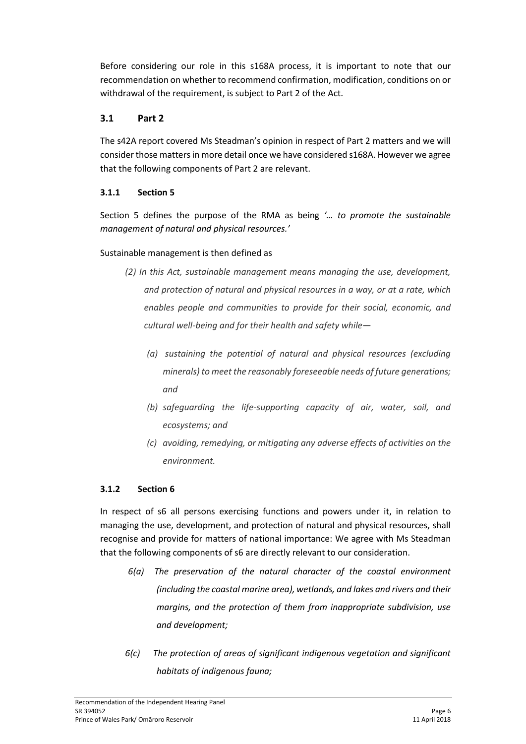Before considering our role in this s168A process, it is important to note that our recommendation on whether to recommend confirmation, modification, conditions on or withdrawal of the requirement, is subject to Part 2 of the Act.

## 3.1 Part 2

The s42A report covered Ms Steadman's opinion in respect of Part 2 matters and we will consider those matters in more detail once we have considered s168A. However we agree that the following components of Part 2 are relevant.

### 3.1.1 Section 5

Section 5 defines the purpose of the RMA as being *'… to promote the sustainable management of natural and physical resources.'*

Sustainable management is then defined as

> *(2) In this Act, sustainable management means managing the use, development, and protection of natural and physical resources in a way, or at a rate, which enables people and communities to provide for their social, economic, and cultural well-being and for their health and safety while—*
>
> *(a) sustaining the potential of natural and physical resources (excluding minerals) to meet the reasonably foreseeable needs of future generations; and*
>
> *(b) safeguarding the life-supporting capacity of air, water, soil, and ecosystems; and*
>
> *(c) avoiding, remedying, or mitigating any adverse effects of activities on the environment.*

### 3.1.2 Section 6

In respect of s6 all persons exercising functions and powers under it, in relation to managing the use, development, and protection of natural and physical resources, shall recognise and provide for matters of national importance: We agree with Ms Steadman that the following components of s6 are directly relevant to our consideration.

> *6(a) The preservation of the natural character of the coastal environment (including the coastal marine area), wetlands, and lakes and rivers and their margins, and the protection of them from inappropriate subdivision, use and development;*
>
> *6(c) The protection of areas of significant indigenous vegetation and significant habitats of indigenous fauna;*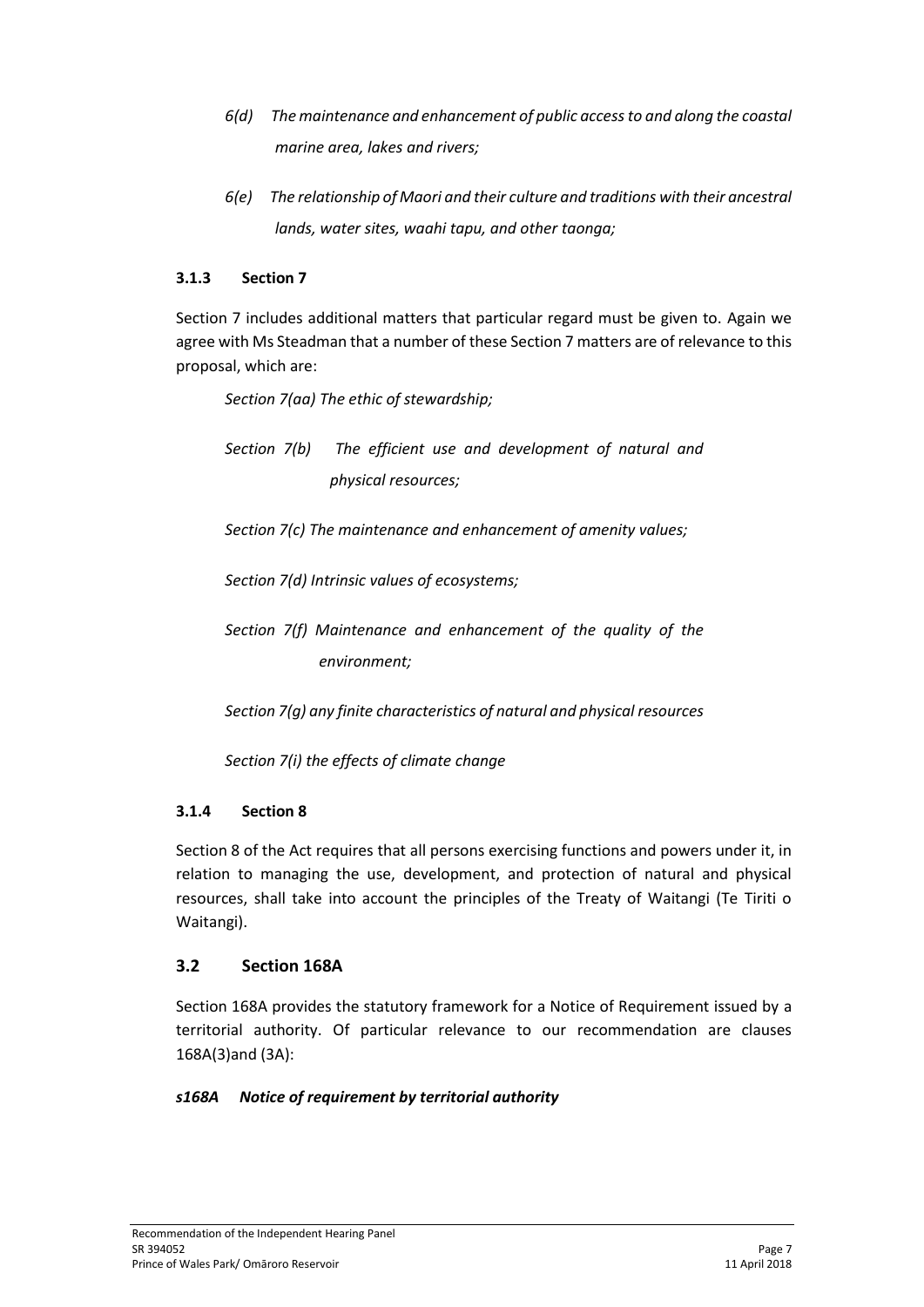*6(d) The maintenance and enhancement of public access to and along the coastal marine area, lakes and rivers;*

*6(e) The relationship of Maori and their culture and traditions with their ancestral lands, water sites, waahi tapu, and other taonga;*

### 3.1.3 Section 7

Section 7 includes additional matters that particular regard must be given to. Again we agree with Ms Steadman that a number of these Section 7 matters are of relevance to this proposal, which are:

*Section 7(aa) The ethic of stewardship;*

*Section 7(b) The efficient use and development of natural and physical resources;*

*Section 7(c) The maintenance and enhancement of amenity values;*

*Section 7(d) Intrinsic values of ecosystems;*

*Section 7(f) Maintenance and enhancement of the quality of the environment;*

*Section 7(g) any finite characteristics of natural and physical resources*

*Section 7(i) the effects of climate change*

### 3.1.4 Section 8

Section 8 of the Act requires that all persons exercising functions and powers under it, in relation to managing the use, development, and protection of natural and physical resources, shall take into account the principles of the Treaty of Waitangi (Te Tiriti o Waitangi).

## 3.2 Section 168A

Section 168A provides the statutory framework for a Notice of Requirement issued by a territorial authority. Of particular relevance to our recommendation are clauses 168A(3)and (3A):

***s168A Notice of requirement by territorial authority***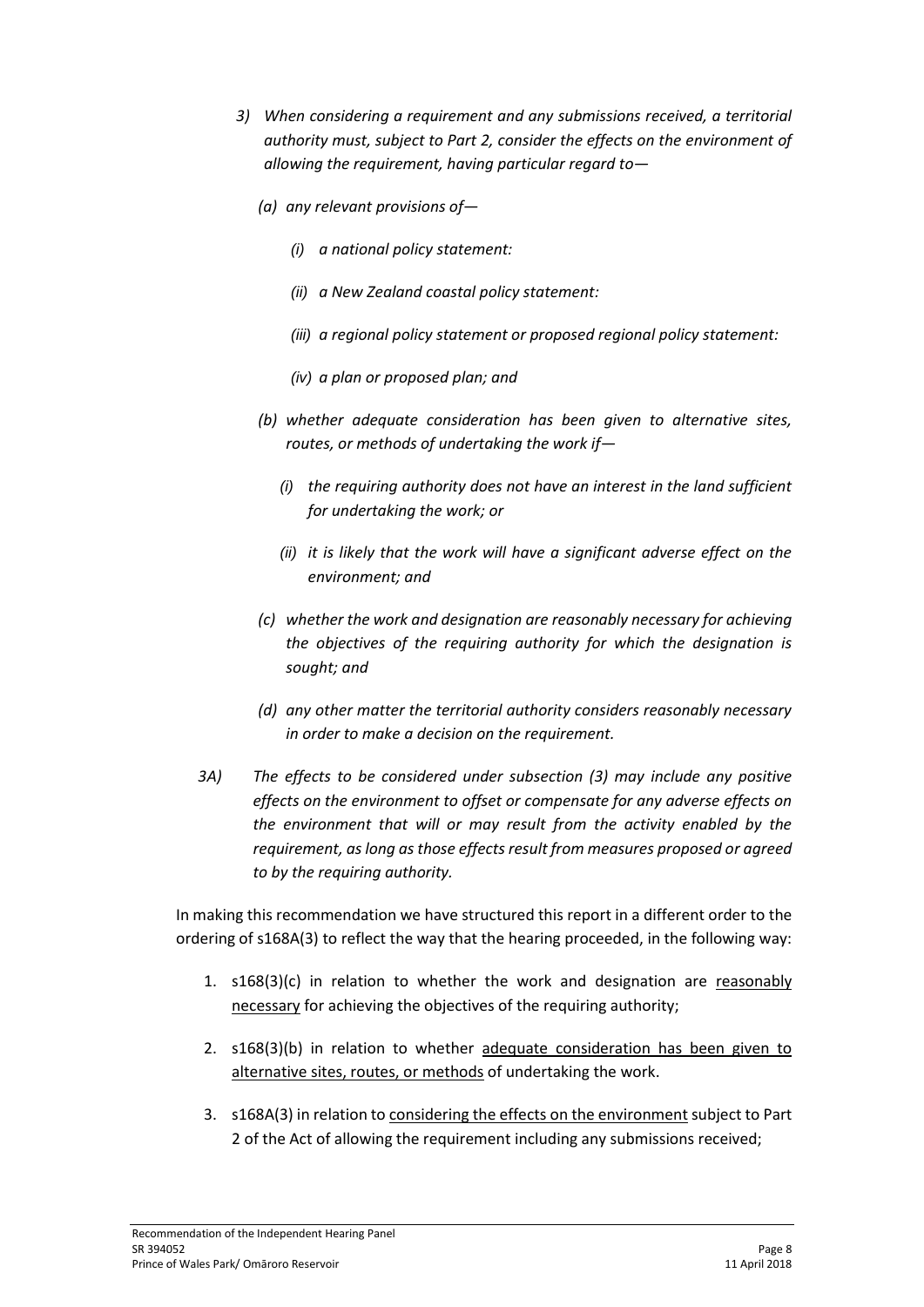*3) When considering a requirement and any submissions received, a territorial authority must, subject to Part 2, consider the effects on the environment of allowing the requirement, having particular regard to—*

*(a) any relevant provisions of—*

*(i) a national policy statement:*

*(ii) a New Zealand coastal policy statement:*

*(iii) a regional policy statement or proposed regional policy statement:*

*(iv) a plan or proposed plan; and*

*(b) whether adequate consideration has been given to alternative sites, routes, or methods of undertaking the work if—*

*(i) the requiring authority does not have an interest in the land sufficient for undertaking the work; or*

*(ii) it is likely that the work will have a significant adverse effect on the environment; and*

*(c) whether the work and designation are reasonably necessary for achieving the objectives of the requiring authority for which the designation is sought; and*

*(d) any other matter the territorial authority considers reasonably necessary in order to make a decision on the requirement.*

*3A) The effects to be considered under subsection (3) may include any positive effects on the environment to offset or compensate for any adverse effects on the environment that will or may result from the activity enabled by the requirement, as long as those effects result from measures proposed or agreed to by the requiring authority.*

In making this recommendation we have structured this report in a different order to the ordering of s168A(3) to reflect the way that the hearing proceeded, in the following way:

1. s168(3)(c) in relation to whether the work and designation are reasonably necessary for achieving the objectives of the requiring authority;
2. s168(3)(b) in relation to whether adequate consideration has been given to alternative sites, routes, or methods of undertaking the work.
3. s168A(3) in relation to considering the effects on the environment subject to Part 2 of the Act of allowing the requirement including any submissions received;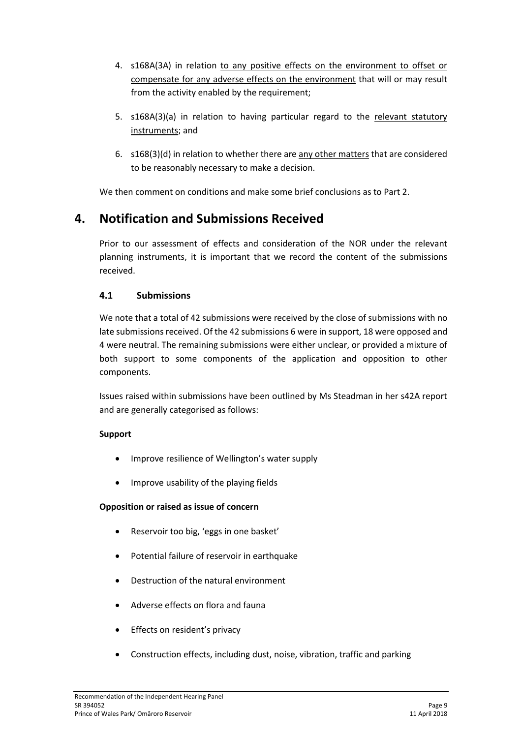4. s168A(3A) in relation to any positive effects on the environment to offset or compensate for any adverse effects on the environment that will or may result from the activity enabled by the requirement;

5. s168A(3)(a) in relation to having particular regard to the relevant statutory instruments; and

6. s168(3)(d) in relation to whether there are any other matters that are considered to be reasonably necessary to make a decision.

We then comment on conditions and make some brief conclusions as to Part 2.

# 4. Notification and Submissions Received

Prior to our assessment of effects and consideration of the NOR under the relevant planning instruments, it is important that we record the content of the submissions received.

## 4.1 Submissions

We note that a total of 42 submissions were received by the close of submissions with no late submissions received. Of the 42 submissions 6 were in support, 18 were opposed and 4 were neutral. The remaining submissions were either unclear, or provided a mixture of both support to some components of the application and opposition to other components.

Issues raised within submissions have been outlined by Ms Steadman in her s42A report and are generally categorised as follows:

**Support**

- Improve resilience of Wellington's water supply
- Improve usability of the playing fields

**Opposition or raised as issue of concern**

- Reservoir too big, 'eggs in one basket'
- Potential failure of reservoir in earthquake
- Destruction of the natural environment
- Adverse effects on flora and fauna
- Effects on resident's privacy
- Construction effects, including dust, noise, vibration, traffic and parking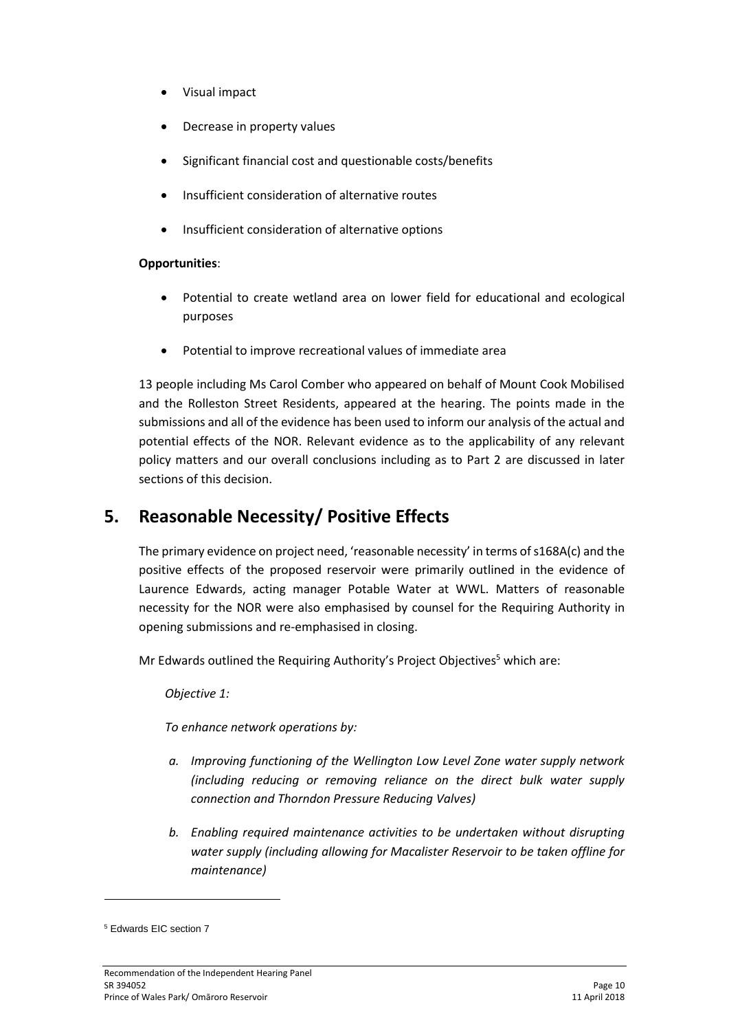- Visual impact
- Decrease in property values
- Significant financial cost and questionable costs/benefits
- Insufficient consideration of alternative routes
- Insufficient consideration of alternative options

**Opportunities**:

- Potential to create wetland area on lower field for educational and ecological purposes
- Potential to improve recreational values of immediate area

13 people including Ms Carol Comber who appeared on behalf of Mount Cook Mobilised and the Rolleston Street Residents, appeared at the hearing. The points made in the submissions and all of the evidence has been used to inform our analysis of the actual and potential effects of the NOR. Relevant evidence as to the applicability of any relevant policy matters and our overall conclusions including as to Part 2 are discussed in later sections of this decision.

## 5. Reasonable Necessity/ Positive Effects

The primary evidence on project need, 'reasonable necessity' in terms of s168A(c) and the positive effects of the proposed reservoir were primarily outlined in the evidence of Laurence Edwards, acting manager Potable Water at WWL. Matters of reasonable necessity for the NOR were also emphasised by counsel for the Requiring Authority in opening submissions and re-emphasised in closing.

Mr Edwards outlined the Requiring Authority's Project Objectives[5] which are:

*Objective 1:*

*To enhance network operations by:*

- *a. Improving functioning of the Wellington Low Level Zone water supply network (including reducing or removing reliance on the direct bulk water supply connection and Thorndon Pressure Reducing Valves)*
- *b. Enabling required maintenance activities to be undertaken without disrupting water supply (including allowing for Macalister Reservoir to be taken offline for maintenance)*

---

[5] Edwards EIC section 7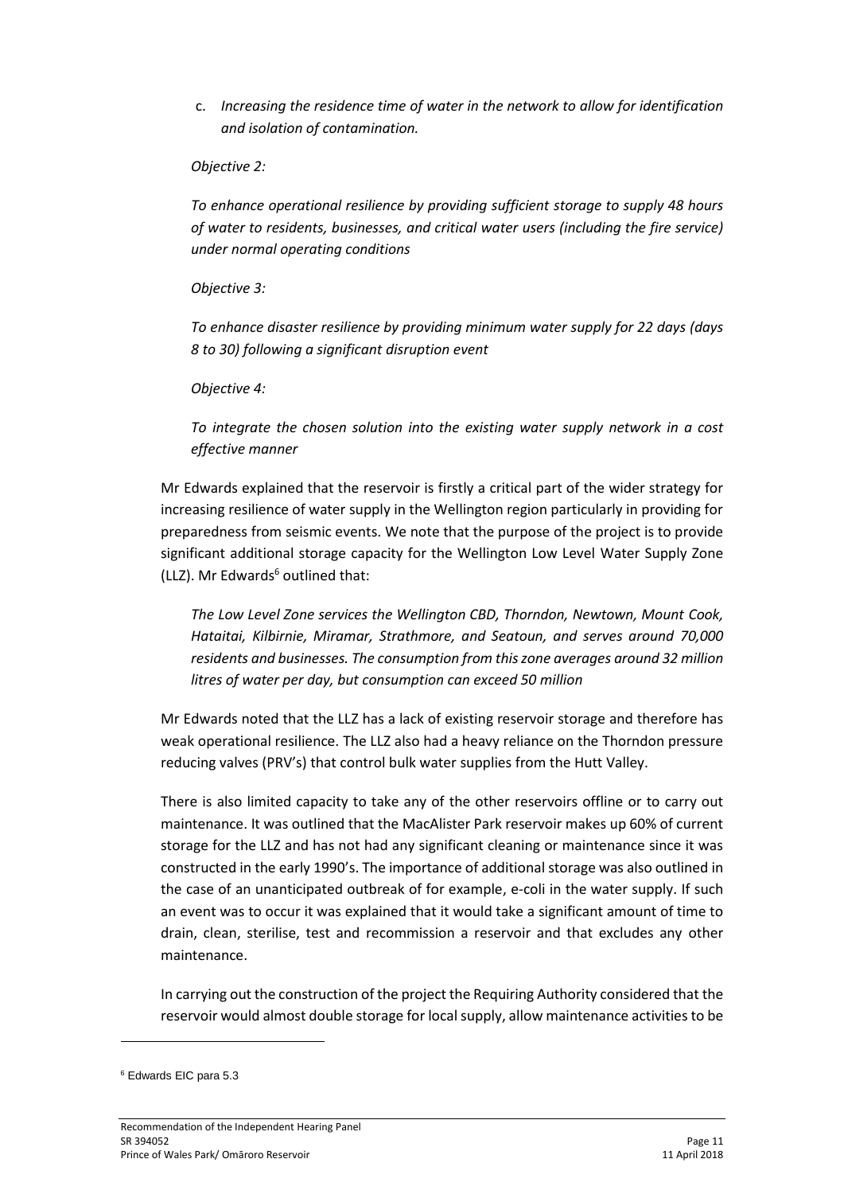c. *Increasing the residence time of water in the network to allow for identification and isolation of contamination.*

*Objective 2:*

*To enhance operational resilience by providing sufficient storage to supply 48 hours of water to residents, businesses, and critical water users (including the fire service) under normal operating conditions*

*Objective 3:*

*To enhance disaster resilience by providing minimum water supply for 22 days (days 8 to 30) following a significant disruption event*

*Objective 4:*

*To integrate the chosen solution into the existing water supply network in a cost effective manner*

Mr Edwards explained that the reservoir is firstly a critical part of the wider strategy for increasing resilience of water supply in the Wellington region particularly in providing for preparedness from seismic events. We note that the purpose of the project is to provide significant additional storage capacity for the Wellington Low Level Water Supply Zone (LLZ). Mr Edwards[6] outlined that:

> *The Low Level Zone services the Wellington CBD, Thorndon, Newtown, Mount Cook, Hataitai, Kilbirnie, Miramar, Strathmore, and Seatoun, and serves around 70,000 residents and businesses. The consumption from this zone averages around 32 million litres of water per day, but consumption can exceed 50 million*

Mr Edwards noted that the LLZ has a lack of existing reservoir storage and therefore has weak operational resilience. The LLZ also had a heavy reliance on the Thorndon pressure reducing valves (PRV's) that control bulk water supplies from the Hutt Valley.

There is also limited capacity to take any of the other reservoirs offline or to carry out maintenance. It was outlined that the MacAlister Park reservoir makes up 60% of current storage for the LLZ and has not had any significant cleaning or maintenance since it was constructed in the early 1990's. The importance of additional storage was also outlined in the case of an unanticipated outbreak of for example, e-coli in the water supply. If such an event was to occur it was explained that it would take a significant amount of time to drain, clean, sterilise, test and recommission a reservoir and that excludes any other maintenance.

In carrying out the construction of the project the Requiring Authority considered that the reservoir would almost double storage for local supply, allow maintenance activities to be

---

[6] Edwards EIC para 5.3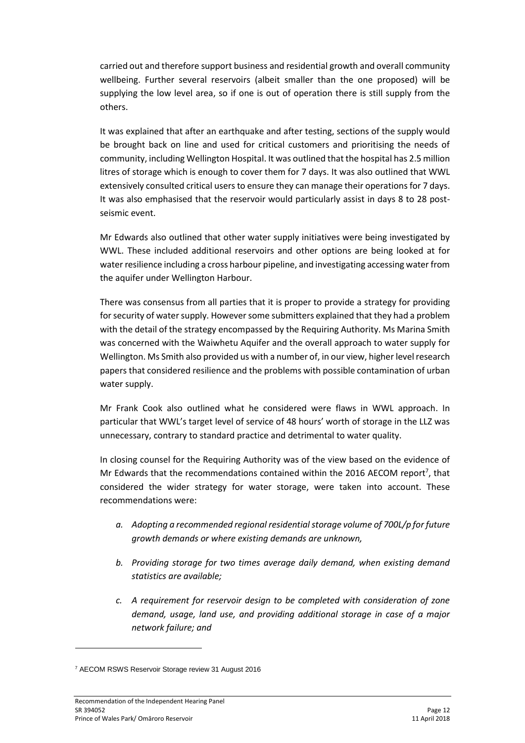carried out and therefore support business and residential growth and overall community wellbeing. Further several reservoirs (albeit smaller than the one proposed) will be supplying the low level area, so if one is out of operation there is still supply from the others.

It was explained that after an earthquake and after testing, sections of the supply would be brought back on line and used for critical customers and prioritising the needs of community, including Wellington Hospital. It was outlined that the hospital has 2.5 million litres of storage which is enough to cover them for 7 days. It was also outlined that WWL extensively consulted critical users to ensure they can manage their operations for 7 days. It was also emphasised that the reservoir would particularly assist in days 8 to 28 post-seismic event.

Mr Edwards also outlined that other water supply initiatives were being investigated by WWL. These included additional reservoirs and other options are being looked at for water resilience including a cross harbour pipeline, and investigating accessing water from the aquifer under Wellington Harbour.

There was consensus from all parties that it is proper to provide a strategy for providing for security of water supply. However some submitters explained that they had a problem with the detail of the strategy encompassed by the Requiring Authority. Ms Marina Smith was concerned with the Waiwhetu Aquifer and the overall approach to water supply for Wellington. Ms Smith also provided us with a number of, in our view, higher level research papers that considered resilience and the problems with possible contamination of urban water supply.

Mr Frank Cook also outlined what he considered were flaws in WWL approach. In particular that WWL's target level of service of 48 hours' worth of storage in the LLZ was unnecessary, contrary to standard practice and detrimental to water quality.

In closing counsel for the Requiring Authority was of the view based on the evidence of Mr Edwards that the recommendations contained within the 2016 AECOM report[7], that considered the wider strategy for water storage, were taken into account. These recommendations were:

*a. Adopting a recommended regional residential storage volume of 700L/p for future growth demands or where existing demands are unknown,*

*b. Providing storage for two times average daily demand, when existing demand statistics are available;*

*c. A requirement for reservoir design to be completed with consideration of zone demand, usage, land use, and providing additional storage in case of a major network failure; and*

[7] AECOM RSWS Reservoir Storage review 31 August 2016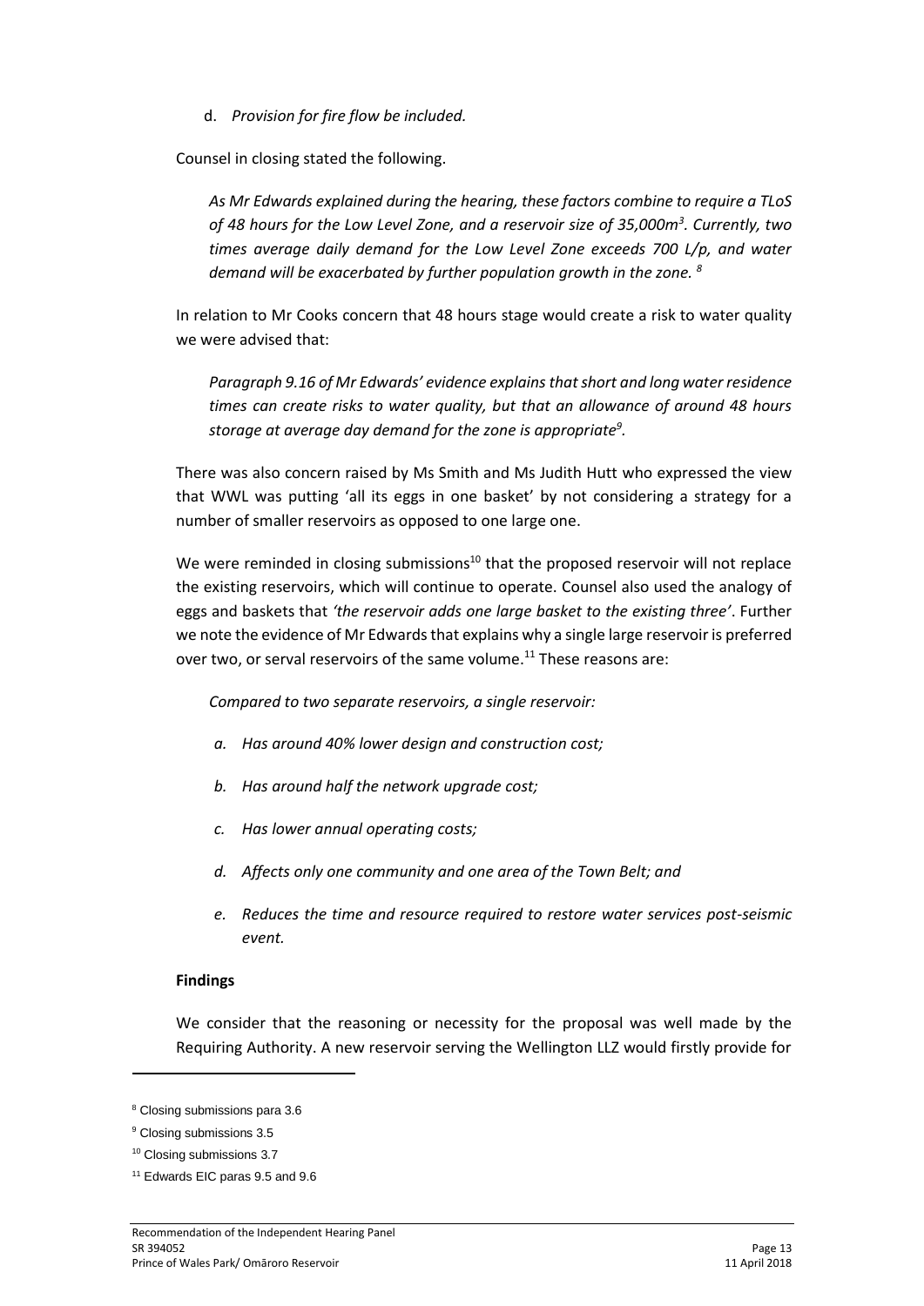d. *Provision for fire flow be included.*

Counsel in closing stated the following.

> *As Mr Edwards explained during the hearing, these factors combine to require a TLoS of 48 hours for the Low Level Zone, and a reservoir size of 35,000m$^3$. Currently, two times average daily demand for the Low Level Zone exceeds 700 L/p, and water demand will be exacerbated by further population growth in the zone.* [8]

In relation to Mr Cooks concern that 48 hours stage would create a risk to water quality we were advised that:

> *Paragraph 9.16 of Mr Edwards' evidence explains that short and long water residence times can create risks to water quality, but that an allowance of around 48 hours storage at average day demand for the zone is appropriate*[9]*.*

There was also concern raised by Ms Smith and Ms Judith Hutt who expressed the view that WWL was putting 'all its eggs in one basket' by not considering a strategy for a number of smaller reservoirs as opposed to one large one.

We were reminded in closing submissions[10] that the proposed reservoir will not replace the existing reservoirs, which will continue to operate. Counsel also used the analogy of eggs and baskets that *'the reservoir adds one large basket to the existing three'*. Further we note the evidence of Mr Edwards that explains why a single large reservoir is preferred over two, or serval reservoirs of the same volume.[11] These reasons are:

> *Compared to two separate reservoirs, a single reservoir:*
>
> *a. Has around 40% lower design and construction cost;*
>
> *b. Has around half the network upgrade cost;*
>
> *c. Has lower annual operating costs;*
>
> *d. Affects only one community and one area of the Town Belt; and*
>
> *e. Reduces the time and resource required to restore water services post-seismic event.*

**Findings**

We consider that the reasoning or necessity for the proposal was well made by the Requiring Authority. A new reservoir serving the Wellington LLZ would firstly provide for

---

[8] Closing submissions para 3.6

[9] Closing submissions 3.5

[10] Closing submissions 3.7

[11] Edwards EIC paras 9.5 and 9.6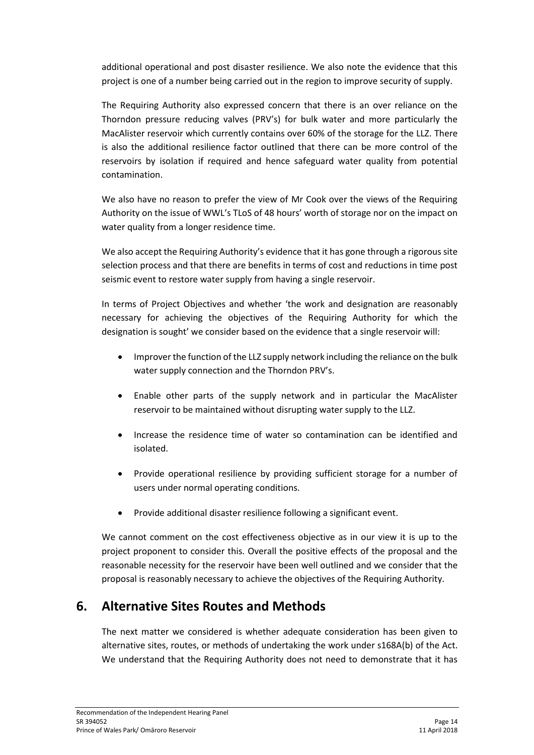additional operational and post disaster resilience. We also note the evidence that this project is one of a number being carried out in the region to improve security of supply.

The Requiring Authority also expressed concern that there is an over reliance on the Thorndon pressure reducing valves (PRV's) for bulk water and more particularly the MacAlister reservoir which currently contains over 60% of the storage for the LLZ. There is also the additional resilience factor outlined that there can be more control of the reservoirs by isolation if required and hence safeguard water quality from potential contamination.

We also have no reason to prefer the view of Mr Cook over the views of the Requiring Authority on the issue of WWL's TLoS of 48 hours' worth of storage nor on the impact on water quality from a longer residence time.

We also accept the Requiring Authority's evidence that it has gone through a rigorous site selection process and that there are benefits in terms of cost and reductions in time post seismic event to restore water supply from having a single reservoir.

In terms of Project Objectives and whether 'the work and designation are reasonably necessary for achieving the objectives of the Requiring Authority for which the designation is sought' we consider based on the evidence that a single reservoir will:

- Improver the function of the LLZ supply network including the reliance on the bulk water supply connection and the Thorndon PRV's.
- Enable other parts of the supply network and in particular the MacAlister reservoir to be maintained without disrupting water supply to the LLZ.
- Increase the residence time of water so contamination can be identified and isolated.
- Provide operational resilience by providing sufficient storage for a number of users under normal operating conditions.
- Provide additional disaster resilience following a significant event.

We cannot comment on the cost effectiveness objective as in our view it is up to the project proponent to consider this. Overall the positive effects of the proposal and the reasonable necessity for the reservoir have been well outlined and we consider that the proposal is reasonably necessary to achieve the objectives of the Requiring Authority.

## 6. Alternative Sites Routes and Methods

The next matter we considered is whether adequate consideration has been given to alternative sites, routes, or methods of undertaking the work under s168A(b) of the Act. We understand that the Requiring Authority does not need to demonstrate that it has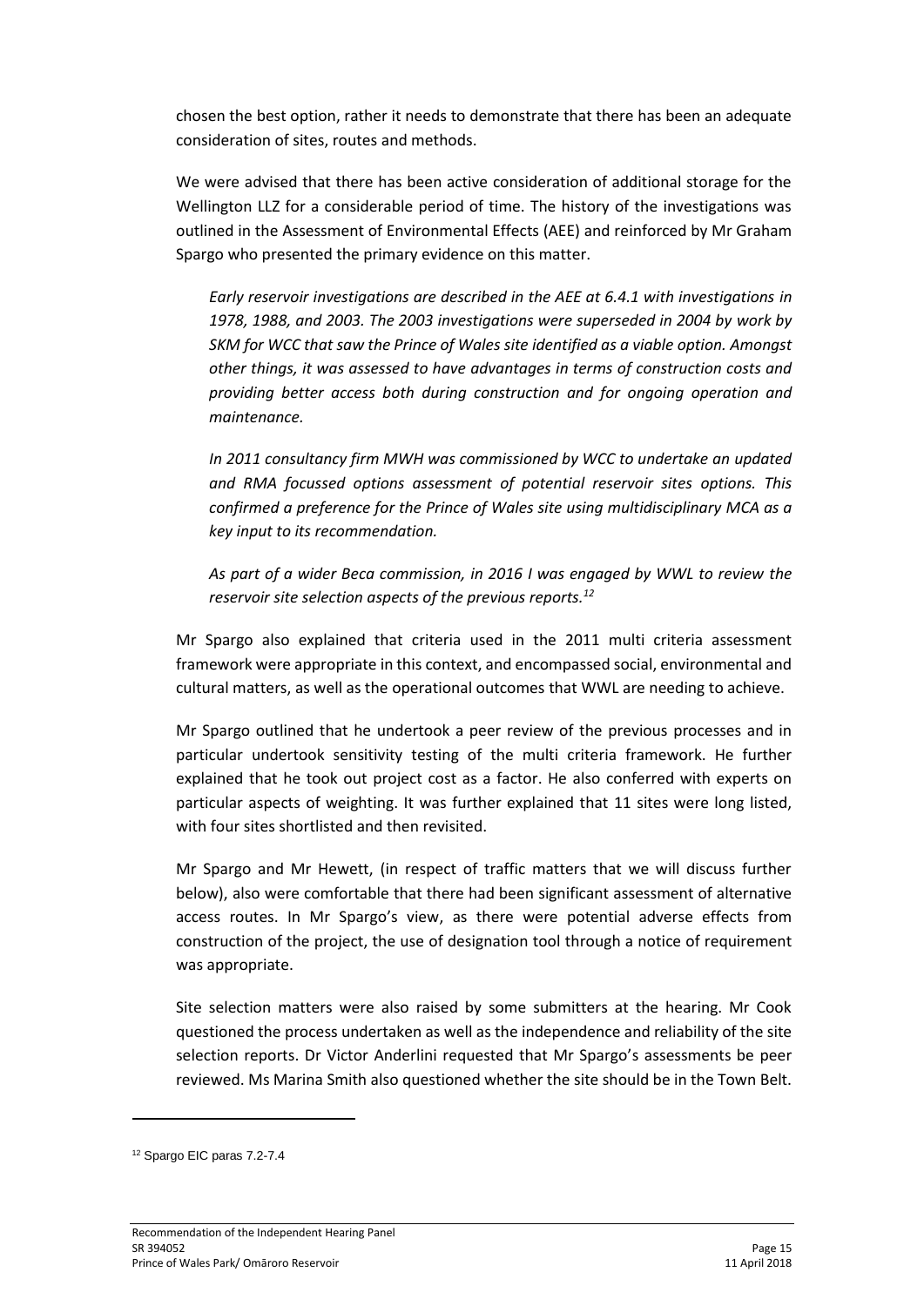chosen the best option, rather it needs to demonstrate that there has been an adequate consideration of sites, routes and methods.

We were advised that there has been active consideration of additional storage for the Wellington LLZ for a considerable period of time. The history of the investigations was outlined in the Assessment of Environmental Effects (AEE) and reinforced by Mr Graham Spargo who presented the primary evidence on this matter.

> *Early reservoir investigations are described in the AEE at 6.4.1 with investigations in 1978, 1988, and 2003. The 2003 investigations were superseded in 2004 by work by SKM for WCC that saw the Prince of Wales site identified as a viable option. Amongst other things, it was assessed to have advantages in terms of construction costs and providing better access both during construction and for ongoing operation and maintenance.*
>
> *In 2011 consultancy firm MWH was commissioned by WCC to undertake an updated and RMA focussed options assessment of potential reservoir sites options. This confirmed a preference for the Prince of Wales site using multidisciplinary MCA as a key input to its recommendation.*
>
> *As part of a wider Beca commission, in 2016 I was engaged by WWL to review the reservoir site selection aspects of the previous reports.*[12]

Mr Spargo also explained that criteria used in the 2011 multi criteria assessment framework were appropriate in this context, and encompassed social, environmental and cultural matters, as well as the operational outcomes that WWL are needing to achieve.

Mr Spargo outlined that he undertook a peer review of the previous processes and in particular undertook sensitivity testing of the multi criteria framework. He further explained that he took out project cost as a factor. He also conferred with experts on particular aspects of weighting. It was further explained that 11 sites were long listed, with four sites shortlisted and then revisited.

Mr Spargo and Mr Hewett, (in respect of traffic matters that we will discuss further below), also were comfortable that there had been significant assessment of alternative access routes. In Mr Spargo's view, as there were potential adverse effects from construction of the project, the use of designation tool through a notice of requirement was appropriate.

Site selection matters were also raised by some submitters at the hearing. Mr Cook questioned the process undertaken as well as the independence and reliability of the site selection reports. Dr Victor Anderlini requested that Mr Spargo's assessments be peer reviewed. Ms Marina Smith also questioned whether the site should be in the Town Belt.

---

[12] Spargo EIC paras 7.2-7.4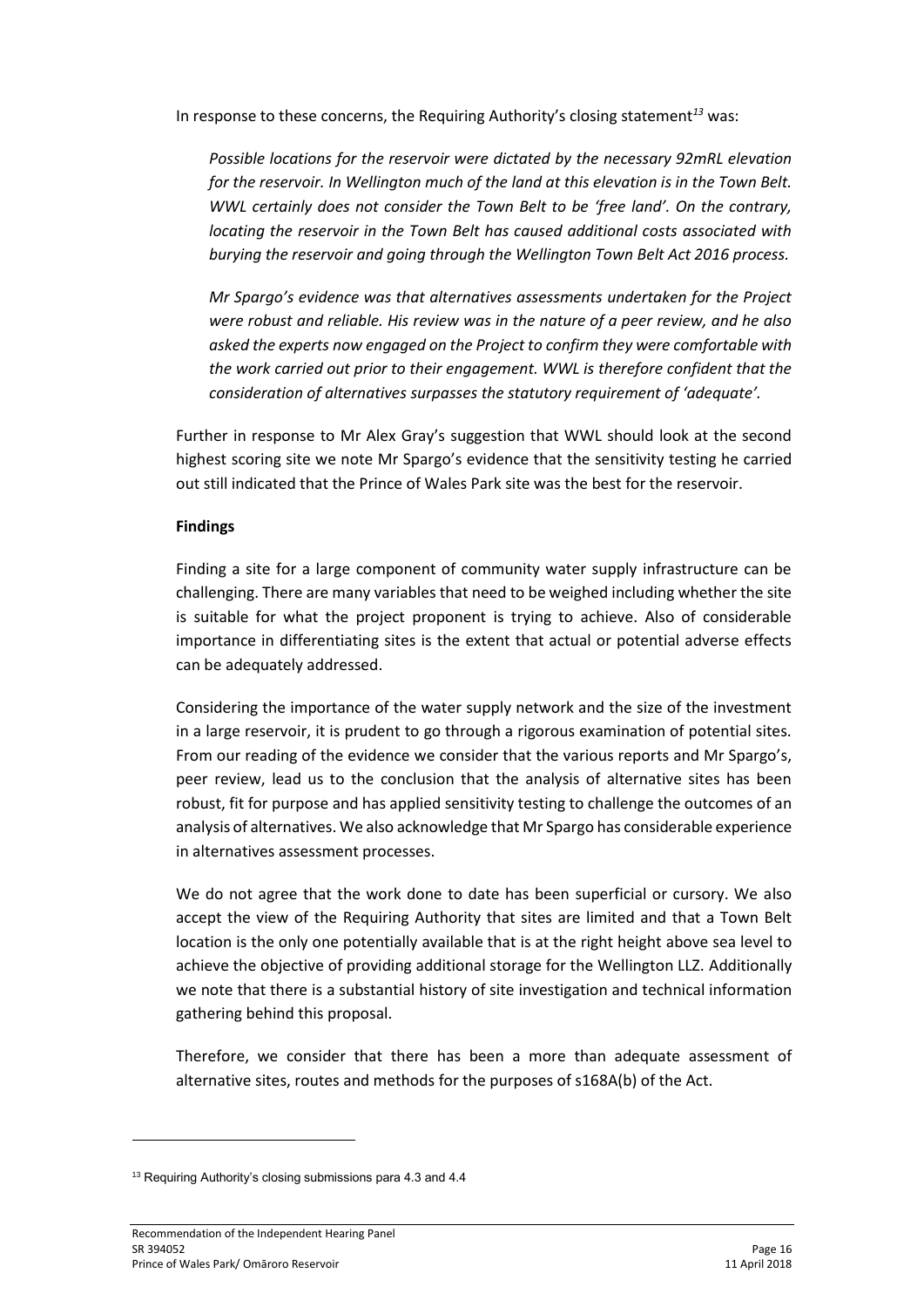In response to these concerns, the Requiring Authority's closing statement[13] was:

*Possible locations for the reservoir were dictated by the necessary 92mRL elevation for the reservoir. In Wellington much of the land at this elevation is in the Town Belt. WWL certainly does not consider the Town Belt to be 'free land'. On the contrary, locating the reservoir in the Town Belt has caused additional costs associated with burying the reservoir and going through the Wellington Town Belt Act 2016 process.*

*Mr Spargo's evidence was that alternatives assessments undertaken for the Project were robust and reliable. His review was in the nature of a peer review, and he also asked the experts now engaged on the Project to confirm they were comfortable with the work carried out prior to their engagement. WWL is therefore confident that the consideration of alternatives surpasses the statutory requirement of 'adequate'.*

Further in response to Mr Alex Gray's suggestion that WWL should look at the second highest scoring site we note Mr Spargo's evidence that the sensitivity testing he carried out still indicated that the Prince of Wales Park site was the best for the reservoir.

**Findings**

Finding a site for a large component of community water supply infrastructure can be challenging. There are many variables that need to be weighed including whether the site is suitable for what the project proponent is trying to achieve. Also of considerable importance in differentiating sites is the extent that actual or potential adverse effects can be adequately addressed.

Considering the importance of the water supply network and the size of the investment in a large reservoir, it is prudent to go through a rigorous examination of potential sites. From our reading of the evidence we consider that the various reports and Mr Spargo's, peer review, lead us to the conclusion that the analysis of alternative sites has been robust, fit for purpose and has applied sensitivity testing to challenge the outcomes of an analysis of alternatives. We also acknowledge that Mr Spargo has considerable experience in alternatives assessment processes.

We do not agree that the work done to date has been superficial or cursory. We also accept the view of the Requiring Authority that sites are limited and that a Town Belt location is the only one potentially available that is at the right height above sea level to achieve the objective of providing additional storage for the Wellington LLZ. Additionally we note that there is a substantial history of site investigation and technical information gathering behind this proposal.

Therefore, we consider that there has been a more than adequate assessment of alternative sites, routes and methods for the purposes of s168A(b) of the Act.

---

[13] Requiring Authority's closing submissions para 4.3 and 4.4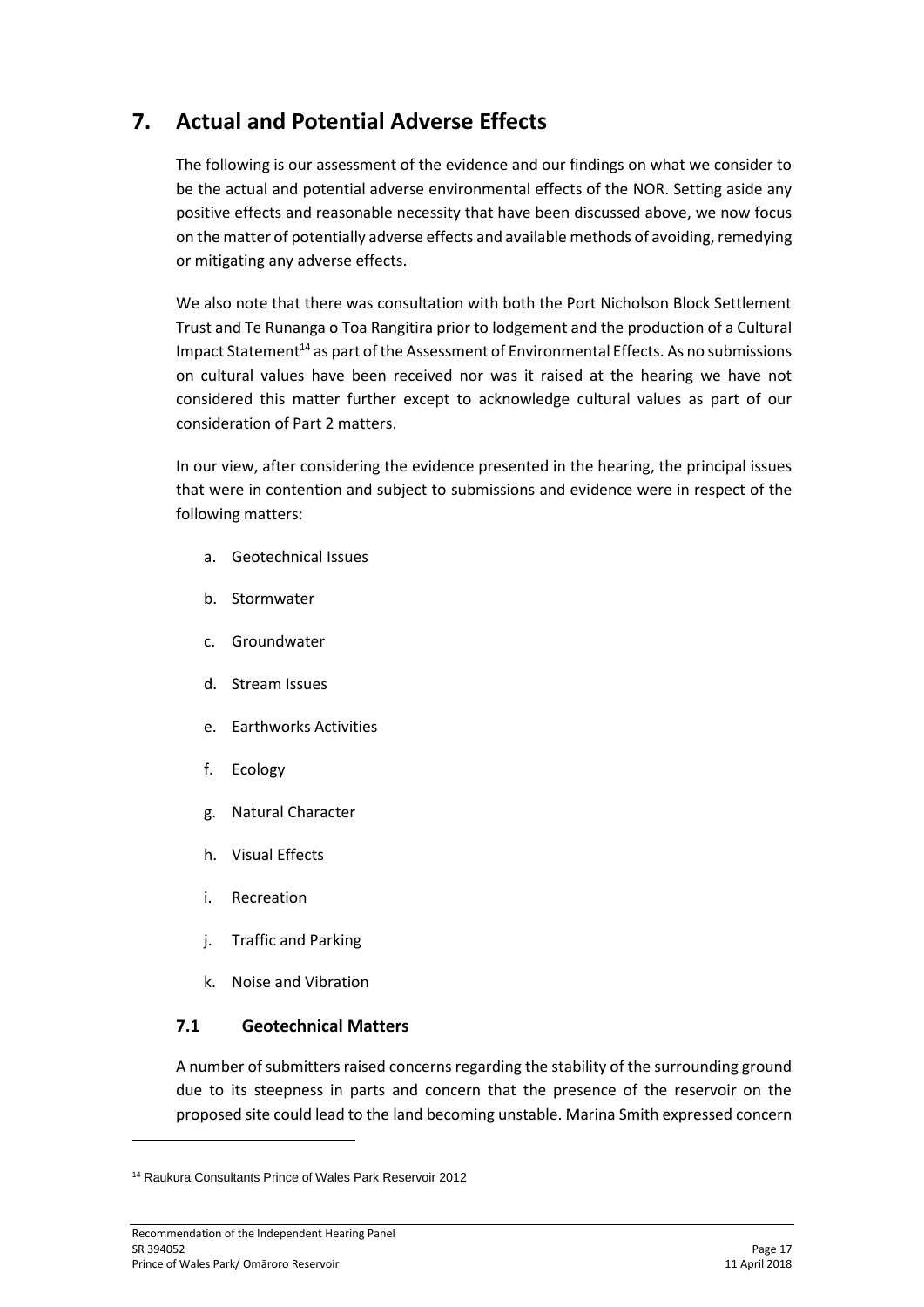## 7. Actual and Potential Adverse Effects

The following is our assessment of the evidence and our findings on what we consider to be the actual and potential adverse environmental effects of the NOR. Setting aside any positive effects and reasonable necessity that have been discussed above, we now focus on the matter of potentially adverse effects and available methods of avoiding, remedying or mitigating any adverse effects.

We also note that there was consultation with both the Port Nicholson Block Settlement Trust and Te Runanga o Toa Rangitira prior to lodgement and the production of a Cultural Impact Statement[14] as part of the Assessment of Environmental Effects. As no submissions on cultural values have been received nor was it raised at the hearing we have not considered this matter further except to acknowledge cultural values as part of our consideration of Part 2 matters.

In our view, after considering the evidence presented in the hearing, the principal issues that were in contention and subject to submissions and evidence were in respect of the following matters:

a. Geotechnical Issues

b. Stormwater

c. Groundwater

d. Stream Issues

e. Earthworks Activities

f. Ecology

g. Natural Character

h. Visual Effects

i. Recreation

j. Traffic and Parking

k. Noise and Vibration

### 7.1 Geotechnical Matters

A number of submitters raised concerns regarding the stability of the surrounding ground due to its steepness in parts and concern that the presence of the reservoir on the proposed site could lead to the land becoming unstable. Marina Smith expressed concern

[14] Raukura Consultants Prince of Wales Park Reservoir 2012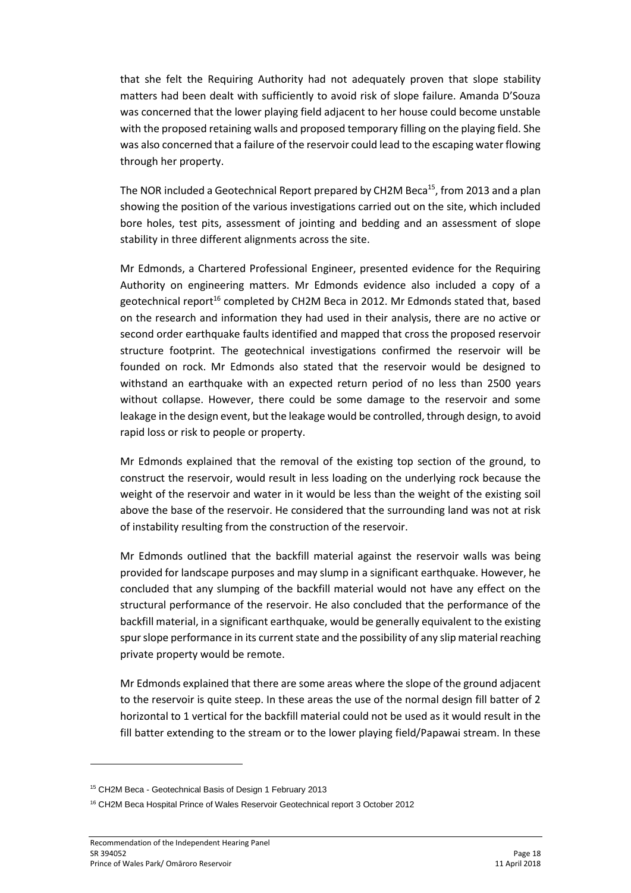that she felt the Requiring Authority had not adequately proven that slope stability matters had been dealt with sufficiently to avoid risk of slope failure. Amanda D'Souza was concerned that the lower playing field adjacent to her house could become unstable with the proposed retaining walls and proposed temporary filling on the playing field. She was also concerned that a failure of the reservoir could lead to the escaping water flowing through her property.

The NOR included a Geotechnical Report prepared by CH2M Beca[15], from 2013 and a plan showing the position of the various investigations carried out on the site, which included bore holes, test pits, assessment of jointing and bedding and an assessment of slope stability in three different alignments across the site.

Mr Edmonds, a Chartered Professional Engineer, presented evidence for the Requiring Authority on engineering matters. Mr Edmonds evidence also included a copy of a geotechnical report[16] completed by CH2M Beca in 2012. Mr Edmonds stated that, based on the research and information they had used in their analysis, there are no active or second order earthquake faults identified and mapped that cross the proposed reservoir structure footprint. The geotechnical investigations confirmed the reservoir will be founded on rock. Mr Edmonds also stated that the reservoir would be designed to withstand an earthquake with an expected return period of no less than 2500 years without collapse. However, there could be some damage to the reservoir and some leakage in the design event, but the leakage would be controlled, through design, to avoid rapid loss or risk to people or property.

Mr Edmonds explained that the removal of the existing top section of the ground, to construct the reservoir, would result in less loading on the underlying rock because the weight of the reservoir and water in it would be less than the weight of the existing soil above the base of the reservoir. He considered that the surrounding land was not at risk of instability resulting from the construction of the reservoir.

Mr Edmonds outlined that the backfill material against the reservoir walls was being provided for landscape purposes and may slump in a significant earthquake. However, he concluded that any slumping of the backfill material would not have any effect on the structural performance of the reservoir. He also concluded that the performance of the backfill material, in a significant earthquake, would be generally equivalent to the existing spur slope performance in its current state and the possibility of any slip material reaching private property would be remote.

Mr Edmonds explained that there are some areas where the slope of the ground adjacent to the reservoir is quite steep. In these areas the use of the normal design fill batter of 2 horizontal to 1 vertical for the backfill material could not be used as it would result in the fill batter extending to the stream or to the lower playing field/Papawai stream. In these

---

[15] CH2M Beca - Geotechnical Basis of Design 1 February 2013

[16] CH2M Beca Hospital Prince of Wales Reservoir Geotechnical report 3 October 2012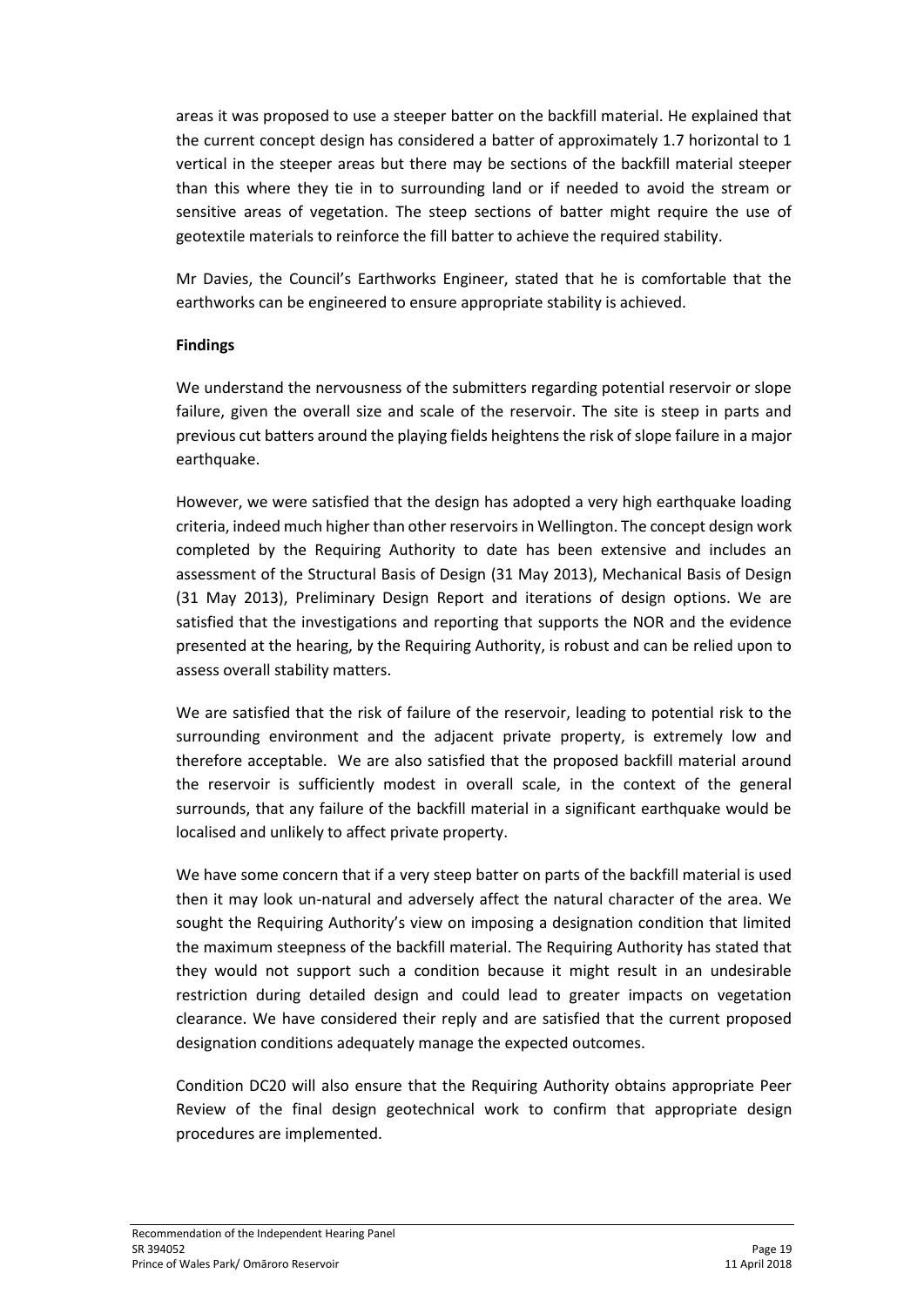areas it was proposed to use a steeper batter on the backfill material. He explained that the current concept design has considered a batter of approximately 1.7 horizontal to 1 vertical in the steeper areas but there may be sections of the backfill material steeper than this where they tie in to surrounding land or if needed to avoid the stream or sensitive areas of vegetation. The steep sections of batter might require the use of geotextile materials to reinforce the fill batter to achieve the required stability.

Mr Davies, the Council's Earthworks Engineer, stated that he is comfortable that the earthworks can be engineered to ensure appropriate stability is achieved.

**Findings**

We understand the nervousness of the submitters regarding potential reservoir or slope failure, given the overall size and scale of the reservoir. The site is steep in parts and previous cut batters around the playing fields heightens the risk of slope failure in a major earthquake.

However, we were satisfied that the design has adopted a very high earthquake loading criteria, indeed much higher than other reservoirs in Wellington. The concept design work completed by the Requiring Authority to date has been extensive and includes an assessment of the Structural Basis of Design (31 May 2013), Mechanical Basis of Design (31 May 2013), Preliminary Design Report and iterations of design options. We are satisfied that the investigations and reporting that supports the NOR and the evidence presented at the hearing, by the Requiring Authority, is robust and can be relied upon to assess overall stability matters.

We are satisfied that the risk of failure of the reservoir, leading to potential risk to the surrounding environment and the adjacent private property, is extremely low and therefore acceptable. We are also satisfied that the proposed backfill material around the reservoir is sufficiently modest in overall scale, in the context of the general surrounds, that any failure of the backfill material in a significant earthquake would be localised and unlikely to affect private property.

We have some concern that if a very steep batter on parts of the backfill material is used then it may look un-natural and adversely affect the natural character of the area. We sought the Requiring Authority's view on imposing a designation condition that limited the maximum steepness of the backfill material. The Requiring Authority has stated that they would not support such a condition because it might result in an undesirable restriction during detailed design and could lead to greater impacts on vegetation clearance. We have considered their reply and are satisfied that the current proposed designation conditions adequately manage the expected outcomes.

Condition DC20 will also ensure that the Requiring Authority obtains appropriate Peer Review of the final design geotechnical work to confirm that appropriate design procedures are implemented.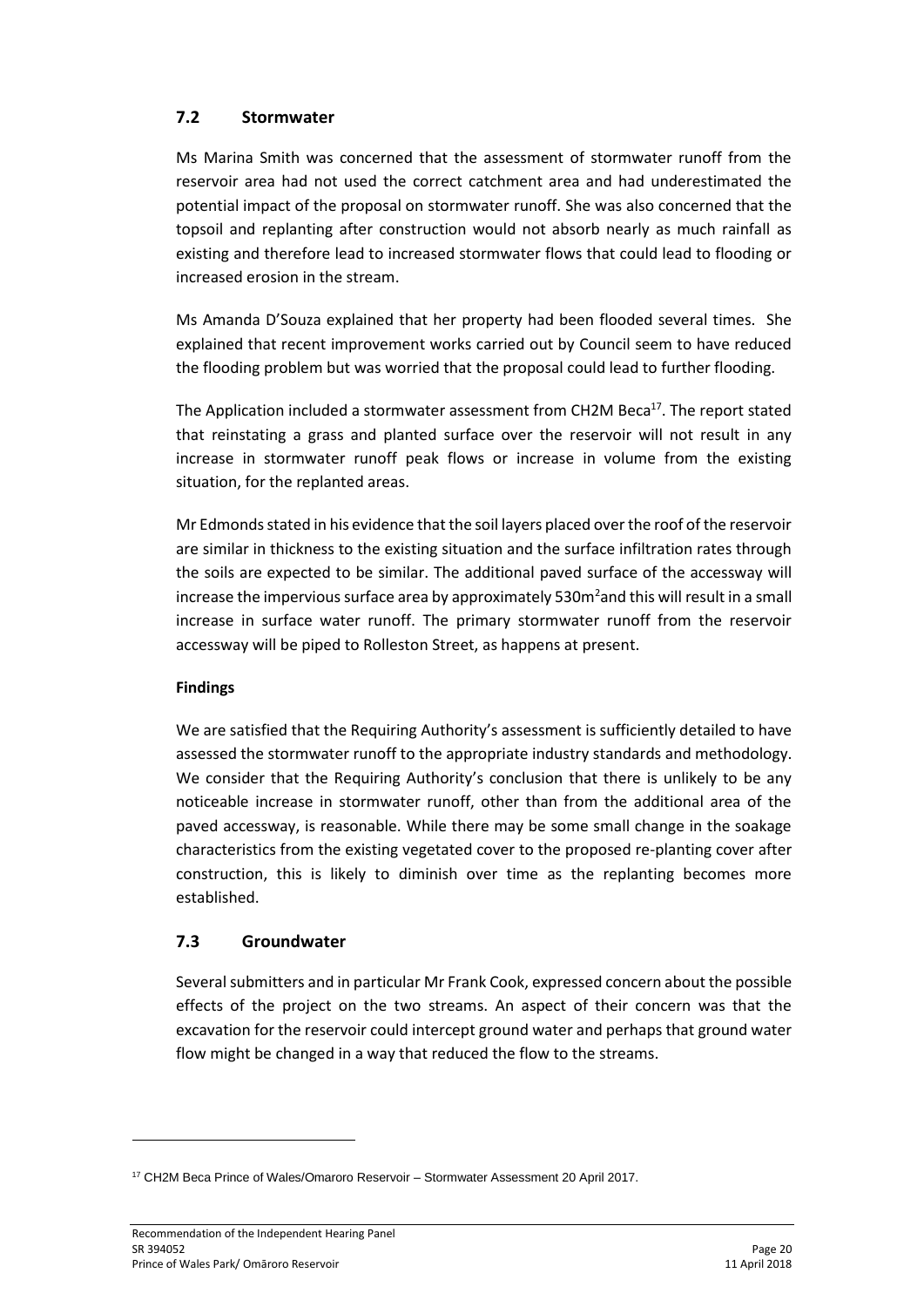## 7.2 Stormwater

Ms Marina Smith was concerned that the assessment of stormwater runoff from the reservoir area had not used the correct catchment area and had underestimated the potential impact of the proposal on stormwater runoff. She was also concerned that the topsoil and replanting after construction would not absorb nearly as much rainfall as existing and therefore lead to increased stormwater flows that could lead to flooding or increased erosion in the stream.

Ms Amanda D'Souza explained that her property had been flooded several times. She explained that recent improvement works carried out by Council seem to have reduced the flooding problem but was worried that the proposal could lead to further flooding.

The Application included a stormwater assessment from CH2M Beca[17]. The report stated that reinstating a grass and planted surface over the reservoir will not result in any increase in stormwater runoff peak flows or increase in volume from the existing situation, for the replanted areas.

Mr Edmonds stated in his evidence that the soil layers placed over the roof of the reservoir are similar in thickness to the existing situation and the surface infiltration rates through the soils are expected to be similar. The additional paved surface of the accessway will increase the impervious surface area by approximately 530m$^2$and this will result in a small increase in surface water runoff. The primary stormwater runoff from the reservoir accessway will be piped to Rolleston Street, as happens at present.

**Findings**

We are satisfied that the Requiring Authority's assessment is sufficiently detailed to have assessed the stormwater runoff to the appropriate industry standards and methodology. We consider that the Requiring Authority's conclusion that there is unlikely to be any noticeable increase in stormwater runoff, other than from the additional area of the paved accessway, is reasonable. While there may be some small change in the soakage characteristics from the existing vegetated cover to the proposed re-planting cover after construction, this is likely to diminish over time as the replanting becomes more established.

## 7.3 Groundwater

Several submitters and in particular Mr Frank Cook, expressed concern about the possible effects of the project on the two streams. An aspect of their concern was that the excavation for the reservoir could intercept ground water and perhaps that ground water flow might be changed in a way that reduced the flow to the streams.

---

[17] CH2M Beca Prince of Wales/Omaroro Reservoir – Stormwater Assessment 20 April 2017.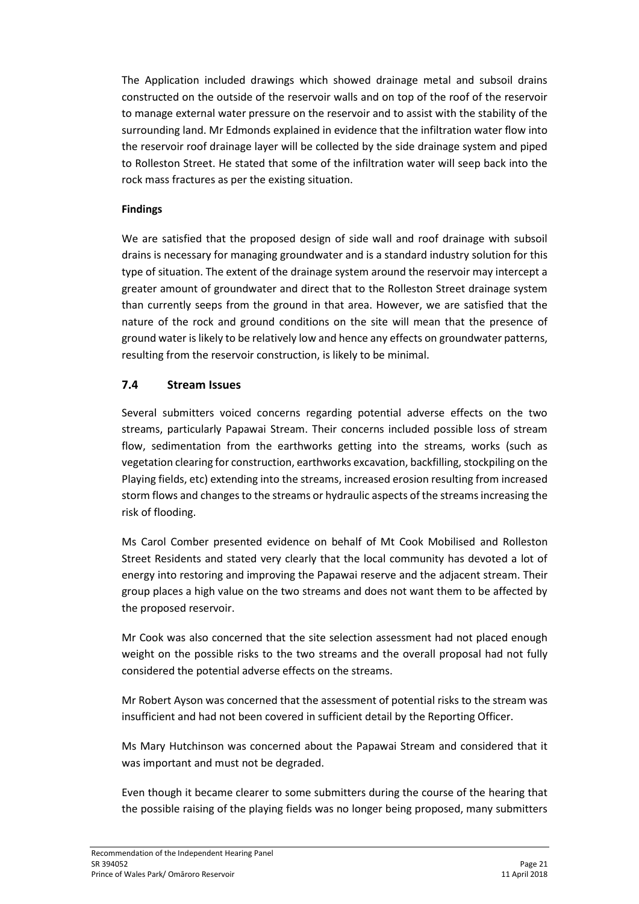The Application included drawings which showed drainage metal and subsoil drains constructed on the outside of the reservoir walls and on top of the roof of the reservoir to manage external water pressure on the reservoir and to assist with the stability of the surrounding land. Mr Edmonds explained in evidence that the infiltration water flow into the reservoir roof drainage layer will be collected by the side drainage system and piped to Rolleston Street. He stated that some of the infiltration water will seep back into the rock mass fractures as per the existing situation.

**Findings**

We are satisfied that the proposed design of side wall and roof drainage with subsoil drains is necessary for managing groundwater and is a standard industry solution for this type of situation. The extent of the drainage system around the reservoir may intercept a greater amount of groundwater and direct that to the Rolleston Street drainage system than currently seeps from the ground in that area. However, we are satisfied that the nature of the rock and ground conditions on the site will mean that the presence of ground water is likely to be relatively low and hence any effects on groundwater patterns, resulting from the reservoir construction, is likely to be minimal.

## 7.4 Stream Issues

Several submitters voiced concerns regarding potential adverse effects on the two streams, particularly Papawai Stream. Their concerns included possible loss of stream flow, sedimentation from the earthworks getting into the streams, works (such as vegetation clearing for construction, earthworks excavation, backfilling, stockpiling on the Playing fields, etc) extending into the streams, increased erosion resulting from increased storm flows and changes to the streams or hydraulic aspects of the streams increasing the risk of flooding.

Ms Carol Comber presented evidence on behalf of Mt Cook Mobilised and Rolleston Street Residents and stated very clearly that the local community has devoted a lot of energy into restoring and improving the Papawai reserve and the adjacent stream. Their group places a high value on the two streams and does not want them to be affected by the proposed reservoir.

Mr Cook was also concerned that the site selection assessment had not placed enough weight on the possible risks to the two streams and the overall proposal had not fully considered the potential adverse effects on the streams.

Mr Robert Ayson was concerned that the assessment of potential risks to the stream was insufficient and had not been covered in sufficient detail by the Reporting Officer.

Ms Mary Hutchinson was concerned about the Papawai Stream and considered that it was important and must not be degraded.

Even though it became clearer to some submitters during the course of the hearing that the possible raising of the playing fields was no longer being proposed, many submitters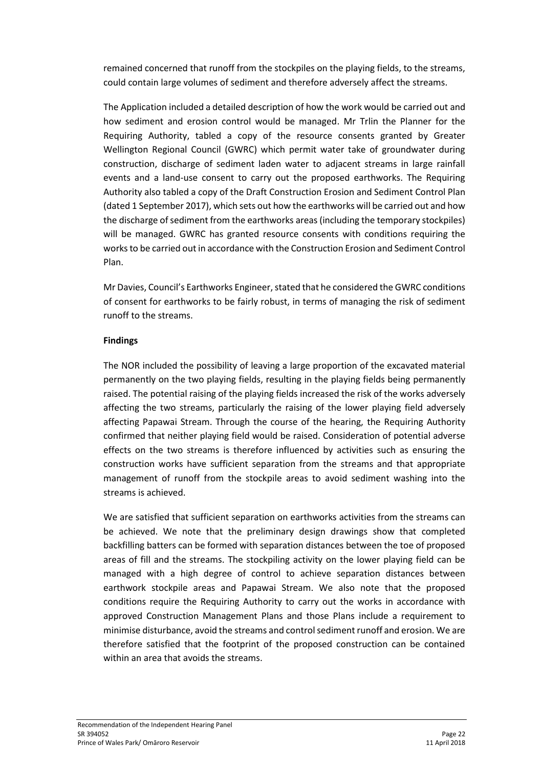remained concerned that runoff from the stockpiles on the playing fields, to the streams, could contain large volumes of sediment and therefore adversely affect the streams.

The Application included a detailed description of how the work would be carried out and how sediment and erosion control would be managed. Mr Trlin the Planner for the Requiring Authority, tabled a copy of the resource consents granted by Greater Wellington Regional Council (GWRC) which permit water take of groundwater during construction, discharge of sediment laden water to adjacent streams in large rainfall events and a land-use consent to carry out the proposed earthworks. The Requiring Authority also tabled a copy of the Draft Construction Erosion and Sediment Control Plan (dated 1 September 2017), which sets out how the earthworks will be carried out and how the discharge of sediment from the earthworks areas (including the temporary stockpiles) will be managed. GWRC has granted resource consents with conditions requiring the works to be carried out in accordance with the Construction Erosion and Sediment Control Plan.

Mr Davies, Council's Earthworks Engineer, stated that he considered the GWRC conditions of consent for earthworks to be fairly robust, in terms of managing the risk of sediment runoff to the streams.

**Findings**

The NOR included the possibility of leaving a large proportion of the excavated material permanently on the two playing fields, resulting in the playing fields being permanently raised. The potential raising of the playing fields increased the risk of the works adversely affecting the two streams, particularly the raising of the lower playing field adversely affecting Papawai Stream. Through the course of the hearing, the Requiring Authority confirmed that neither playing field would be raised. Consideration of potential adverse effects on the two streams is therefore influenced by activities such as ensuring the construction works have sufficient separation from the streams and that appropriate management of runoff from the stockpile areas to avoid sediment washing into the streams is achieved.

We are satisfied that sufficient separation on earthworks activities from the streams can be achieved. We note that the preliminary design drawings show that completed backfilling batters can be formed with separation distances between the toe of proposed areas of fill and the streams. The stockpiling activity on the lower playing field can be managed with a high degree of control to achieve separation distances between earthwork stockpile areas and Papawai Stream. We also note that the proposed conditions require the Requiring Authority to carry out the works in accordance with approved Construction Management Plans and those Plans include a requirement to minimise disturbance, avoid the streams and control sediment runoff and erosion. We are therefore satisfied that the footprint of the proposed construction can be contained within an area that avoids the streams.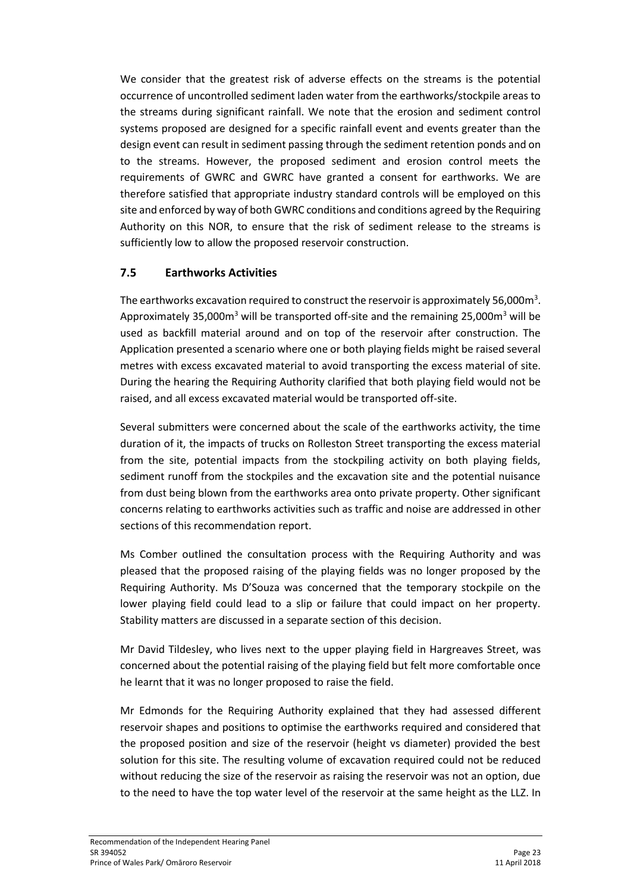We consider that the greatest risk of adverse effects on the streams is the potential occurrence of uncontrolled sediment laden water from the earthworks/stockpile areas to the streams during significant rainfall. We note that the erosion and sediment control systems proposed are designed for a specific rainfall event and events greater than the design event can result in sediment passing through the sediment retention ponds and on to the streams. However, the proposed sediment and erosion control meets the requirements of GWRC and GWRC have granted a consent for earthworks. We are therefore satisfied that appropriate industry standard controls will be employed on this site and enforced by way of both GWRC conditions and conditions agreed by the Requiring Authority on this NOR, to ensure that the risk of sediment release to the streams is sufficiently low to allow the proposed reservoir construction.

### 7.5 Earthworks Activities

The earthworks excavation required to construct the reservoir is approximately 56,000m$^3$. Approximately 35,000m$^3$ will be transported off-site and the remaining 25,000m$^3$ will be used as backfill material around and on top of the reservoir after construction. The Application presented a scenario where one or both playing fields might be raised several metres with excess excavated material to avoid transporting the excess material of site. During the hearing the Requiring Authority clarified that both playing field would not be raised, and all excess excavated material would be transported off-site.

Several submitters were concerned about the scale of the earthworks activity, the time duration of it, the impacts of trucks on Rolleston Street transporting the excess material from the site, potential impacts from the stockpiling activity on both playing fields, sediment runoff from the stockpiles and the excavation site and the potential nuisance from dust being blown from the earthworks area onto private property. Other significant concerns relating to earthworks activities such as traffic and noise are addressed in other sections of this recommendation report.

Ms Comber outlined the consultation process with the Requiring Authority and was pleased that the proposed raising of the playing fields was no longer proposed by the Requiring Authority. Ms D'Souza was concerned that the temporary stockpile on the lower playing field could lead to a slip or failure that could impact on her property. Stability matters are discussed in a separate section of this decision.

Mr David Tildesley, who lives next to the upper playing field in Hargreaves Street, was concerned about the potential raising of the playing field but felt more comfortable once he learnt that it was no longer proposed to raise the field.

Mr Edmonds for the Requiring Authority explained that they had assessed different reservoir shapes and positions to optimise the earthworks required and considered that the proposed position and size of the reservoir (height vs diameter) provided the best solution for this site. The resulting volume of excavation required could not be reduced without reducing the size of the reservoir as raising the reservoir was not an option, due to the need to have the top water level of the reservoir at the same height as the LLZ. In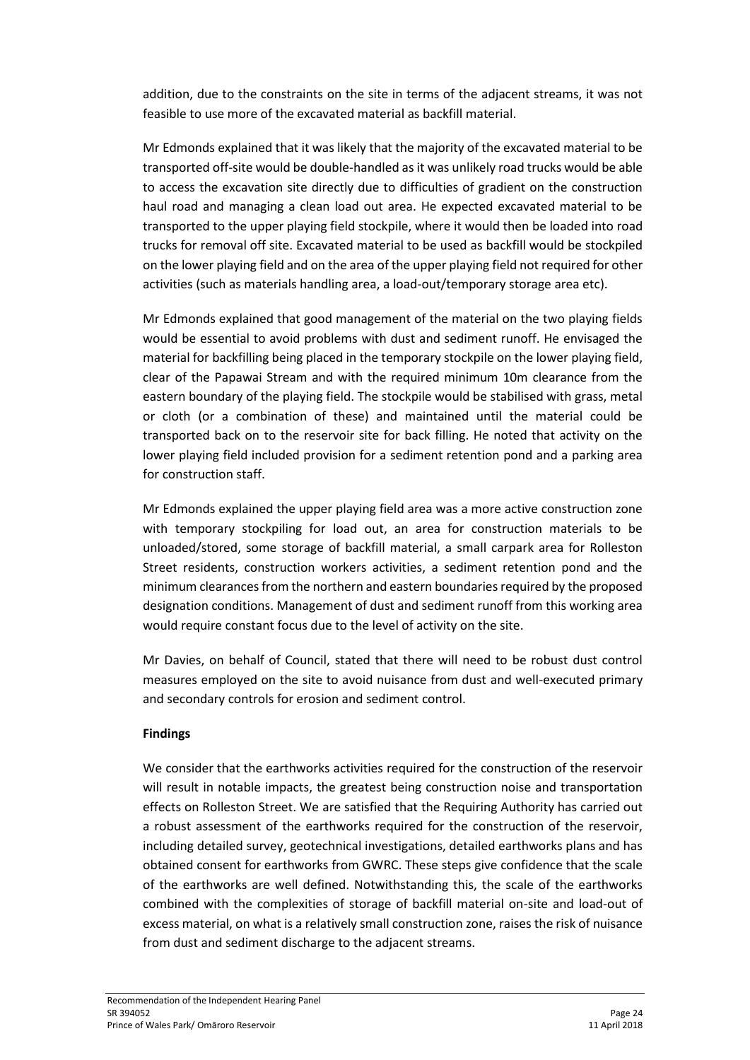addition, due to the constraints on the site in terms of the adjacent streams, it was not feasible to use more of the excavated material as backfill material.

Mr Edmonds explained that it was likely that the majority of the excavated material to be transported off-site would be double-handled as it was unlikely road trucks would be able to access the excavation site directly due to difficulties of gradient on the construction haul road and managing a clean load out area. He expected excavated material to be transported to the upper playing field stockpile, where it would then be loaded into road trucks for removal off site. Excavated material to be used as backfill would be stockpiled on the lower playing field and on the area of the upper playing field not required for other activities (such as materials handling area, a load-out/temporary storage area etc).

Mr Edmonds explained that good management of the material on the two playing fields would be essential to avoid problems with dust and sediment runoff. He envisaged the material for backfilling being placed in the temporary stockpile on the lower playing field, clear of the Papawai Stream and with the required minimum 10m clearance from the eastern boundary of the playing field. The stockpile would be stabilised with grass, metal or cloth (or a combination of these) and maintained until the material could be transported back on to the reservoir site for back filling. He noted that activity on the lower playing field included provision for a sediment retention pond and a parking area for construction staff.

Mr Edmonds explained the upper playing field area was a more active construction zone with temporary stockpiling for load out, an area for construction materials to be unloaded/stored, some storage of backfill material, a small carpark area for Rolleston Street residents, construction workers activities, a sediment retention pond and the minimum clearances from the northern and eastern boundaries required by the proposed designation conditions. Management of dust and sediment runoff from this working area would require constant focus due to the level of activity on the site.

Mr Davies, on behalf of Council, stated that there will need to be robust dust control measures employed on the site to avoid nuisance from dust and well-executed primary and secondary controls for erosion and sediment control.

**Findings**

We consider that the earthworks activities required for the construction of the reservoir will result in notable impacts, the greatest being construction noise and transportation effects on Rolleston Street. We are satisfied that the Requiring Authority has carried out a robust assessment of the earthworks required for the construction of the reservoir, including detailed survey, geotechnical investigations, detailed earthworks plans and has obtained consent for earthworks from GWRC. These steps give confidence that the scale of the earthworks are well defined. Notwithstanding this, the scale of the earthworks combined with the complexities of storage of backfill material on-site and load-out of excess material, on what is a relatively small construction zone, raises the risk of nuisance from dust and sediment discharge to the adjacent streams.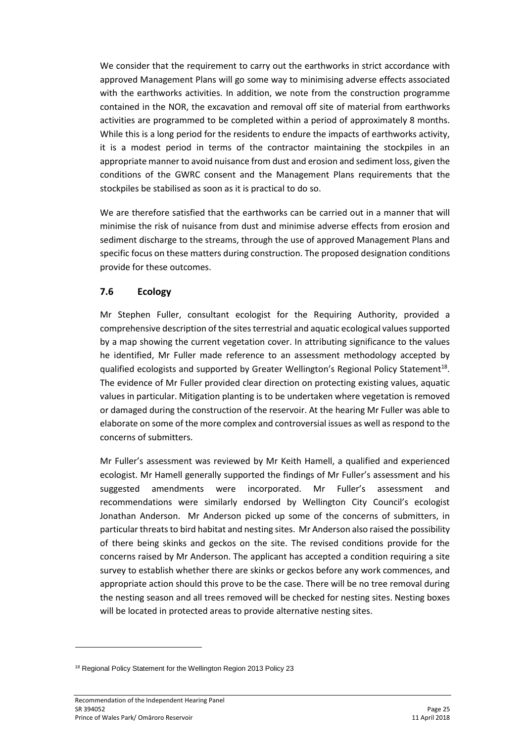We consider that the requirement to carry out the earthworks in strict accordance with approved Management Plans will go some way to minimising adverse effects associated with the earthworks activities. In addition, we note from the construction programme contained in the NOR, the excavation and removal off site of material from earthworks activities are programmed to be completed within a period of approximately 8 months. While this is a long period for the residents to endure the impacts of earthworks activity, it is a modest period in terms of the contractor maintaining the stockpiles in an appropriate manner to avoid nuisance from dust and erosion and sediment loss, given the conditions of the GWRC consent and the Management Plans requirements that the stockpiles be stabilised as soon as it is practical to do so.

We are therefore satisfied that the earthworks can be carried out in a manner that will minimise the risk of nuisance from dust and minimise adverse effects from erosion and sediment discharge to the streams, through the use of approved Management Plans and specific focus on these matters during construction. The proposed designation conditions provide for these outcomes.

### 7.6 Ecology

Mr Stephen Fuller, consultant ecologist for the Requiring Authority, provided a comprehensive description of the sites terrestrial and aquatic ecological values supported by a map showing the current vegetation cover. In attributing significance to the values he identified, Mr Fuller made reference to an assessment methodology accepted by qualified ecologists and supported by Greater Wellington's Regional Policy Statement[18]. The evidence of Mr Fuller provided clear direction on protecting existing values, aquatic values in particular. Mitigation planting is to be undertaken where vegetation is removed or damaged during the construction of the reservoir. At the hearing Mr Fuller was able to elaborate on some of the more complex and controversial issues as well as respond to the concerns of submitters.

Mr Fuller's assessment was reviewed by Mr Keith Hamell, a qualified and experienced ecologist. Mr Hamell generally supported the findings of Mr Fuller's assessment and his suggested amendments were incorporated. Mr Fuller's assessment and recommendations were similarly endorsed by Wellington City Council's ecologist Jonathan Anderson. Mr Anderson picked up some of the concerns of submitters, in particular threats to bird habitat and nesting sites. Mr Anderson also raised the possibility of there being skinks and geckos on the site. The revised conditions provide for the concerns raised by Mr Anderson. The applicant has accepted a condition requiring a site survey to establish whether there are skinks or geckos before any work commences, and appropriate action should this prove to be the case. There will be no tree removal during the nesting season and all trees removed will be checked for nesting sites. Nesting boxes will be located in protected areas to provide alternative nesting sites.

---

[18] Regional Policy Statement for the Wellington Region 2013 Policy 23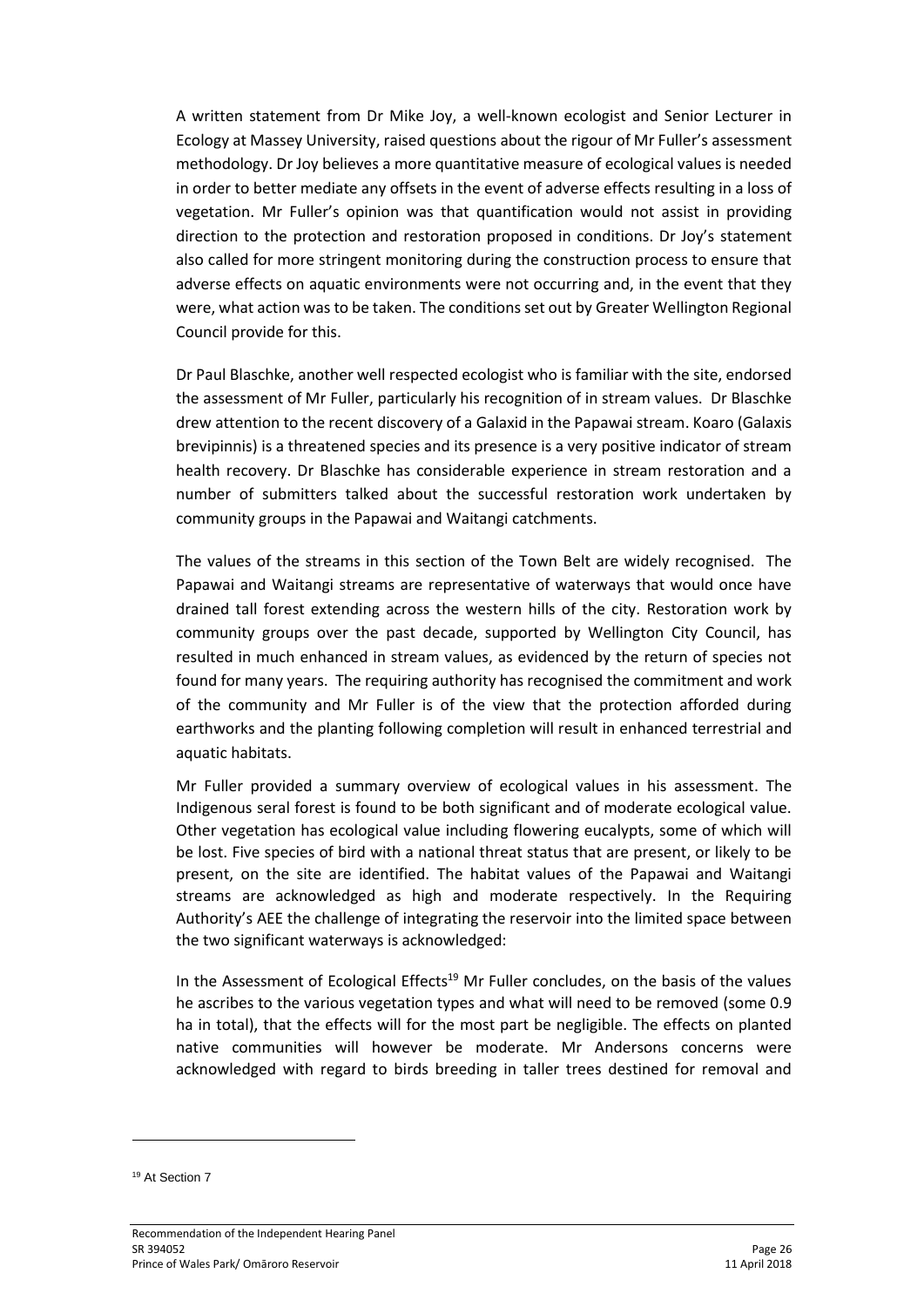A written statement from Dr Mike Joy, a well-known ecologist and Senior Lecturer in Ecology at Massey University, raised questions about the rigour of Mr Fuller's assessment methodology. Dr Joy believes a more quantitative measure of ecological values is needed in order to better mediate any offsets in the event of adverse effects resulting in a loss of vegetation. Mr Fuller's opinion was that quantification would not assist in providing direction to the protection and restoration proposed in conditions. Dr Joy's statement also called for more stringent monitoring during the construction process to ensure that adverse effects on aquatic environments were not occurring and, in the event that they were, what action was to be taken. The conditions set out by Greater Wellington Regional Council provide for this.

Dr Paul Blaschke, another well respected ecologist who is familiar with the site, endorsed the assessment of Mr Fuller, particularly his recognition of in stream values. Dr Blaschke drew attention to the recent discovery of a Galaxid in the Papawai stream. Koaro (Galaxis brevipinnis) is a threatened species and its presence is a very positive indicator of stream health recovery. Dr Blaschke has considerable experience in stream restoration and a number of submitters talked about the successful restoration work undertaken by community groups in the Papawai and Waitangi catchments.

The values of the streams in this section of the Town Belt are widely recognised. The Papawai and Waitangi streams are representative of waterways that would once have drained tall forest extending across the western hills of the city. Restoration work by community groups over the past decade, supported by Wellington City Council, has resulted in much enhanced in stream values, as evidenced by the return of species not found for many years. The requiring authority has recognised the commitment and work of the community and Mr Fuller is of the view that the protection afforded during earthworks and the planting following completion will result in enhanced terrestrial and aquatic habitats.

Mr Fuller provided a summary overview of ecological values in his assessment. The Indigenous seral forest is found to be both significant and of moderate ecological value. Other vegetation has ecological value including flowering eucalypts, some of which will be lost. Five species of bird with a national threat status that are present, or likely to be present, on the site are identified. The habitat values of the Papawai and Waitangi streams are acknowledged as high and moderate respectively. In the Requiring Authority's AEE the challenge of integrating the reservoir into the limited space between the two significant waterways is acknowledged:

In the Assessment of Ecological Effects[19] Mr Fuller concludes, on the basis of the values he ascribes to the various vegetation types and what will need to be removed (some 0.9 ha in total), that the effects will for the most part be negligible. The effects on planted native communities will however be moderate. Mr Andersons concerns were acknowledged with regard to birds breeding in taller trees destined for removal and

[19] At Section 7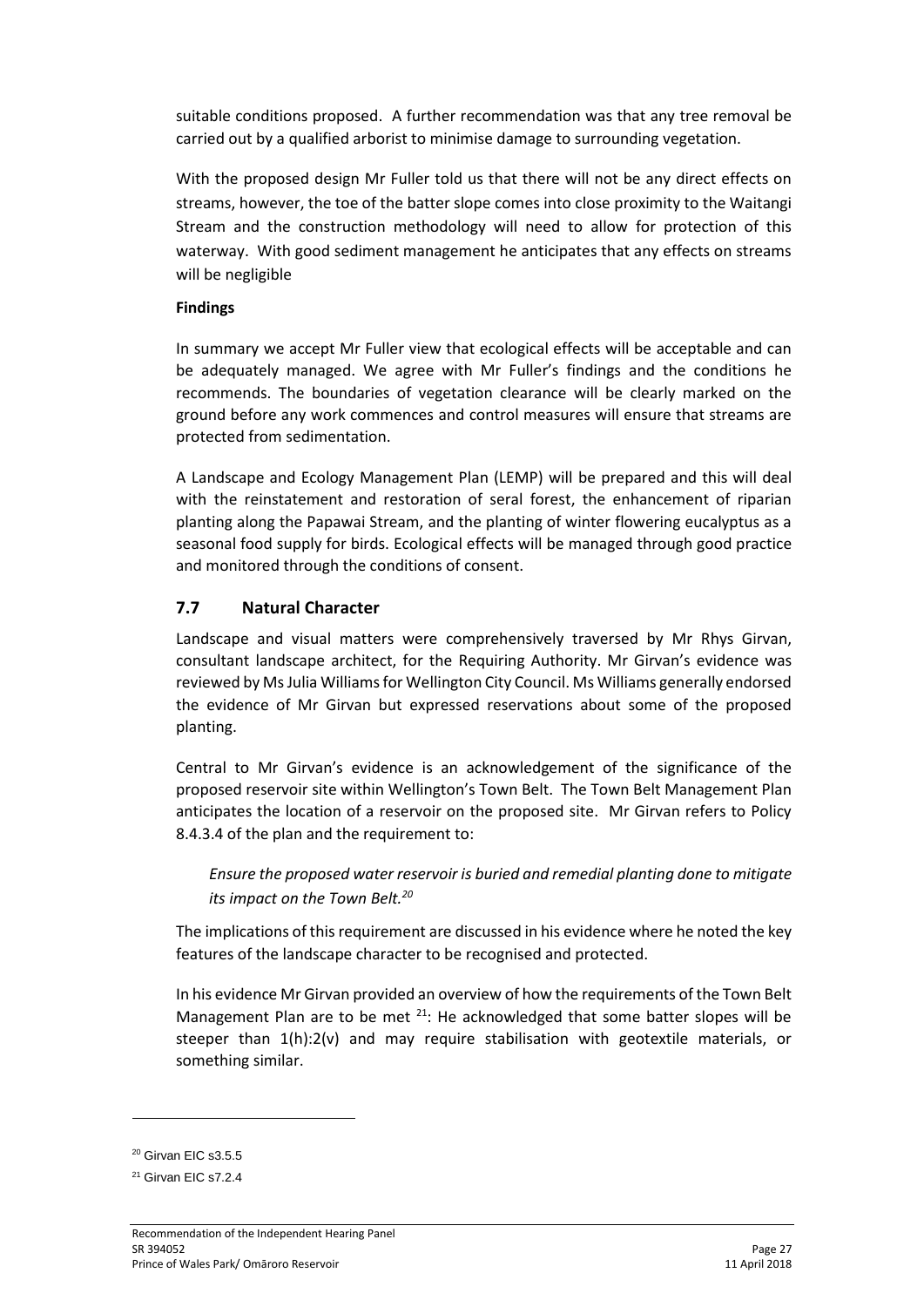suitable conditions proposed. A further recommendation was that any tree removal be carried out by a qualified arborist to minimise damage to surrounding vegetation.

With the proposed design Mr Fuller told us that there will not be any direct effects on streams, however, the toe of the batter slope comes into close proximity to the Waitangi Stream and the construction methodology will need to allow for protection of this waterway. With good sediment management he anticipates that any effects on streams will be negligible

**Findings**

In summary we accept Mr Fuller view that ecological effects will be acceptable and can be adequately managed. We agree with Mr Fuller's findings and the conditions he recommends. The boundaries of vegetation clearance will be clearly marked on the ground before any work commences and control measures will ensure that streams are protected from sedimentation.

A Landscape and Ecology Management Plan (LEMP) will be prepared and this will deal with the reinstatement and restoration of seral forest, the enhancement of riparian planting along the Papawai Stream, and the planting of winter flowering eucalyptus as a seasonal food supply for birds. Ecological effects will be managed through good practice and monitored through the conditions of consent.

## 7.7 Natural Character

Landscape and visual matters were comprehensively traversed by Mr Rhys Girvan, consultant landscape architect, for the Requiring Authority. Mr Girvan's evidence was reviewed by Ms Julia Williams for Wellington City Council. Ms Williams generally endorsed the evidence of Mr Girvan but expressed reservations about some of the proposed planting.

Central to Mr Girvan's evidence is an acknowledgement of the significance of the proposed reservoir site within Wellington's Town Belt. The Town Belt Management Plan anticipates the location of a reservoir on the proposed site. Mr Girvan refers to Policy 8.4.3.4 of the plan and the requirement to:

> *Ensure the proposed water reservoir is buried and remedial planting done to mitigate its impact on the Town Belt.*[20]

The implications of this requirement are discussed in his evidence where he noted the key features of the landscape character to be recognised and protected.

In his evidence Mr Girvan provided an overview of how the requirements of the Town Belt Management Plan are to be met [21]: He acknowledged that some batter slopes will be steeper than 1(h):2(v) and may require stabilisation with geotextile materials, or something similar.

---

[20] Girvan EIC s3.5.5

[21] Girvan EIC s7.2.4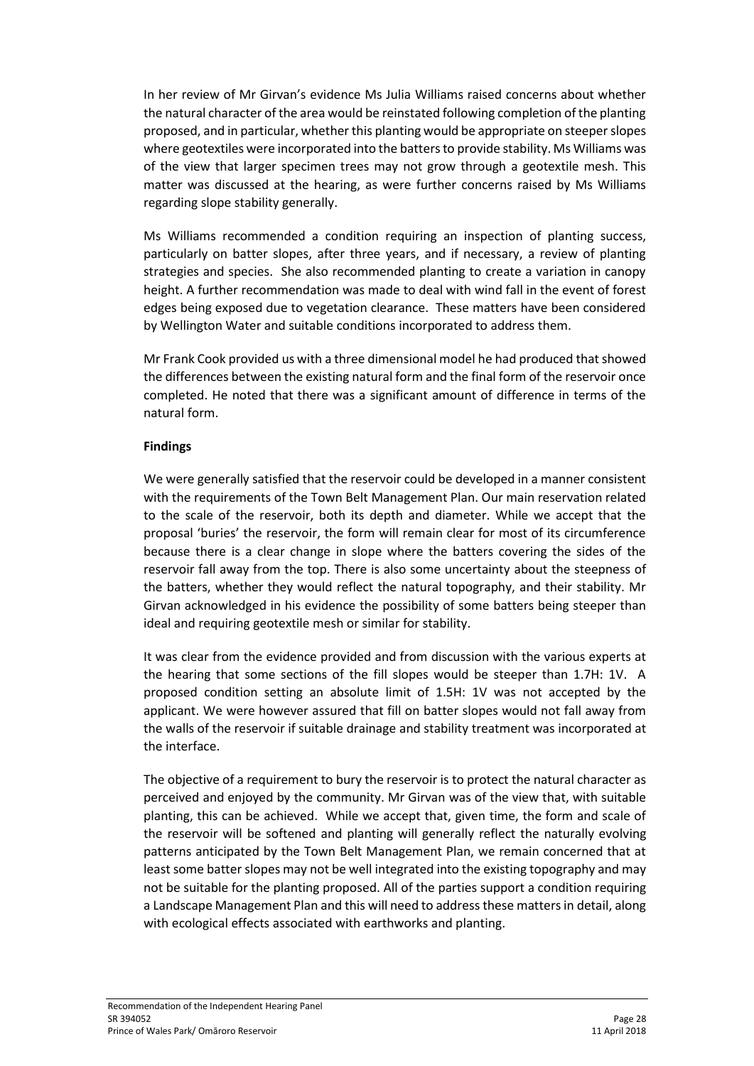In her review of Mr Girvan's evidence Ms Julia Williams raised concerns about whether the natural character of the area would be reinstated following completion of the planting proposed, and in particular, whether this planting would be appropriate on steeper slopes where geotextiles were incorporated into the batters to provide stability. Ms Williams was of the view that larger specimen trees may not grow through a geotextile mesh. This matter was discussed at the hearing, as were further concerns raised by Ms Williams regarding slope stability generally.

Ms Williams recommended a condition requiring an inspection of planting success, particularly on batter slopes, after three years, and if necessary, a review of planting strategies and species. She also recommended planting to create a variation in canopy height. A further recommendation was made to deal with wind fall in the event of forest edges being exposed due to vegetation clearance. These matters have been considered by Wellington Water and suitable conditions incorporated to address them.

Mr Frank Cook provided us with a three dimensional model he had produced that showed the differences between the existing natural form and the final form of the reservoir once completed. He noted that there was a significant amount of difference in terms of the natural form.

**Findings**

We were generally satisfied that the reservoir could be developed in a manner consistent with the requirements of the Town Belt Management Plan. Our main reservation related to the scale of the reservoir, both its depth and diameter. While we accept that the proposal 'buries' the reservoir, the form will remain clear for most of its circumference because there is a clear change in slope where the batters covering the sides of the reservoir fall away from the top. There is also some uncertainty about the steepness of the batters, whether they would reflect the natural topography, and their stability. Mr Girvan acknowledged in his evidence the possibility of some batters being steeper than ideal and requiring geotextile mesh or similar for stability.

It was clear from the evidence provided and from discussion with the various experts at the hearing that some sections of the fill slopes would be steeper than 1.7H: 1V. A proposed condition setting an absolute limit of 1.5H: 1V was not accepted by the applicant. We were however assured that fill on batter slopes would not fall away from the walls of the reservoir if suitable drainage and stability treatment was incorporated at the interface.

The objective of a requirement to bury the reservoir is to protect the natural character as perceived and enjoyed by the community. Mr Girvan was of the view that, with suitable planting, this can be achieved. While we accept that, given time, the form and scale of the reservoir will be softened and planting will generally reflect the naturally evolving patterns anticipated by the Town Belt Management Plan, we remain concerned that at least some batter slopes may not be well integrated into the existing topography and may not be suitable for the planting proposed. All of the parties support a condition requiring a Landscape Management Plan and this will need to address these matters in detail, along with ecological effects associated with earthworks and planting.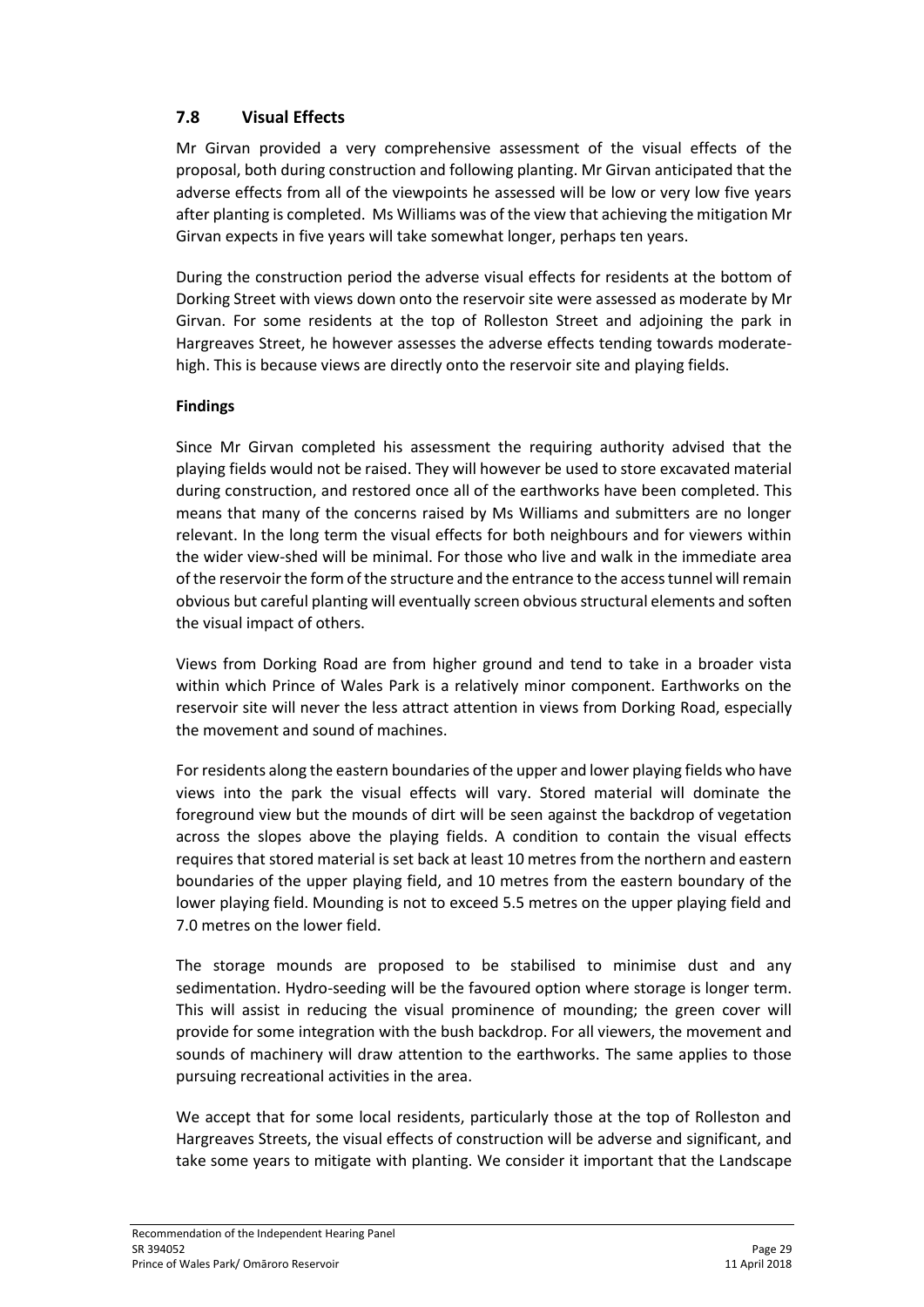## 7.8 Visual Effects

Mr Girvan provided a very comprehensive assessment of the visual effects of the proposal, both during construction and following planting. Mr Girvan anticipated that the adverse effects from all of the viewpoints he assessed will be low or very low five years after planting is completed. Ms Williams was of the view that achieving the mitigation Mr Girvan expects in five years will take somewhat longer, perhaps ten years.

During the construction period the adverse visual effects for residents at the bottom of Dorking Street with views down onto the reservoir site were assessed as moderate by Mr Girvan. For some residents at the top of Rolleston Street and adjoining the park in Hargreaves Street, he however assesses the adverse effects tending towards moderate-high. This is because views are directly onto the reservoir site and playing fields.

**Findings**

Since Mr Girvan completed his assessment the requiring authority advised that the playing fields would not be raised. They will however be used to store excavated material during construction, and restored once all of the earthworks have been completed. This means that many of the concerns raised by Ms Williams and submitters are no longer relevant. In the long term the visual effects for both neighbours and for viewers within the wider view-shed will be minimal. For those who live and walk in the immediate area of the reservoir the form of the structure and the entrance to the access tunnel will remain obvious but careful planting will eventually screen obvious structural elements and soften the visual impact of others.

Views from Dorking Road are from higher ground and tend to take in a broader vista within which Prince of Wales Park is a relatively minor component. Earthworks on the reservoir site will never the less attract attention in views from Dorking Road, especially the movement and sound of machines.

For residents along the eastern boundaries of the upper and lower playing fields who have views into the park the visual effects will vary. Stored material will dominate the foreground view but the mounds of dirt will be seen against the backdrop of vegetation across the slopes above the playing fields. A condition to contain the visual effects requires that stored material is set back at least 10 metres from the northern and eastern boundaries of the upper playing field, and 10 metres from the eastern boundary of the lower playing field. Mounding is not to exceed 5.5 metres on the upper playing field and 7.0 metres on the lower field.

The storage mounds are proposed to be stabilised to minimise dust and any sedimentation. Hydro-seeding will be the favoured option where storage is longer term. This will assist in reducing the visual prominence of mounding; the green cover will provide for some integration with the bush backdrop. For all viewers, the movement and sounds of machinery will draw attention to the earthworks. The same applies to those pursuing recreational activities in the area.

We accept that for some local residents, particularly those at the top of Rolleston and Hargreaves Streets, the visual effects of construction will be adverse and significant, and take some years to mitigate with planting. We consider it important that the Landscape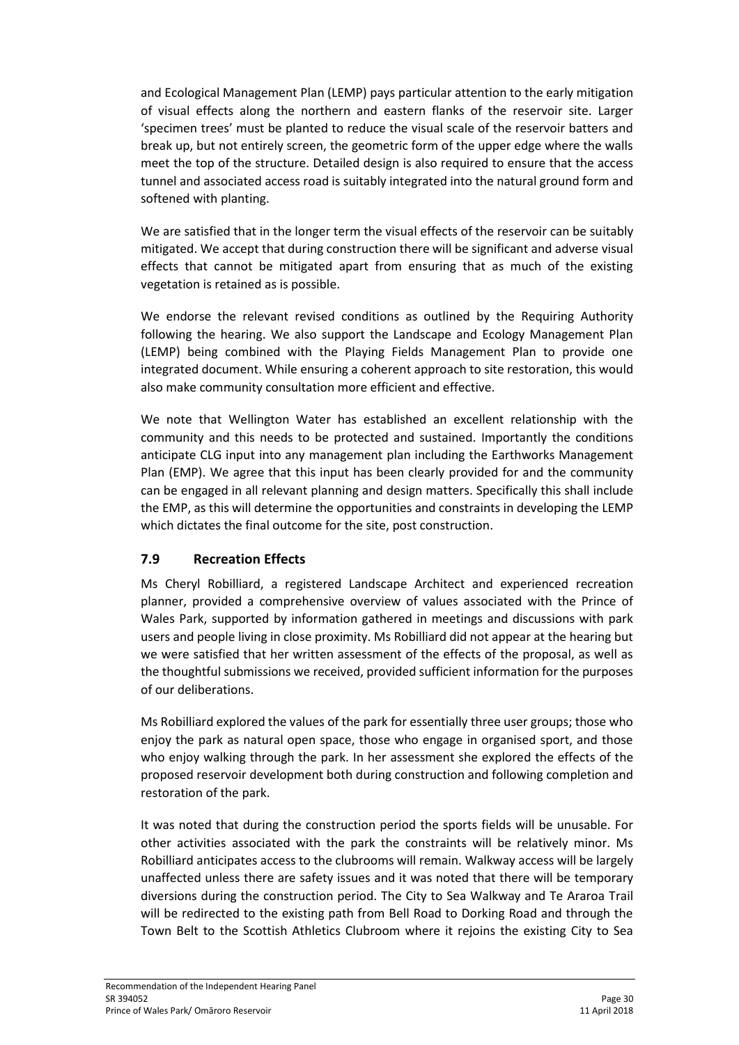and Ecological Management Plan (LEMP) pays particular attention to the early mitigation of visual effects along the northern and eastern flanks of the reservoir site. Larger 'specimen trees' must be planted to reduce the visual scale of the reservoir batters and break up, but not entirely screen, the geometric form of the upper edge where the walls meet the top of the structure. Detailed design is also required to ensure that the access tunnel and associated access road is suitably integrated into the natural ground form and softened with planting.

We are satisfied that in the longer term the visual effects of the reservoir can be suitably mitigated. We accept that during construction there will be significant and adverse visual effects that cannot be mitigated apart from ensuring that as much of the existing vegetation is retained as is possible.

We endorse the relevant revised conditions as outlined by the Requiring Authority following the hearing. We also support the Landscape and Ecology Management Plan (LEMP) being combined with the Playing Fields Management Plan to provide one integrated document. While ensuring a coherent approach to site restoration, this would also make community consultation more efficient and effective.

We note that Wellington Water has established an excellent relationship with the community and this needs to be protected and sustained. Importantly the conditions anticipate CLG input into any management plan including the Earthworks Management Plan (EMP). We agree that this input has been clearly provided for and the community can be engaged in all relevant planning and design matters. Specifically this shall include the EMP, as this will determine the opportunities and constraints in developing the LEMP which dictates the final outcome for the site, post construction.

## 7.9 Recreation Effects

Ms Cheryl Robilliard, a registered Landscape Architect and experienced recreation planner, provided a comprehensive overview of values associated with the Prince of Wales Park, supported by information gathered in meetings and discussions with park users and people living in close proximity. Ms Robilliard did not appear at the hearing but we were satisfied that her written assessment of the effects of the proposal, as well as the thoughtful submissions we received, provided sufficient information for the purposes of our deliberations.

Ms Robilliard explored the values of the park for essentially three user groups; those who enjoy the park as natural open space, those who engage in organised sport, and those who enjoy walking through the park. In her assessment she explored the effects of the proposed reservoir development both during construction and following completion and restoration of the park.

It was noted that during the construction period the sports fields will be unusable. For other activities associated with the park the constraints will be relatively minor. Ms Robilliard anticipates access to the clubrooms will remain. Walkway access will be largely unaffected unless there are safety issues and it was noted that there will be temporary diversions during the construction period. The City to Sea Walkway and Te Araroa Trail will be redirected to the existing path from Bell Road to Dorking Road and through the Town Belt to the Scottish Athletics Clubroom where it rejoins the existing City to Sea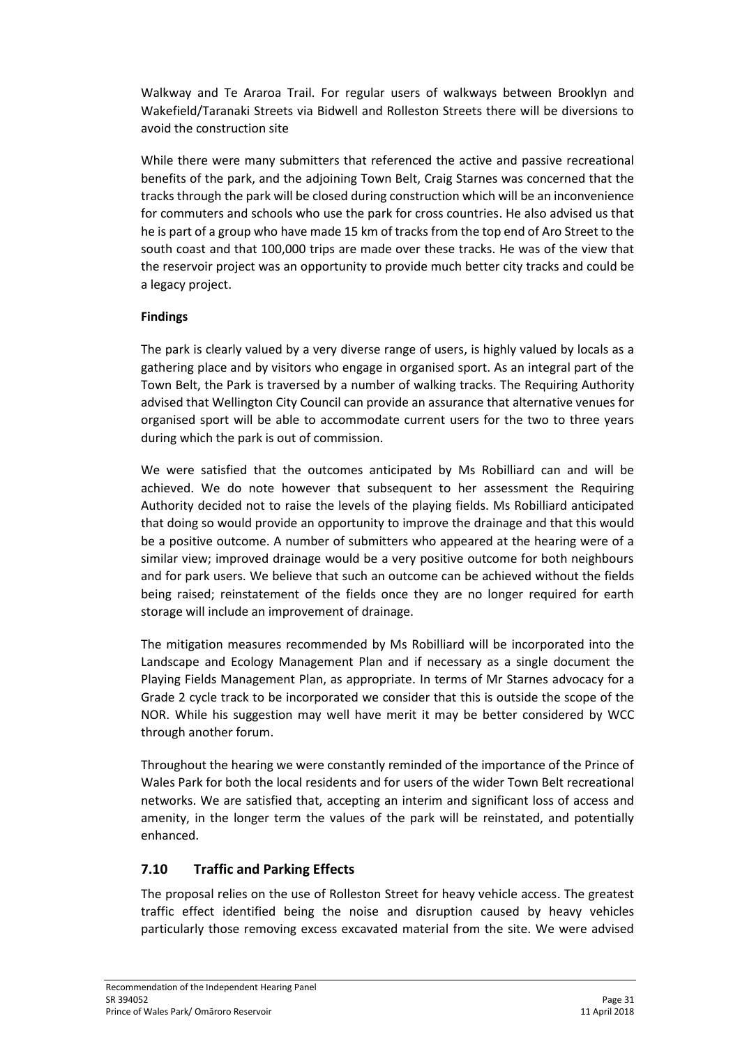Walkway and Te Araroa Trail. For regular users of walkways between Brooklyn and Wakefield/Taranaki Streets via Bidwell and Rolleston Streets there will be diversions to avoid the construction site

While there were many submitters that referenced the active and passive recreational benefits of the park, and the adjoining Town Belt, Craig Starnes was concerned that the tracks through the park will be closed during construction which will be an inconvenience for commuters and schools who use the park for cross countries. He also advised us that he is part of a group who have made 15 km of tracks from the top end of Aro Street to the south coast and that 100,000 trips are made over these tracks. He was of the view that the reservoir project was an opportunity to provide much better city tracks and could be a legacy project.

**Findings**

The park is clearly valued by a very diverse range of users, is highly valued by locals as a gathering place and by visitors who engage in organised sport. As an integral part of the Town Belt, the Park is traversed by a number of walking tracks. The Requiring Authority advised that Wellington City Council can provide an assurance that alternative venues for organised sport will be able to accommodate current users for the two to three years during which the park is out of commission.

We were satisfied that the outcomes anticipated by Ms Robilliard can and will be achieved. We do note however that subsequent to her assessment the Requiring Authority decided not to raise the levels of the playing fields. Ms Robilliard anticipated that doing so would provide an opportunity to improve the drainage and that this would be a positive outcome. A number of submitters who appeared at the hearing were of a similar view; improved drainage would be a very positive outcome for both neighbours and for park users. We believe that such an outcome can be achieved without the fields being raised; reinstatement of the fields once they are no longer required for earth storage will include an improvement of drainage.

The mitigation measures recommended by Ms Robilliard will be incorporated into the Landscape and Ecology Management Plan and if necessary as a single document the Playing Fields Management Plan, as appropriate. In terms of Mr Starnes advocacy for a Grade 2 cycle track to be incorporated we consider that this is outside the scope of the NOR. While his suggestion may well have merit it may be better considered by WCC through another forum.

Throughout the hearing we were constantly reminded of the importance of the Prince of Wales Park for both the local residents and for users of the wider Town Belt recreational networks. We are satisfied that, accepting an interim and significant loss of access and amenity, in the longer term the values of the park will be reinstated, and potentially enhanced.

## 7.10 Traffic and Parking Effects

The proposal relies on the use of Rolleston Street for heavy vehicle access. The greatest traffic effect identified being the noise and disruption caused by heavy vehicles particularly those removing excess excavated material from the site. We were advised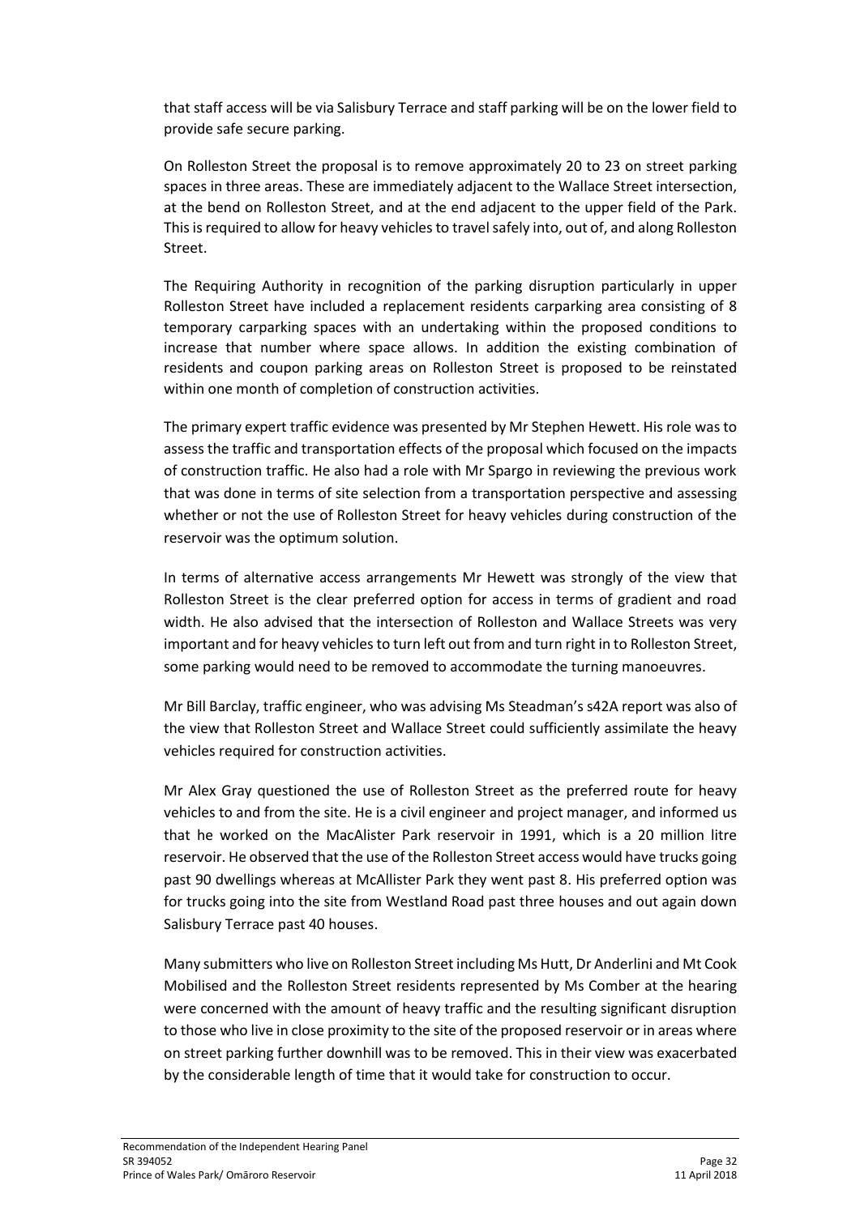that staff access will be via Salisbury Terrace and staff parking will be on the lower field to provide safe secure parking.

On Rolleston Street the proposal is to remove approximately 20 to 23 on street parking spaces in three areas. These are immediately adjacent to the Wallace Street intersection, at the bend on Rolleston Street, and at the end adjacent to the upper field of the Park. This is required to allow for heavy vehicles to travel safely into, out of, and along Rolleston Street.

The Requiring Authority in recognition of the parking disruption particularly in upper Rolleston Street have included a replacement residents carparking area consisting of 8 temporary carparking spaces with an undertaking within the proposed conditions to increase that number where space allows. In addition the existing combination of residents and coupon parking areas on Rolleston Street is proposed to be reinstated within one month of completion of construction activities.

The primary expert traffic evidence was presented by Mr Stephen Hewett. His role was to assess the traffic and transportation effects of the proposal which focused on the impacts of construction traffic. He also had a role with Mr Spargo in reviewing the previous work that was done in terms of site selection from a transportation perspective and assessing whether or not the use of Rolleston Street for heavy vehicles during construction of the reservoir was the optimum solution.

In terms of alternative access arrangements Mr Hewett was strongly of the view that Rolleston Street is the clear preferred option for access in terms of gradient and road width. He also advised that the intersection of Rolleston and Wallace Streets was very important and for heavy vehicles to turn left out from and turn right in to Rolleston Street, some parking would need to be removed to accommodate the turning manoeuvres.

Mr Bill Barclay, traffic engineer, who was advising Ms Steadman's s42A report was also of the view that Rolleston Street and Wallace Street could sufficiently assimilate the heavy vehicles required for construction activities.

Mr Alex Gray questioned the use of Rolleston Street as the preferred route for heavy vehicles to and from the site. He is a civil engineer and project manager, and informed us that he worked on the MacAlister Park reservoir in 1991, which is a 20 million litre reservoir. He observed that the use of the Rolleston Street access would have trucks going past 90 dwellings whereas at McAllister Park they went past 8. His preferred option was for trucks going into the site from Westland Road past three houses and out again down Salisbury Terrace past 40 houses.

Many submitters who live on Rolleston Street including Ms Hutt, Dr Anderlini and Mt Cook Mobilised and the Rolleston Street residents represented by Ms Comber at the hearing were concerned with the amount of heavy traffic and the resulting significant disruption to those who live in close proximity to the site of the proposed reservoir or in areas where on street parking further downhill was to be removed. This in their view was exacerbated by the considerable length of time that it would take for construction to occur.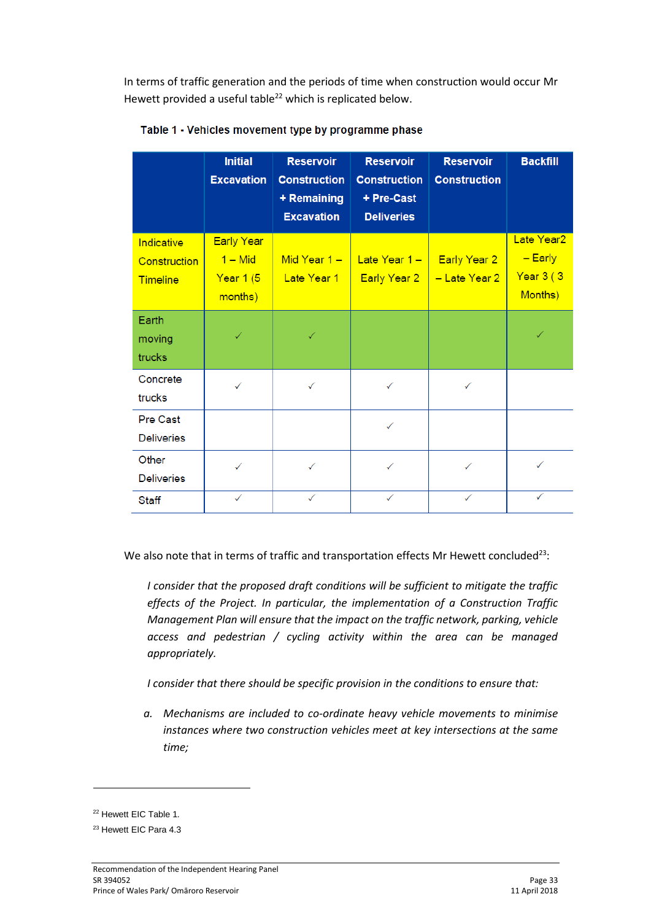In terms of traffic generation and the periods of time when construction would occur Mr Hewett provided a useful table[22] which is replicated below.

**Table 1 - Vehicles movement type by programme phase**

| | Initial Excavation | Reservoir Construction + Remaining Excavation | Reservoir Construction + Pre-Cast Deliveries | Reservoir Construction | Backfill |
|---|---|---|---|---|---|
| Indicative Construction Timeline | Early Year 1 – Mid Year 1 (5 months) | Mid Year 1 – Late Year 1 | Late Year 1 – Early Year 2 | Early Year 2 – Late Year 2 | Late Year2 – Early Year 3 ( 3 Months) |
| Earth moving trucks | ✓ | ✓ | | | ✓ |
| Concrete trucks | ✓ | ✓ | ✓ | ✓ | |
| Pre Cast Deliveries | | | ✓ | | |
| Other Deliveries | ✓ | ✓ | ✓ | ✓ | ✓ |
| Staff | ✓ | ✓ | ✓ | ✓ | ✓ |

We also note that in terms of traffic and transportation effects Mr Hewett concluded[23]:

> *I consider that the proposed draft conditions will be sufficient to mitigate the traffic effects of the Project. In particular, the implementation of a Construction Traffic Management Plan will ensure that the impact on the traffic network, parking, vehicle access and pedestrian / cycling activity within the area can be managed appropriately.*
>
> *I consider that there should be specific provision in the conditions to ensure that:*
>
> *a. Mechanisms are included to co-ordinate heavy vehicle movements to minimise instances where two construction vehicles meet at key intersections at the same time;*

[22] Hewett EIC Table 1.

[23] Hewett EIC Para 4.3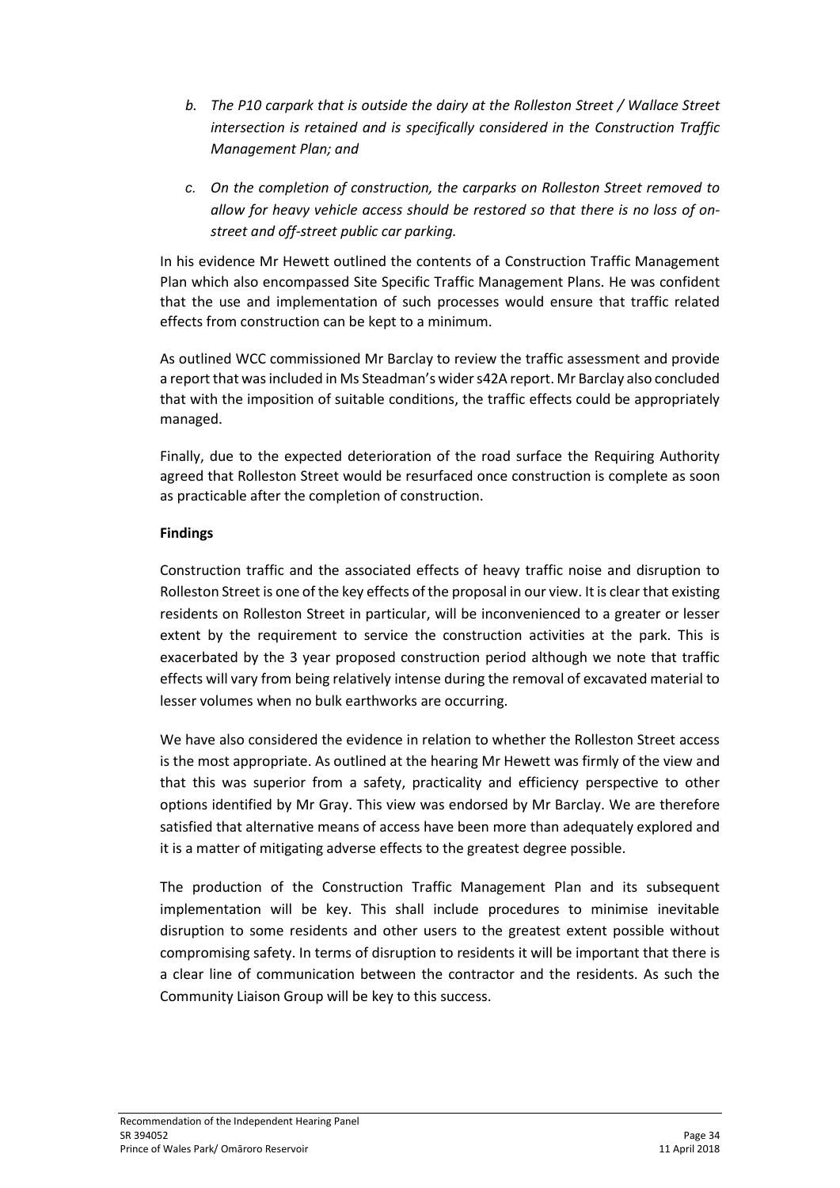*b. The P10 carpark that is outside the dairy at the Rolleston Street / Wallace Street intersection is retained and is specifically considered in the Construction Traffic Management Plan; and*

*c. On the completion of construction, the carparks on Rolleston Street removed to allow for heavy vehicle access should be restored so that there is no loss of on-street and off-street public car parking.*

In his evidence Mr Hewett outlined the contents of a Construction Traffic Management Plan which also encompassed Site Specific Traffic Management Plans. He was confident that the use and implementation of such processes would ensure that traffic related effects from construction can be kept to a minimum.

As outlined WCC commissioned Mr Barclay to review the traffic assessment and provide a report that was included in Ms Steadman's wider s42A report. Mr Barclay also concluded that with the imposition of suitable conditions, the traffic effects could be appropriately managed.

Finally, due to the expected deterioration of the road surface the Requiring Authority agreed that Rolleston Street would be resurfaced once construction is complete as soon as practicable after the completion of construction.

**Findings**

Construction traffic and the associated effects of heavy traffic noise and disruption to Rolleston Street is one of the key effects of the proposal in our view. It is clear that existing residents on Rolleston Street in particular, will be inconvenienced to a greater or lesser extent by the requirement to service the construction activities at the park. This is exacerbated by the 3 year proposed construction period although we note that traffic effects will vary from being relatively intense during the removal of excavated material to lesser volumes when no bulk earthworks are occurring.

We have also considered the evidence in relation to whether the Rolleston Street access is the most appropriate. As outlined at the hearing Mr Hewett was firmly of the view and that this was superior from a safety, practicality and efficiency perspective to other options identified by Mr Gray. This view was endorsed by Mr Barclay. We are therefore satisfied that alternative means of access have been more than adequately explored and it is a matter of mitigating adverse effects to the greatest degree possible.

The production of the Construction Traffic Management Plan and its subsequent implementation will be key. This shall include procedures to minimise inevitable disruption to some residents and other users to the greatest extent possible without compromising safety. In terms of disruption to residents it will be important that there is a clear line of communication between the contractor and the residents. As such the Community Liaison Group will be key to this success.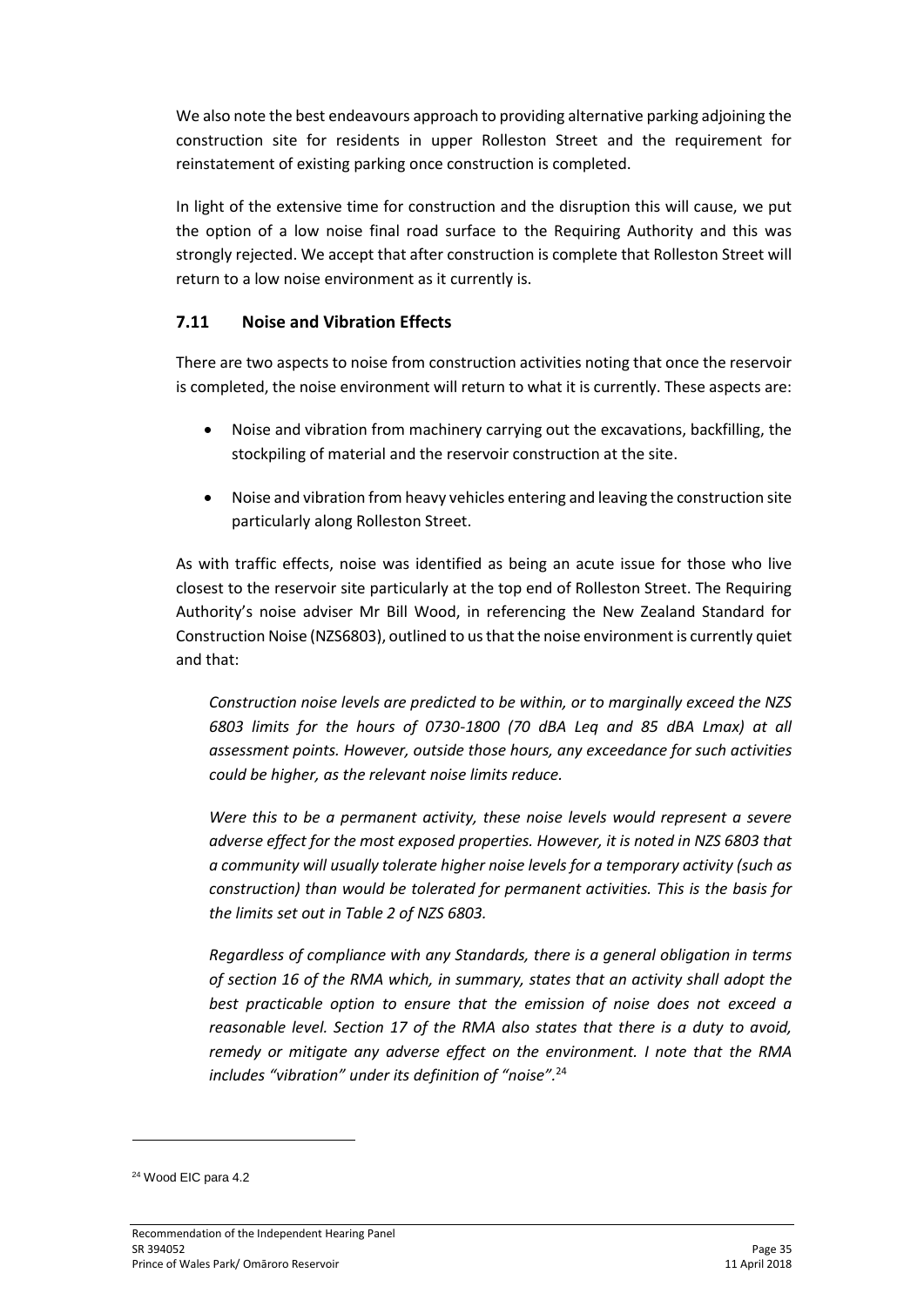We also note the best endeavours approach to providing alternative parking adjoining the construction site for residents in upper Rolleston Street and the requirement for reinstatement of existing parking once construction is completed.

In light of the extensive time for construction and the disruption this will cause, we put the option of a low noise final road surface to the Requiring Authority and this was strongly rejected. We accept that after construction is complete that Rolleston Street will return to a low noise environment as it currently is.

### 7.11 Noise and Vibration Effects

There are two aspects to noise from construction activities noting that once the reservoir is completed, the noise environment will return to what it is currently. These aspects are:

- Noise and vibration from machinery carrying out the excavations, backfilling, the stockpiling of material and the reservoir construction at the site.
- Noise and vibration from heavy vehicles entering and leaving the construction site particularly along Rolleston Street.

As with traffic effects, noise was identified as being an acute issue for those who live closest to the reservoir site particularly at the top end of Rolleston Street. The Requiring Authority's noise adviser Mr Bill Wood, in referencing the New Zealand Standard for Construction Noise (NZS6803), outlined to us that the noise environment is currently quiet and that:

> *Construction noise levels are predicted to be within, or to marginally exceed the NZS 6803 limits for the hours of 0730-1800 (70 dBA Leq and 85 dBA Lmax) at all assessment points. However, outside those hours, any exceedance for such activities could be higher, as the relevant noise limits reduce.*
>
> *Were this to be a permanent activity, these noise levels would represent a severe adverse effect for the most exposed properties. However, it is noted in NZS 6803 that a community will usually tolerate higher noise levels for a temporary activity (such as construction) than would be tolerated for permanent activities. This is the basis for the limits set out in Table 2 of NZS 6803.*
>
> *Regardless of compliance with any Standards, there is a general obligation in terms of section 16 of the RMA which, in summary, states that an activity shall adopt the best practicable option to ensure that the emission of noise does not exceed a reasonable level. Section 17 of the RMA also states that there is a duty to avoid, remedy or mitigate any adverse effect on the environment. I note that the RMA includes "vibration" under its definition of "noise".*[24]

[24] Wood EIC para 4.2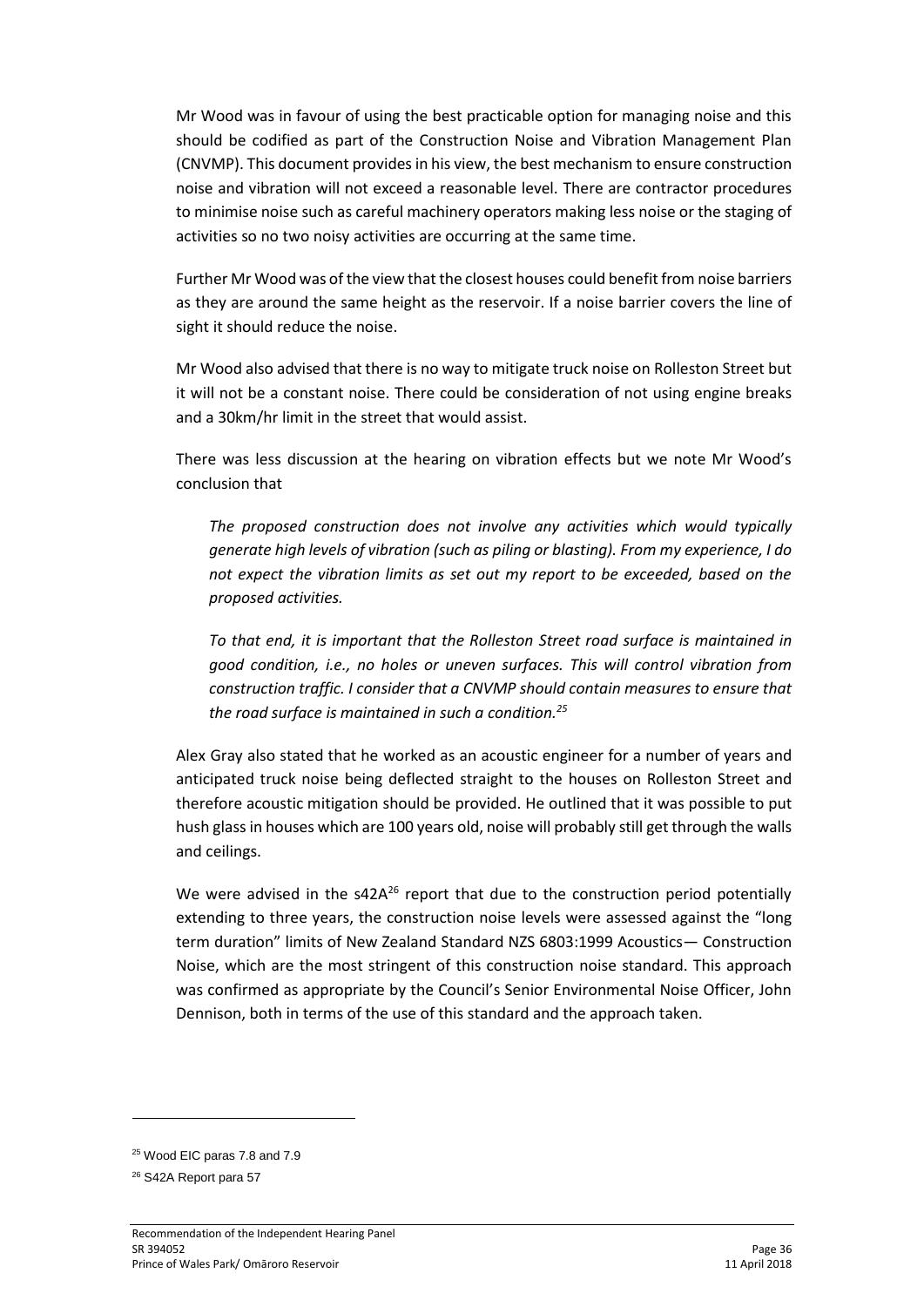Mr Wood was in favour of using the best practicable option for managing noise and this should be codified as part of the Construction Noise and Vibration Management Plan (CNVMP). This document provides in his view, the best mechanism to ensure construction noise and vibration will not exceed a reasonable level. There are contractor procedures to minimise noise such as careful machinery operators making less noise or the staging of activities so no two noisy activities are occurring at the same time.

Further Mr Wood was of the view that the closest houses could benefit from noise barriers as they are around the same height as the reservoir. If a noise barrier covers the line of sight it should reduce the noise.

Mr Wood also advised that there is no way to mitigate truck noise on Rolleston Street but it will not be a constant noise. There could be consideration of not using engine breaks and a 30km/hr limit in the street that would assist.

There was less discussion at the hearing on vibration effects but we note Mr Wood's conclusion that

> *The proposed construction does not involve any activities which would typically generate high levels of vibration (such as piling or blasting). From my experience, I do not expect the vibration limits as set out my report to be exceeded, based on the proposed activities.*
>
> *To that end, it is important that the Rolleston Street road surface is maintained in good condition, i.e., no holes or uneven surfaces. This will control vibration from construction traffic. I consider that a CNVMP should contain measures to ensure that the road surface is maintained in such a condition.*[25]

Alex Gray also stated that he worked as an acoustic engineer for a number of years and anticipated truck noise being deflected straight to the houses on Rolleston Street and therefore acoustic mitigation should be provided. He outlined that it was possible to put hush glass in houses which are 100 years old, noise will probably still get through the walls and ceilings.

We were advised in the s42A[26] report that due to the construction period potentially extending to three years, the construction noise levels were assessed against the "long term duration" limits of New Zealand Standard NZS 6803:1999 Acoustics— Construction Noise, which are the most stringent of this construction noise standard. This approach was confirmed as appropriate by the Council's Senior Environmental Noise Officer, John Dennison, both in terms of the use of this standard and the approach taken.

---

[25] Wood EIC paras 7.8 and 7.9

[26] S42A Report para 57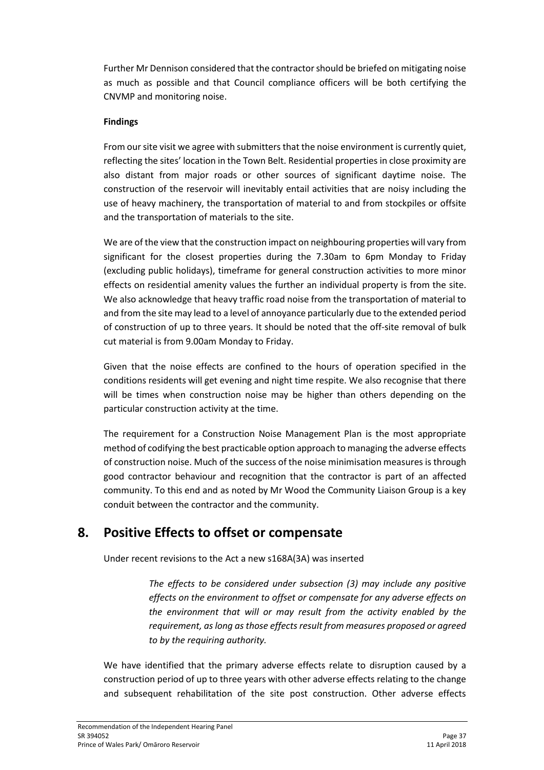Further Mr Dennison considered that the contractor should be briefed on mitigating noise as much as possible and that Council compliance officers will be both certifying the CNVMP and monitoring noise.

**Findings**

From our site visit we agree with submitters that the noise environment is currently quiet, reflecting the sites' location in the Town Belt. Residential properties in close proximity are also distant from major roads or other sources of significant daytime noise. The construction of the reservoir will inevitably entail activities that are noisy including the use of heavy machinery, the transportation of material to and from stockpiles or offsite and the transportation of materials to the site.

We are of the view that the construction impact on neighbouring properties will vary from significant for the closest properties during the 7.30am to 6pm Monday to Friday (excluding public holidays), timeframe for general construction activities to more minor effects on residential amenity values the further an individual property is from the site. We also acknowledge that heavy traffic road noise from the transportation of material to and from the site may lead to a level of annoyance particularly due to the extended period of construction of up to three years. It should be noted that the off-site removal of bulk cut material is from 9.00am Monday to Friday.

Given that the noise effects are confined to the hours of operation specified in the conditions residents will get evening and night time respite. We also recognise that there will be times when construction noise may be higher than others depending on the particular construction activity at the time.

The requirement for a Construction Noise Management Plan is the most appropriate method of codifying the best practicable option approach to managing the adverse effects of construction noise. Much of the success of the noise minimisation measures is through good contractor behaviour and recognition that the contractor is part of an affected community. To this end and as noted by Mr Wood the Community Liaison Group is a key conduit between the contractor and the community.

# 8. Positive Effects to offset or compensate

Under recent revisions to the Act a new s168A(3A) was inserted

> *The effects to be considered under subsection (3) may include any positive effects on the environment to offset or compensate for any adverse effects on the environment that will or may result from the activity enabled by the requirement, as long as those effects result from measures proposed or agreed to by the requiring authority.*

We have identified that the primary adverse effects relate to disruption caused by a construction period of up to three years with other adverse effects relating to the change and subsequent rehabilitation of the site post construction. Other adverse effects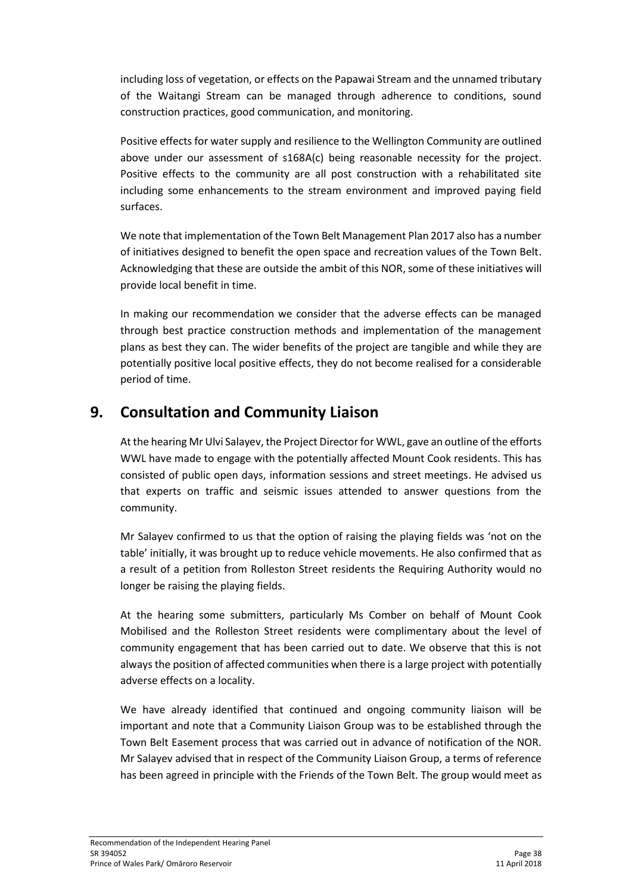including loss of vegetation, or effects on the Papawai Stream and the unnamed tributary of the Waitangi Stream can be managed through adherence to conditions, sound construction practices, good communication, and monitoring.

Positive effects for water supply and resilience to the Wellington Community are outlined above under our assessment of s168A(c) being reasonable necessity for the project. Positive effects to the community are all post construction with a rehabilitated site including some enhancements to the stream environment and improved paying field surfaces.

We note that implementation of the Town Belt Management Plan 2017 also has a number of initiatives designed to benefit the open space and recreation values of the Town Belt. Acknowledging that these are outside the ambit of this NOR, some of these initiatives will provide local benefit in time.

In making our recommendation we consider that the adverse effects can be managed through best practice construction methods and implementation of the management plans as best they can. The wider benefits of the project are tangible and while they are potentially positive local positive effects, they do not become realised for a considerable period of time.

## 9. Consultation and Community Liaison

At the hearing Mr Ulvi Salayev, the Project Director for WWL, gave an outline of the efforts WWL have made to engage with the potentially affected Mount Cook residents. This has consisted of public open days, information sessions and street meetings. He advised us that experts on traffic and seismic issues attended to answer questions from the community.

Mr Salayev confirmed to us that the option of raising the playing fields was 'not on the table' initially, it was brought up to reduce vehicle movements. He also confirmed that as a result of a petition from Rolleston Street residents the Requiring Authority would no longer be raising the playing fields.

At the hearing some submitters, particularly Ms Comber on behalf of Mount Cook Mobilised and the Rolleston Street residents were complimentary about the level of community engagement that has been carried out to date. We observe that this is not always the position of affected communities when there is a large project with potentially adverse effects on a locality.

We have already identified that continued and ongoing community liaison will be important and note that a Community Liaison Group was to be established through the Town Belt Easement process that was carried out in advance of notification of the NOR. Mr Salayev advised that in respect of the Community Liaison Group, a terms of reference has been agreed in principle with the Friends of the Town Belt. The group would meet as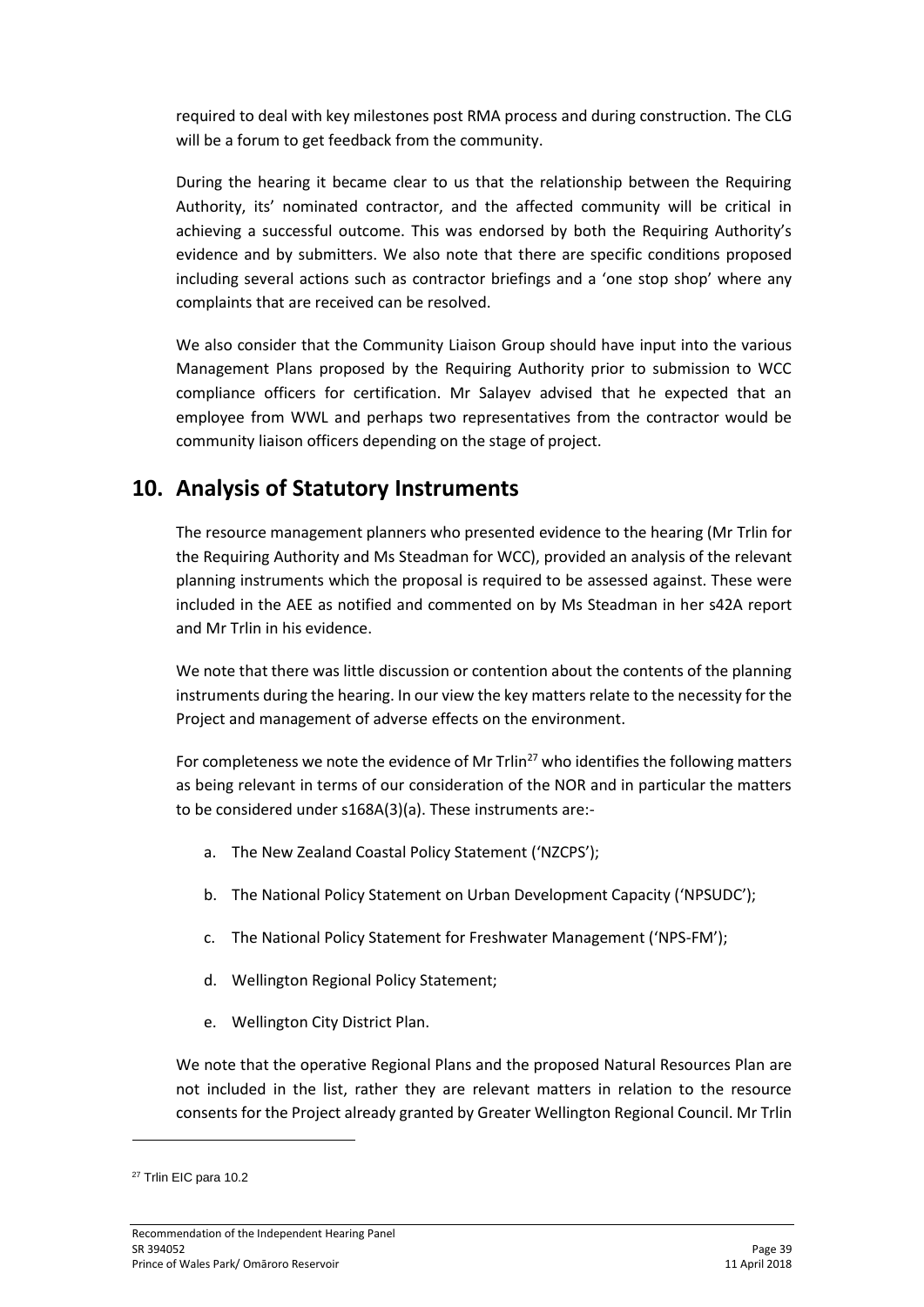required to deal with key milestones post RMA process and during construction. The CLG will be a forum to get feedback from the community.

During the hearing it became clear to us that the relationship between the Requiring Authority, its' nominated contractor, and the affected community will be critical in achieving a successful outcome. This was endorsed by both the Requiring Authority's evidence and by submitters. We also note that there are specific conditions proposed including several actions such as contractor briefings and a 'one stop shop' where any complaints that are received can be resolved.

We also consider that the Community Liaison Group should have input into the various Management Plans proposed by the Requiring Authority prior to submission to WCC compliance officers for certification. Mr Salayev advised that he expected that an employee from WWL and perhaps two representatives from the contractor would be community liaison officers depending on the stage of project.

## 10. Analysis of Statutory Instruments

The resource management planners who presented evidence to the hearing (Mr Trlin for the Requiring Authority and Ms Steadman for WCC), provided an analysis of the relevant planning instruments which the proposal is required to be assessed against. These were included in the AEE as notified and commented on by Ms Steadman in her s42A report and Mr Trlin in his evidence.

We note that there was little discussion or contention about the contents of the planning instruments during the hearing. In our view the key matters relate to the necessity for the Project and management of adverse effects on the environment.

For completeness we note the evidence of Mr Trlin[27] who identifies the following matters as being relevant in terms of our consideration of the NOR and in particular the matters to be considered under s168A(3)(a). These instruments are:-

a. The New Zealand Coastal Policy Statement ('NZCPS');

b. The National Policy Statement on Urban Development Capacity ('NPSUDC');

c. The National Policy Statement for Freshwater Management ('NPS-FM');

d. Wellington Regional Policy Statement;

e. Wellington City District Plan.

We note that the operative Regional Plans and the proposed Natural Resources Plan are not included in the list, rather they are relevant matters in relation to the resource consents for the Project already granted by Greater Wellington Regional Council. Mr Trlin

[27] Trlin EIC para 10.2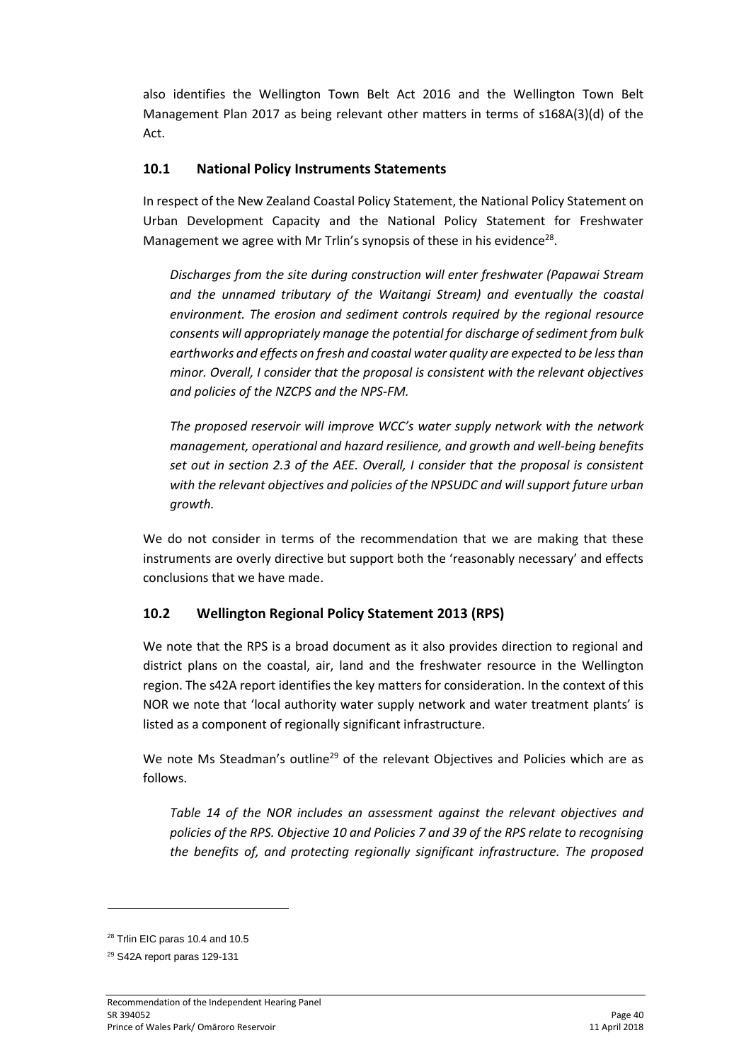also identifies the Wellington Town Belt Act 2016 and the Wellington Town Belt Management Plan 2017 as being relevant other matters in terms of s168A(3)(d) of the Act.

## 10.1 National Policy Instruments Statements

In respect of the New Zealand Coastal Policy Statement, the National Policy Statement on Urban Development Capacity and the National Policy Statement for Freshwater Management we agree with Mr Trlin's synopsis of these in his evidence[28].

> *Discharges from the site during construction will enter freshwater (Papawai Stream and the unnamed tributary of the Waitangi Stream) and eventually the coastal environment. The erosion and sediment controls required by the regional resource consents will appropriately manage the potential for discharge of sediment from bulk earthworks and effects on fresh and coastal water quality are expected to be less than minor. Overall, I consider that the proposal is consistent with the relevant objectives and policies of the NZCPS and the NPS-FM.*
>
> *The proposed reservoir will improve WCC's water supply network with the network management, operational and hazard resilience, and growth and well-being benefits set out in section 2.3 of the AEE. Overall, I consider that the proposal is consistent with the relevant objectives and policies of the NPSUDC and will support future urban growth.*

We do not consider in terms of the recommendation that we are making that these instruments are overly directive but support both the 'reasonably necessary' and effects conclusions that we have made.

## 10.2 Wellington Regional Policy Statement 2013 (RPS)

We note that the RPS is a broad document as it also provides direction to regional and district plans on the coastal, air, land and the freshwater resource in the Wellington region. The s42A report identifies the key matters for consideration. In the context of this NOR we note that 'local authority water supply network and water treatment plants' is listed as a component of regionally significant infrastructure.

We note Ms Steadman's outline[29] of the relevant Objectives and Policies which are as follows.

> *Table 14 of the NOR includes an assessment against the relevant objectives and policies of the RPS. Objective 10 and Policies 7 and 39 of the RPS relate to recognising the benefits of, and protecting regionally significant infrastructure. The proposed*

---

[28] Trlin EIC paras 10.4 and 10.5

[29] S42A report paras 129-131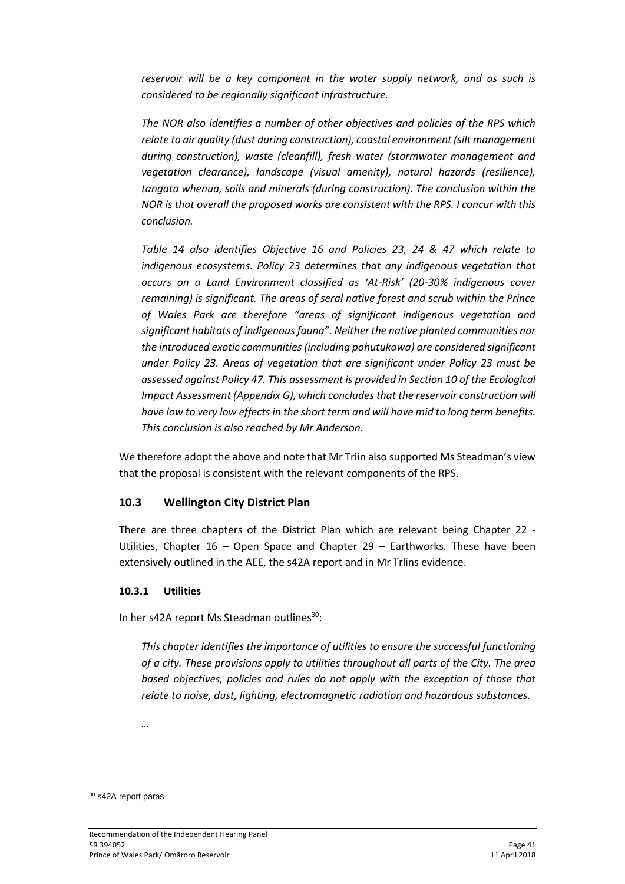*reservoir will be a key component in the water supply network, and as such is considered to be regionally significant infrastructure.*

*The NOR also identifies a number of other objectives and policies of the RPS which relate to air quality (dust during construction), coastal environment (silt management during construction), waste (cleanfill), fresh water (stormwater management and vegetation clearance), landscape (visual amenity), natural hazards (resilience), tangata whenua, soils and minerals (during construction). The conclusion within the NOR is that overall the proposed works are consistent with the RPS. I concur with this conclusion.*

*Table 14 also identifies Objective 16 and Policies 23, 24 & 47 which relate to indigenous ecosystems. Policy 23 determines that any indigenous vegetation that occurs on a Land Environment classified as 'At-Risk' (20-30% indigenous cover remaining) is significant. The areas of seral native forest and scrub within the Prince of Wales Park are therefore "areas of significant indigenous vegetation and significant habitats of indigenous fauna". Neither the native planted communities nor the introduced exotic communities (including pohutukawa) are considered significant under Policy 23. Areas of vegetation that are significant under Policy 23 must be assessed against Policy 47. This assessment is provided in Section 10 of the Ecological Impact Assessment (Appendix G), which concludes that the reservoir construction will have low to very low effects in the short term and will have mid to long term benefits. This conclusion is also reached by Mr Anderson.*

We therefore adopt the above and note that Mr Trlin also supported Ms Steadman's view that the proposal is consistent with the relevant components of the RPS.

## 10.3 Wellington City District Plan

There are three chapters of the District Plan which are relevant being Chapter 22 - Utilities, Chapter 16 – Open Space and Chapter 29 – Earthworks. These have been extensively outlined in the AEE, the s42A report and in Mr Trlins evidence.

### 10.3.1 Utilities

In her s42A report Ms Steadman outlines[30]:

*This chapter identifies the importance of utilities to ensure the successful functioning of a city. These provisions apply to utilities throughout all parts of the City. The area based objectives, policies and rules do not apply with the exception of those that relate to noise, dust, lighting, electromagnetic radiation and hazardous substances.*

*…*

[30] s42A report paras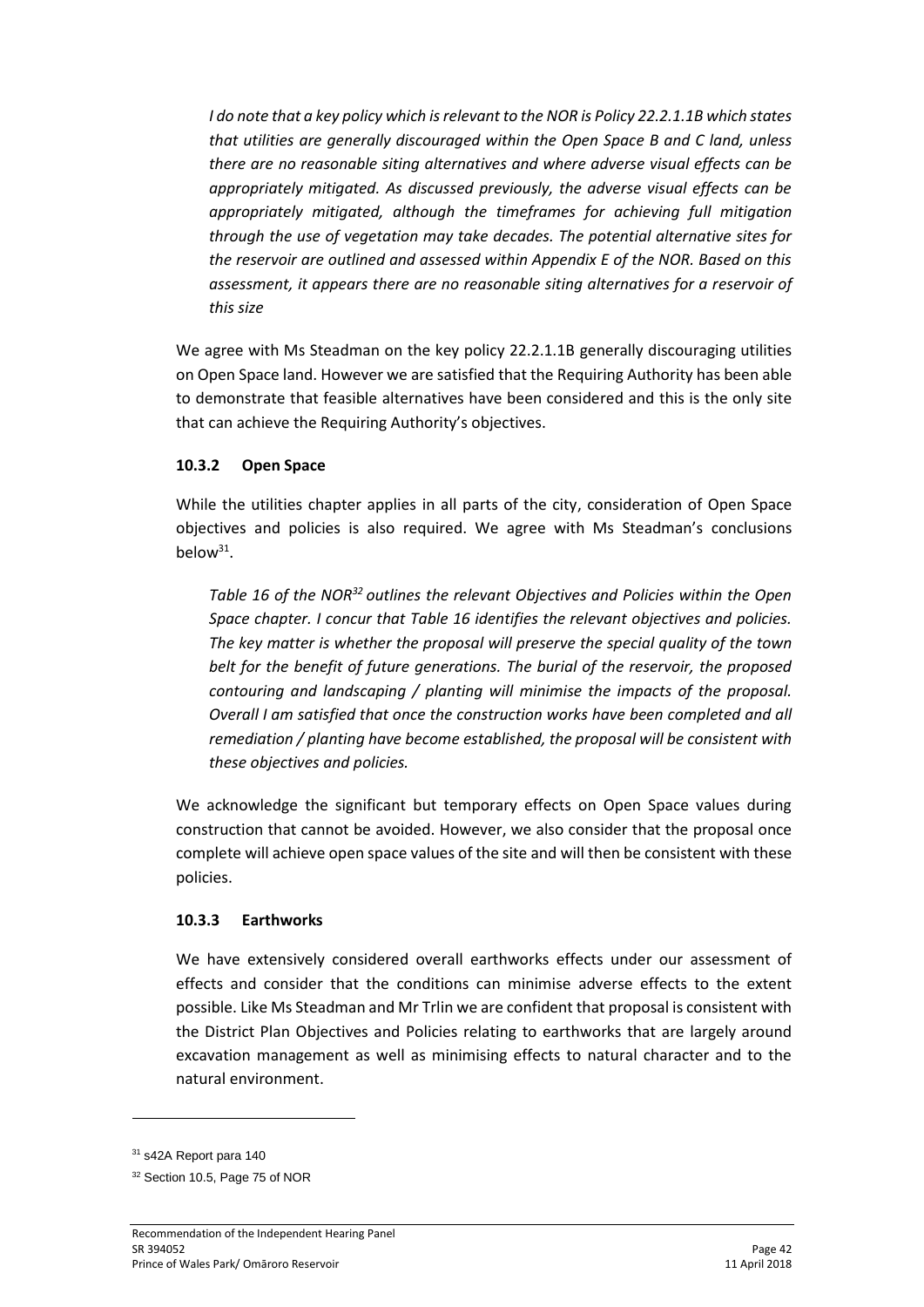*I do note that a key policy which is relevant to the NOR is Policy 22.2.1.1B which states that utilities are generally discouraged within the Open Space B and C land, unless there are no reasonable siting alternatives and where adverse visual effects can be appropriately mitigated. As discussed previously, the adverse visual effects can be appropriately mitigated, although the timeframes for achieving full mitigation through the use of vegetation may take decades. The potential alternative sites for the reservoir are outlined and assessed within Appendix E of the NOR. Based on this assessment, it appears there are no reasonable siting alternatives for a reservoir of this size*

We agree with Ms Steadman on the key policy 22.2.1.1B generally discouraging utilities on Open Space land. However we are satisfied that the Requiring Authority has been able to demonstrate that feasible alternatives have been considered and this is the only site that can achieve the Requiring Authority's objectives.

### 10.3.2 Open Space

While the utilities chapter applies in all parts of the city, consideration of Open Space objectives and policies is also required. We agree with Ms Steadman's conclusions below[31].

*Table 16 of the NOR[32] outlines the relevant Objectives and Policies within the Open Space chapter. I concur that Table 16 identifies the relevant objectives and policies. The key matter is whether the proposal will preserve the special quality of the town belt for the benefit of future generations. The burial of the reservoir, the proposed contouring and landscaping / planting will minimise the impacts of the proposal. Overall I am satisfied that once the construction works have been completed and all remediation / planting have become established, the proposal will be consistent with these objectives and policies.*

We acknowledge the significant but temporary effects on Open Space values during construction that cannot be avoided. However, we also consider that the proposal once complete will achieve open space values of the site and will then be consistent with these policies.

### 10.3.3 Earthworks

We have extensively considered overall earthworks effects under our assessment of effects and consider that the conditions can minimise adverse effects to the extent possible. Like Ms Steadman and Mr Trlin we are confident that proposal is consistent with the District Plan Objectives and Policies relating to earthworks that are largely around excavation management as well as minimising effects to natural character and to the natural environment.

---

[31] s42A Report para 140

[32] Section 10.5, Page 75 of NOR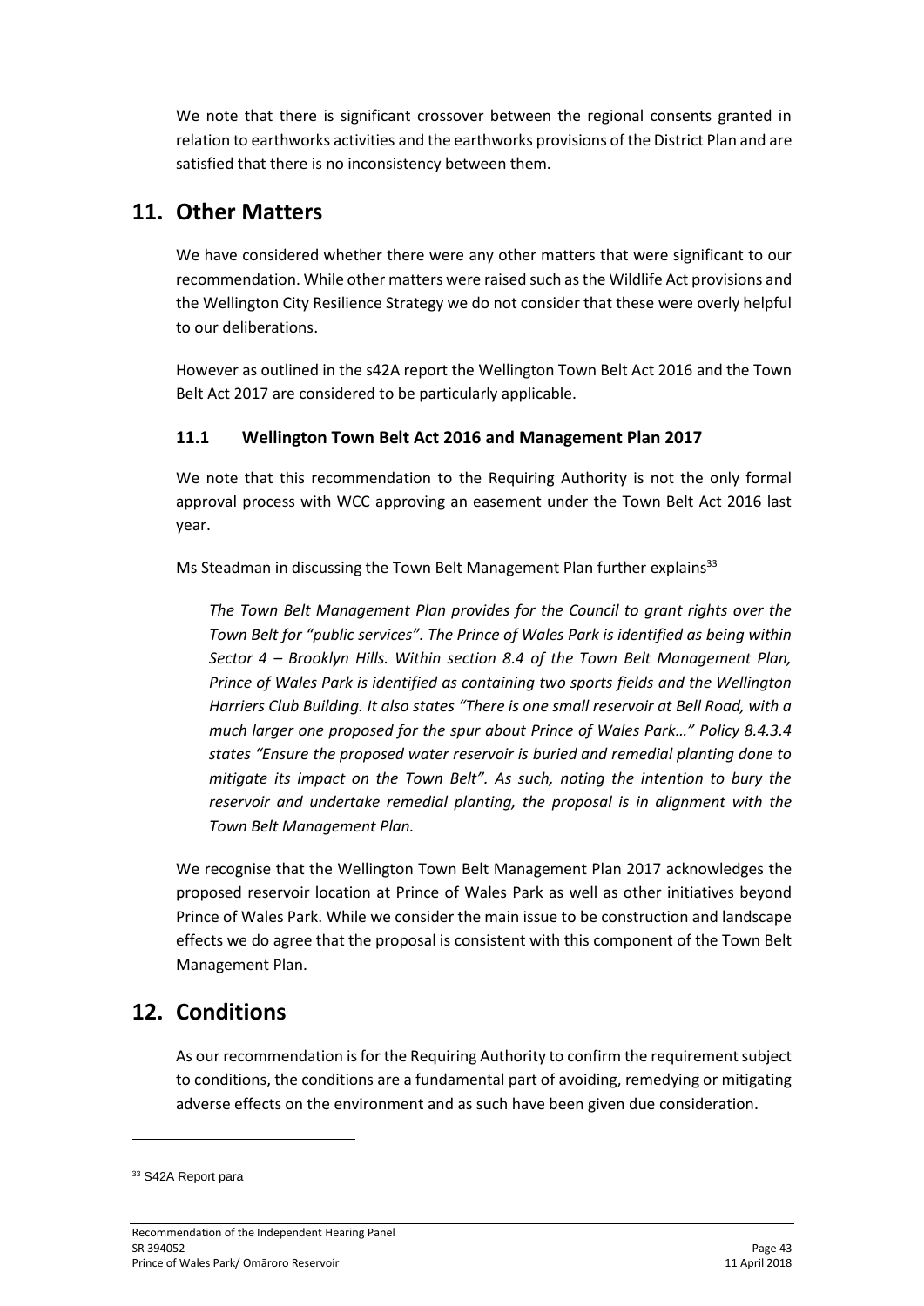We note that there is significant crossover between the regional consents granted in relation to earthworks activities and the earthworks provisions of the District Plan and are satisfied that there is no inconsistency between them.

## 11. Other Matters

We have considered whether there were any other matters that were significant to our recommendation. While other matters were raised such as the Wildlife Act provisions and the Wellington City Resilience Strategy we do not consider that these were overly helpful to our deliberations.

However as outlined in the s42A report the Wellington Town Belt Act 2016 and the Town Belt Act 2017 are considered to be particularly applicable.

### 11.1 Wellington Town Belt Act 2016 and Management Plan 2017

We note that this recommendation to the Requiring Authority is not the only formal approval process with WCC approving an easement under the Town Belt Act 2016 last year.

Ms Steadman in discussing the Town Belt Management Plan further explains[33]

> *The Town Belt Management Plan provides for the Council to grant rights over the Town Belt for "public services". The Prince of Wales Park is identified as being within Sector 4 – Brooklyn Hills. Within section 8.4 of the Town Belt Management Plan, Prince of Wales Park is identified as containing two sports fields and the Wellington Harriers Club Building. It also states "There is one small reservoir at Bell Road, with a much larger one proposed for the spur about Prince of Wales Park…" Policy 8.4.3.4 states "Ensure the proposed water reservoir is buried and remedial planting done to mitigate its impact on the Town Belt". As such, noting the intention to bury the reservoir and undertake remedial planting, the proposal is in alignment with the Town Belt Management Plan.*

We recognise that the Wellington Town Belt Management Plan 2017 acknowledges the proposed reservoir location at Prince of Wales Park as well as other initiatives beyond Prince of Wales Park. While we consider the main issue to be construction and landscape effects we do agree that the proposal is consistent with this component of the Town Belt Management Plan.

## 12. Conditions

As our recommendation is for the Requiring Authority to confirm the requirement subject to conditions, the conditions are a fundamental part of avoiding, remedying or mitigating adverse effects on the environment and as such have been given due consideration.

---

[33] S42A Report para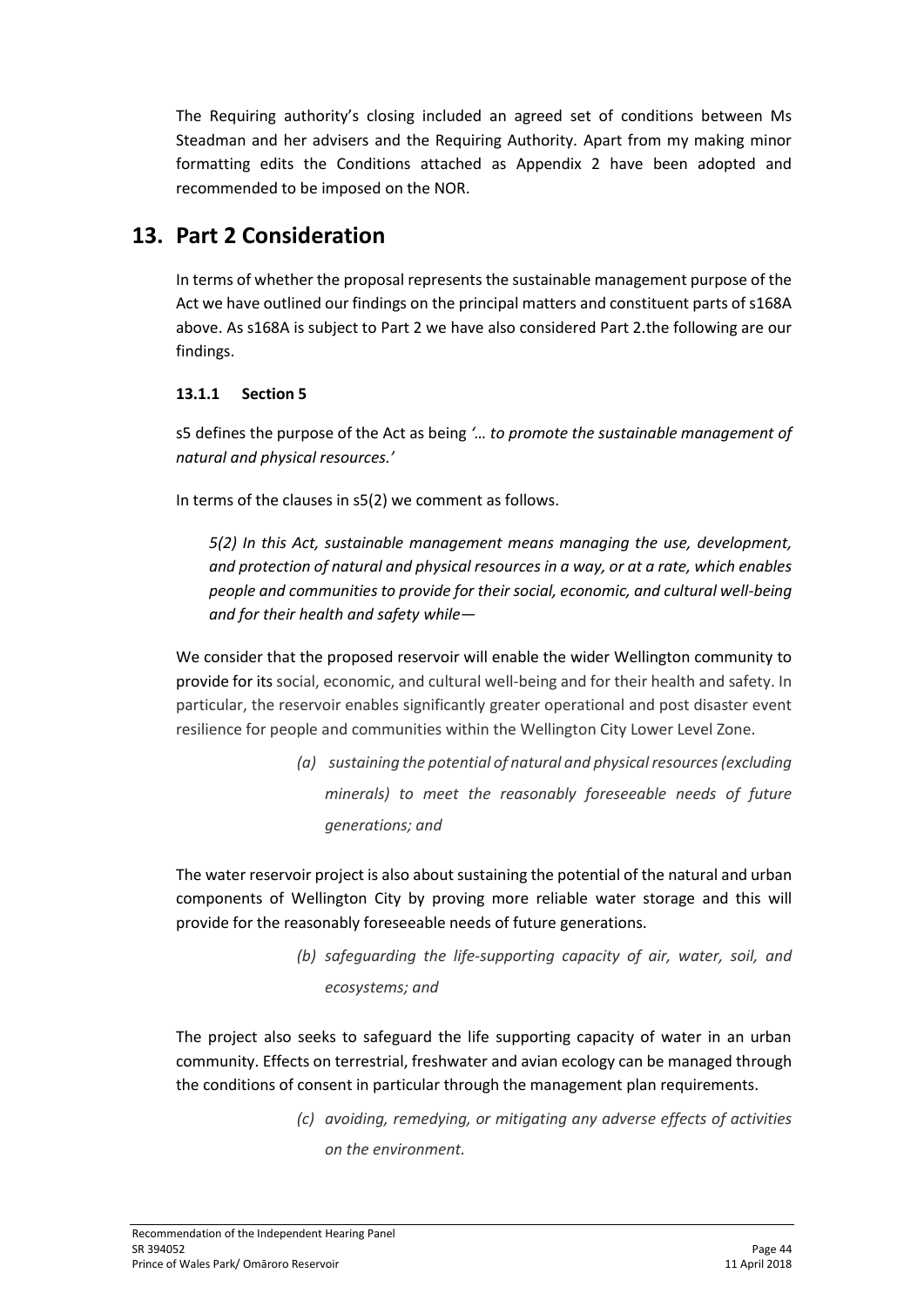The Requiring authority's closing included an agreed set of conditions between Ms Steadman and her advisers and the Requiring Authority. Apart from my making minor formatting edits the Conditions attached as Appendix 2 have been adopted and recommended to be imposed on the NOR.

## 13. Part 2 Consideration

In terms of whether the proposal represents the sustainable management purpose of the Act we have outlined our findings on the principal matters and constituent parts of s168A above. As s168A is subject to Part 2 we have also considered Part 2.the following are our findings.

### 13.1.1 Section 5

s5 defines the purpose of the Act as being *'… to promote the sustainable management of natural and physical resources.'*

In terms of the clauses in s5(2) we comment as follows.

*5(2) In this Act, sustainable management means managing the use, development, and protection of natural and physical resources in a way, or at a rate, which enables people and communities to provide for their social, economic, and cultural well-being and for their health and safety while—*

We consider that the proposed reservoir will enable the wider Wellington community to provide for its social, economic, and cultural well-being and for their health and safety. In particular, the reservoir enables significantly greater operational and post disaster event resilience for people and communities within the Wellington City Lower Level Zone.

> *(a) sustaining the potential of natural and physical resources (excluding minerals) to meet the reasonably foreseeable needs of future generations; and*

The water reservoir project is also about sustaining the potential of the natural and urban components of Wellington City by proving more reliable water storage and this will provide for the reasonably foreseeable needs of future generations.

> *(b) safeguarding the life-supporting capacity of air, water, soil, and ecosystems; and*

The project also seeks to safeguard the life supporting capacity of water in an urban community. Effects on terrestrial, freshwater and avian ecology can be managed through the conditions of consent in particular through the management plan requirements.

> *(c) avoiding, remedying, or mitigating any adverse effects of activities on the environment.*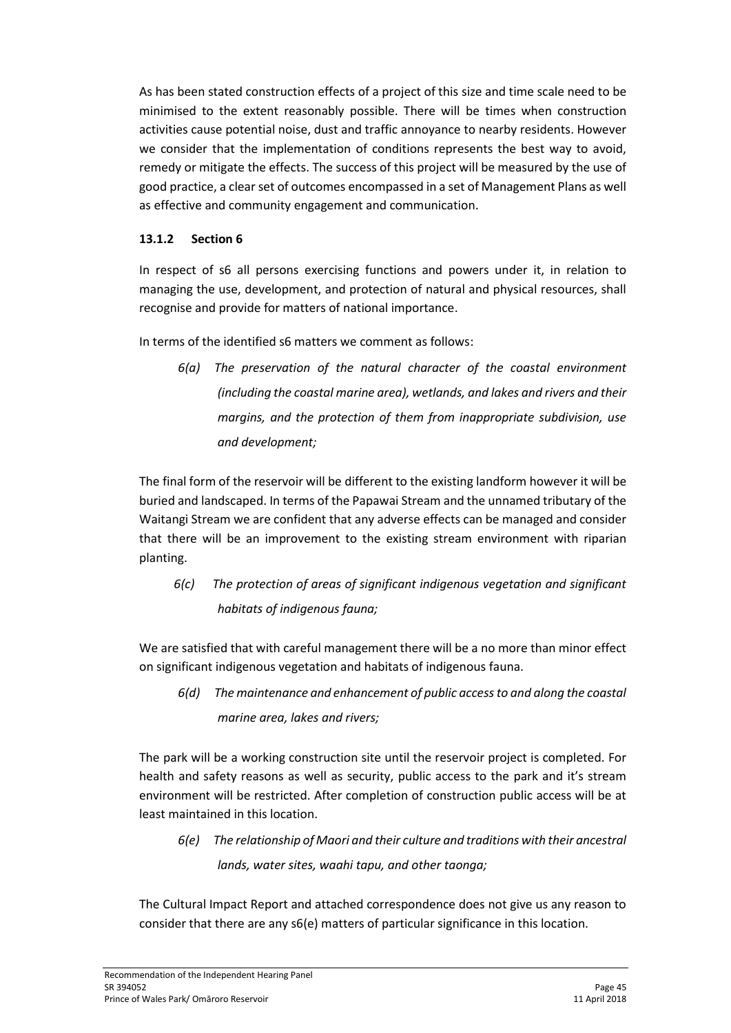As has been stated construction effects of a project of this size and time scale need to be minimised to the extent reasonably possible. There will be times when construction activities cause potential noise, dust and traffic annoyance to nearby residents. However we consider that the implementation of conditions represents the best way to avoid, remedy or mitigate the effects. The success of this project will be measured by the use of good practice, a clear set of outcomes encompassed in a set of Management Plans as well as effective and community engagement and communication.

### 13.1.2 Section 6

In respect of s6 all persons exercising functions and powers under it, in relation to managing the use, development, and protection of natural and physical resources, shall recognise and provide for matters of national importance.

In terms of the identified s6 matters we comment as follows:

> *6(a) The preservation of the natural character of the coastal environment (including the coastal marine area), wetlands, and lakes and rivers and their margins, and the protection of them from inappropriate subdivision, use and development;*

The final form of the reservoir will be different to the existing landform however it will be buried and landscaped. In terms of the Papawai Stream and the unnamed tributary of the Waitangi Stream we are confident that any adverse effects can be managed and consider that there will be an improvement to the existing stream environment with riparian planting.

> *6(c) The protection of areas of significant indigenous vegetation and significant habitats of indigenous fauna;*

We are satisfied that with careful management there will be a no more than minor effect on significant indigenous vegetation and habitats of indigenous fauna.

> *6(d) The maintenance and enhancement of public access to and along the coastal marine area, lakes and rivers;*

The park will be a working construction site until the reservoir project is completed. For health and safety reasons as well as security, public access to the park and it's stream environment will be restricted. After completion of construction public access will be at least maintained in this location.

> *6(e) The relationship of Maori and their culture and traditions with their ancestral lands, water sites, waahi tapu, and other taonga;*

The Cultural Impact Report and attached correspondence does not give us any reason to consider that there are any s6(e) matters of particular significance in this location.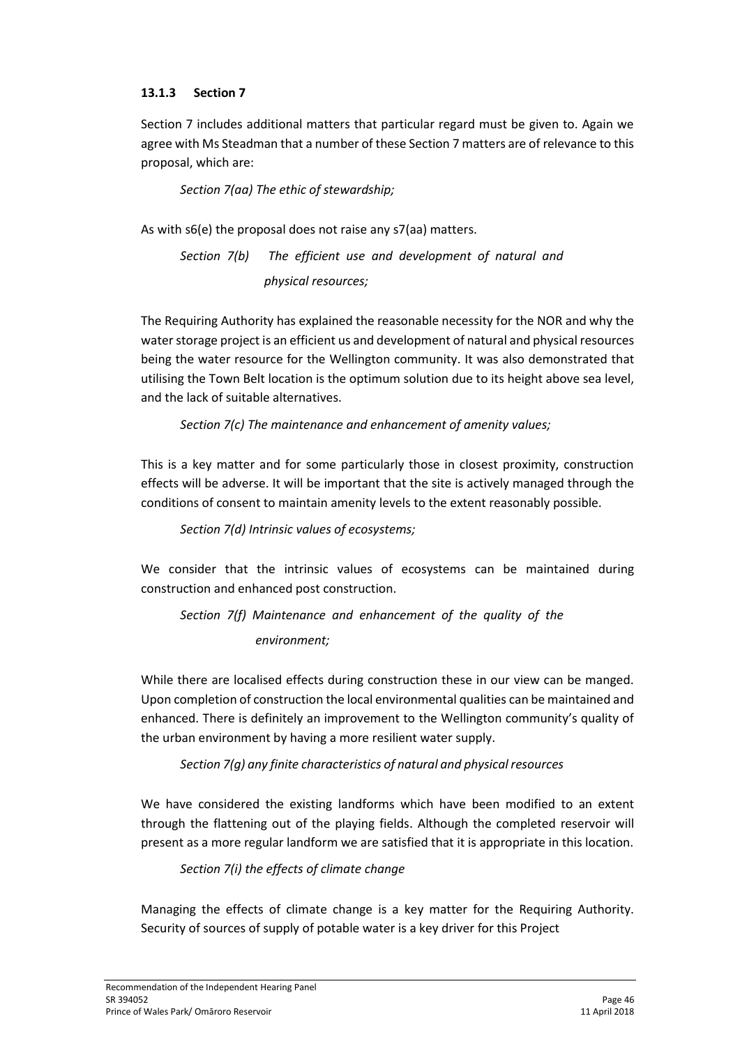### 13.1.3 Section 7

Section 7 includes additional matters that particular regard must be given to. Again we agree with Ms Steadman that a number of these Section 7 matters are of relevance to this proposal, which are:

*Section 7(aa) The ethic of stewardship;*

As with s6(e) the proposal does not raise any s7(aa) matters.

*Section 7(b) The efficient use and development of natural and physical resources;*

The Requiring Authority has explained the reasonable necessity for the NOR and why the water storage project is an efficient us and development of natural and physical resources being the water resource for the Wellington community. It was also demonstrated that utilising the Town Belt location is the optimum solution due to its height above sea level, and the lack of suitable alternatives.

*Section 7(c) The maintenance and enhancement of amenity values;*

This is a key matter and for some particularly those in closest proximity, construction effects will be adverse. It will be important that the site is actively managed through the conditions of consent to maintain amenity levels to the extent reasonably possible.

*Section 7(d) Intrinsic values of ecosystems;*

We consider that the intrinsic values of ecosystems can be maintained during construction and enhanced post construction.

*Section 7(f) Maintenance and enhancement of the quality of the environment;*

While there are localised effects during construction these in our view can be manged. Upon completion of construction the local environmental qualities can be maintained and enhanced. There is definitely an improvement to the Wellington community's quality of the urban environment by having a more resilient water supply.

*Section 7(g) any finite characteristics of natural and physical resources*

We have considered the existing landforms which have been modified to an extent through the flattening out of the playing fields. Although the completed reservoir will present as a more regular landform we are satisfied that it is appropriate in this location.

*Section 7(i) the effects of climate change*

Managing the effects of climate change is a key matter for the Requiring Authority. Security of sources of supply of potable water is a key driver for this Project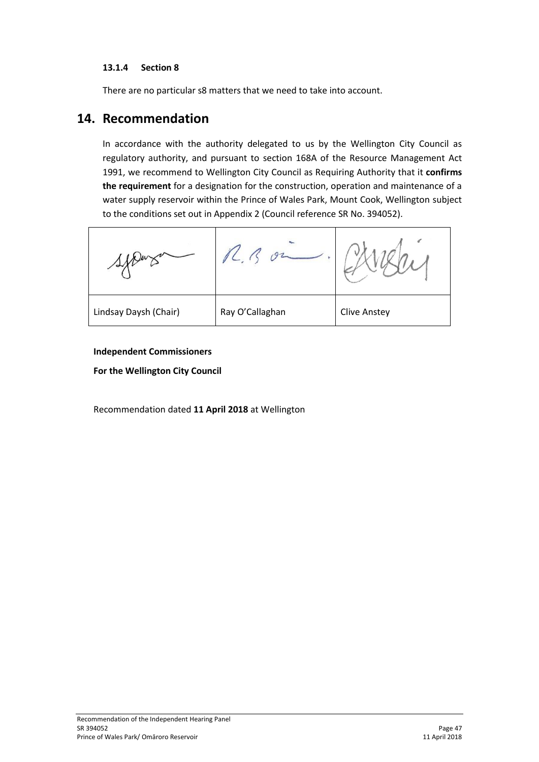#### 13.1.4 Section 8

There are no particular s8 matters that we need to take into account.

## 14. Recommendation

In accordance with the authority delegated to us by the Wellington City Council as regulatory authority, and pursuant to section 168A of the Resource Management Act 1991, we recommend to Wellington City Council as Requiring Authority that it **confirms the requirement** for a designation for the construction, operation and maintenance of a water supply reservoir within the Prince of Wales Park, Mount Cook, Wellington subject to the conditions set out in Appendix 2 (Council reference SR No. 394052).

| | | |
|---|---|---|
| Lindsay Daysh (Chair) | Ray O'Callaghan | Clive Anstey |

**Independent Commissioners**

**For the Wellington City Council**

Recommendation dated **11 April 2018** at Wellington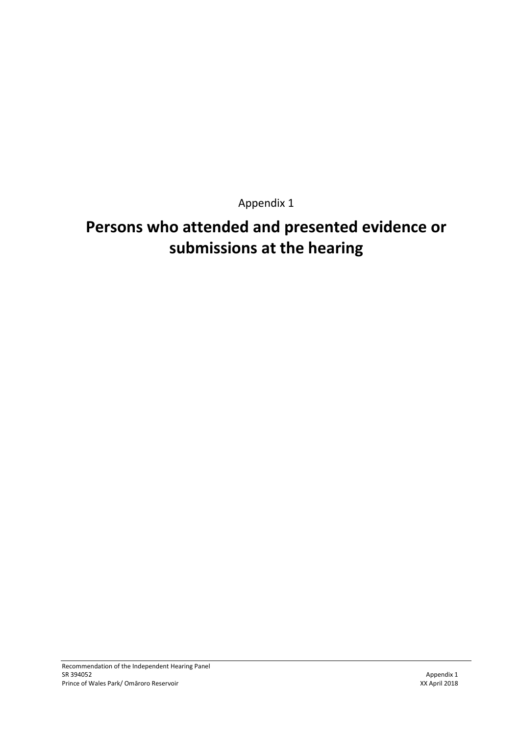Appendix 1

# Persons who attended and presented evidence or submissions at the hearing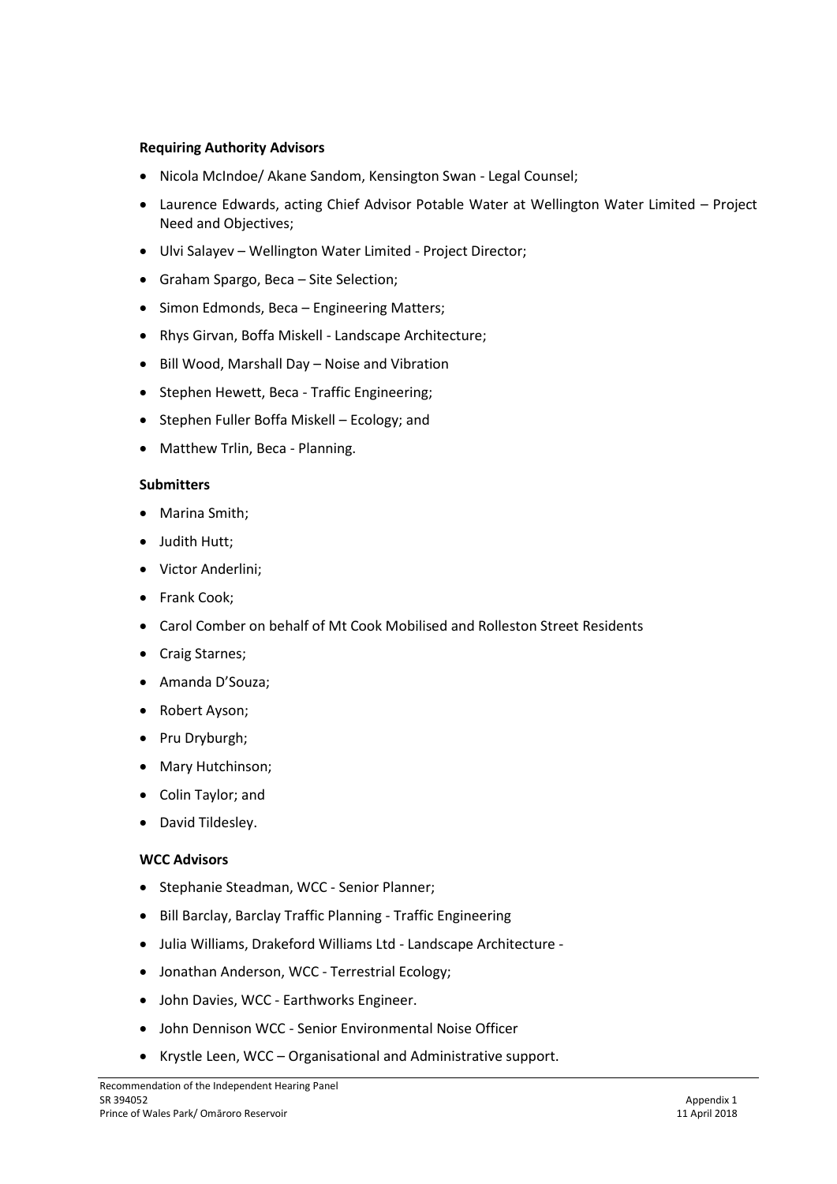**Requiring Authority Advisors**

- Nicola McIndoe/ Akane Sandom, Kensington Swan - Legal Counsel;
- Laurence Edwards, acting Chief Advisor Potable Water at Wellington Water Limited – Project Need and Objectives;
- Ulvi Salayev – Wellington Water Limited - Project Director;
- Graham Spargo, Beca – Site Selection;
- Simon Edmonds, Beca – Engineering Matters;
- Rhys Girvan, Boffa Miskell - Landscape Architecture;
- Bill Wood, Marshall Day – Noise and Vibration
- Stephen Hewett, Beca - Traffic Engineering;
- Stephen Fuller Boffa Miskell – Ecology; and
- Matthew Trlin, Beca - Planning.

**Submitters**

- Marina Smith;
- Judith Hutt;
- Victor Anderlini;
- Frank Cook;
- Carol Comber on behalf of Mt Cook Mobilised and Rolleston Street Residents
- Craig Starnes;
- Amanda D'Souza;
- Robert Ayson;
- Pru Dryburgh;
- Mary Hutchinson;
- Colin Taylor; and
- David Tildesley.

**WCC Advisors**

- Stephanie Steadman, WCC - Senior Planner;
- Bill Barclay, Barclay Traffic Planning - Traffic Engineering
- Julia Williams, Drakeford Williams Ltd - Landscape Architecture -
- Jonathan Anderson, WCC - Terrestrial Ecology;
- John Davies, WCC - Earthworks Engineer.
- John Dennison WCC - Senior Environmental Noise Officer
- Krystle Leen, WCC – Organisational and Administrative support.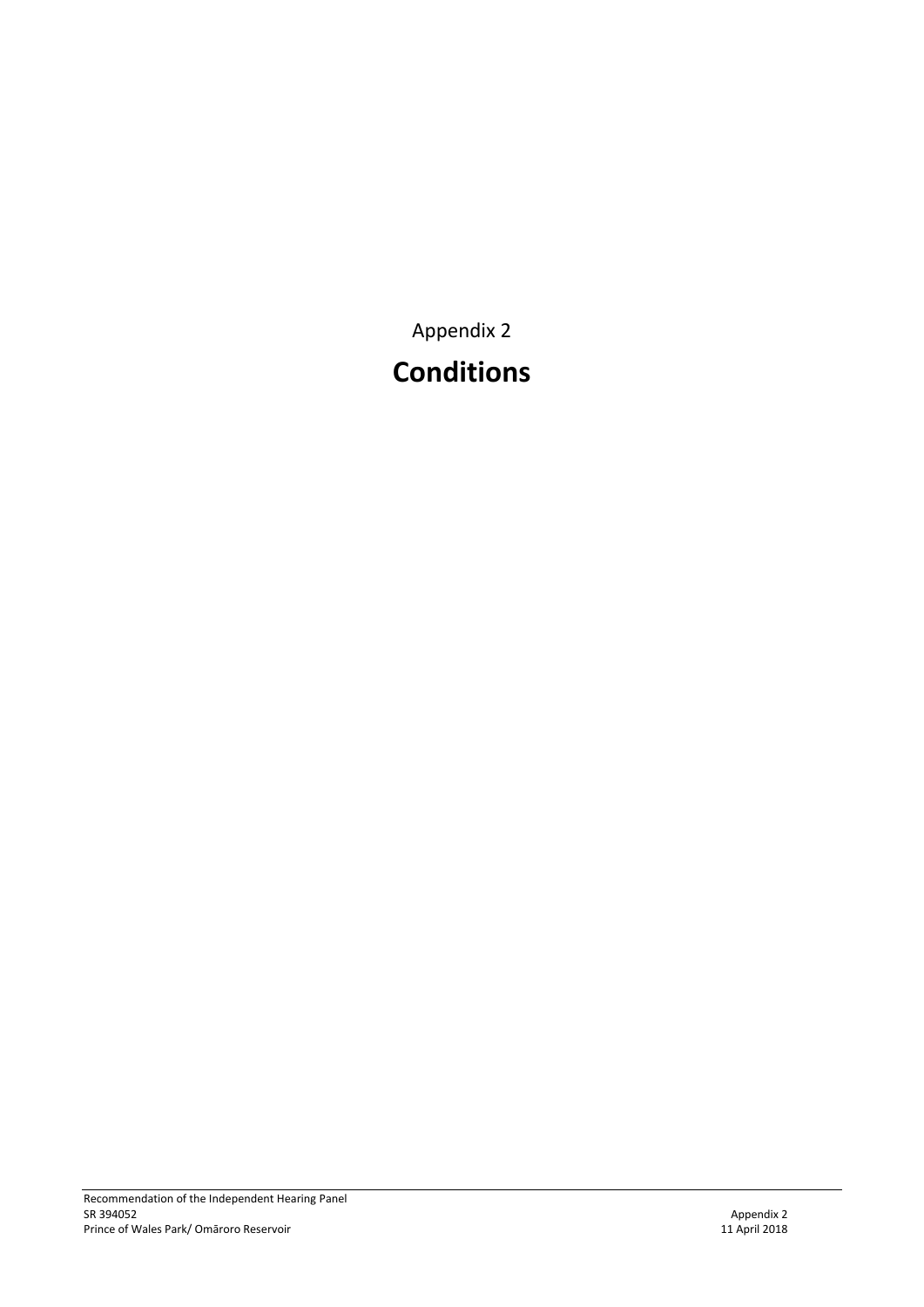Appendix 2

# Conditions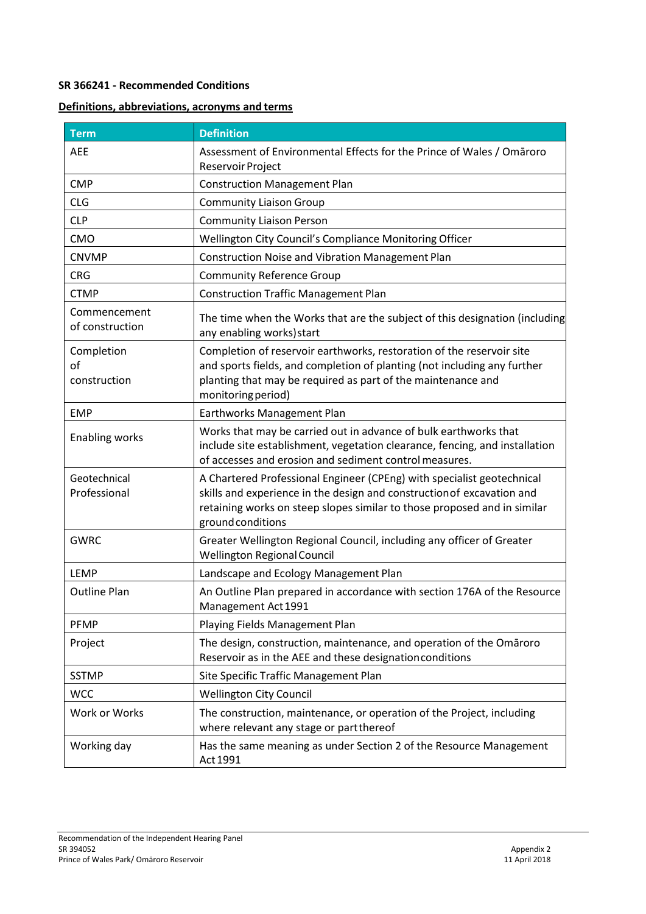**SR 366241 - Recommended Conditions**

**Definitions, abbreviations, acronyms and terms**

| Term | Definition |
|---|---|
| AEE | Assessment of Environmental Effects for the Prince of Wales / Omāroro Reservoir Project |
| CMP | Construction Management Plan |
| CLG | Community Liaison Group |
| CLP | Community Liaison Person |
| CMO | Wellington City Council's Compliance Monitoring Officer |
| CNVMP | Construction Noise and Vibration Management Plan |
| CRG | Community Reference Group |
| CTMP | Construction Traffic Management Plan |
| Commencement of construction | The time when the Works that are the subject of this designation (including any enabling works) start |
| Completion of construction | Completion of reservoir earthworks, restoration of the reservoir site and sports fields, and completion of planting (not including any further planting that may be required as part of the maintenance and monitoring period) |
| EMP | Earthworks Management Plan |
| Enabling works | Works that may be carried out in advance of bulk earthworks that include site establishment, vegetation clearance, fencing, and installation of accesses and erosion and sediment control measures. |
| Geotechnical Professional | A Chartered Professional Engineer (CPEng) with specialist geotechnical skills and experience in the design and construction of excavation and retaining works on steep slopes similar to those proposed and in similar ground conditions |
| GWRC | Greater Wellington Regional Council, including any officer of Greater Wellington Regional Council |
| LEMP | Landscape and Ecology Management Plan |
| Outline Plan | An Outline Plan prepared in accordance with section 176A of the Resource Management Act 1991 |
| PFMP | Playing Fields Management Plan |
| Project | The design, construction, maintenance, and operation of the Omāroro Reservoir as in the AEE and these designation conditions |
| SSTMP | Site Specific Traffic Management Plan |
| WCC | Wellington City Council |
| Work or Works | The construction, maintenance, or operation of the Project, including where relevant any stage or part thereof |
| Working day | Has the same meaning as under Section 2 of the Resource Management Act 1991 |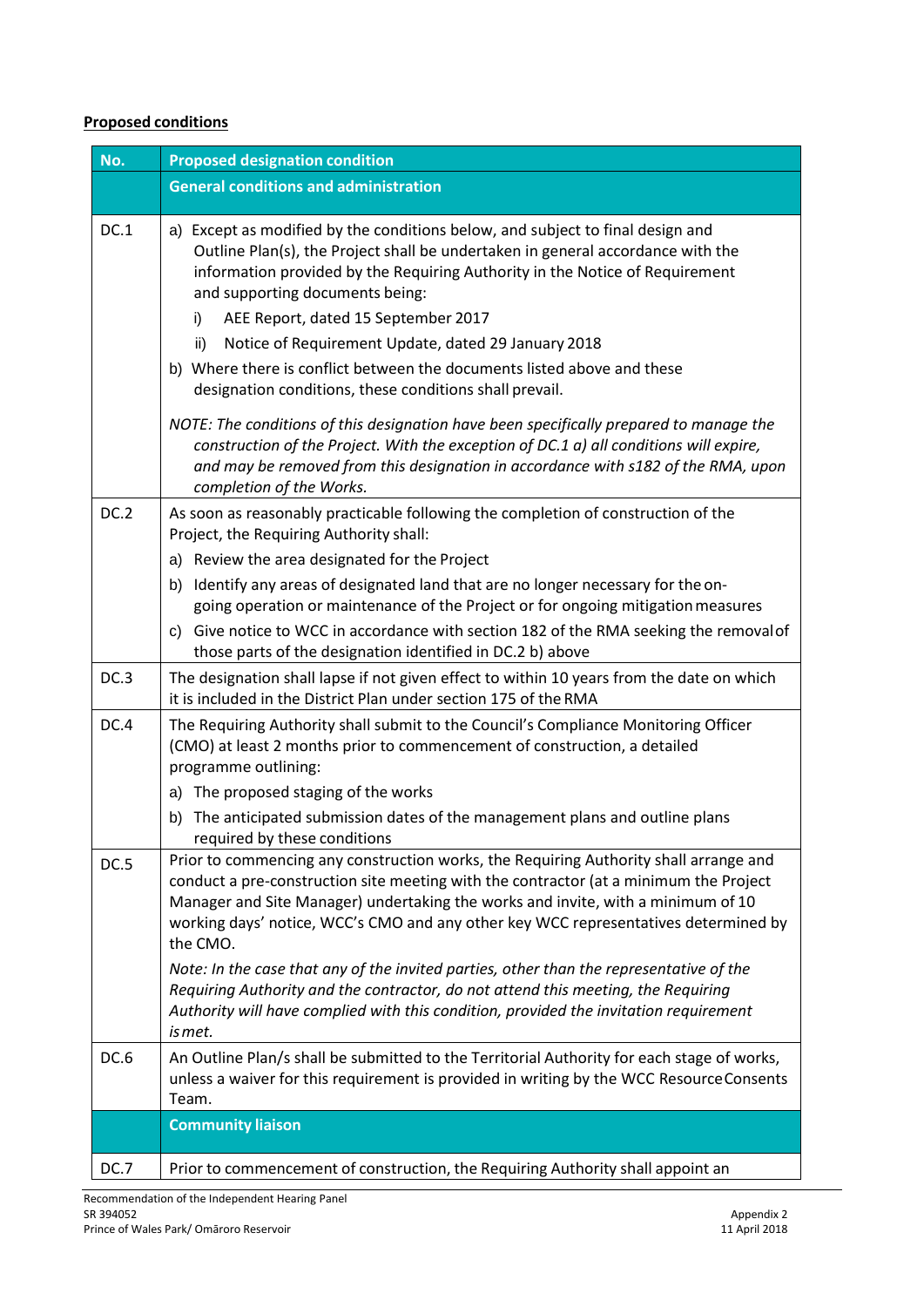**Proposed conditions**

| No. | Proposed designation condition |
|---|---|
| | **General conditions and administration** |
| DC.1 | a) Except as modified by the conditions below, and subject to final design and Outline Plan(s), the Project shall be undertaken in general accordance with the information provided by the Requiring Authority in the Notice of Requirement and supporting documents being:<br>i) AEE Report, dated 15 September 2017<br>ii) Notice of Requirement Update, dated 29 January 2018<br>b) Where there is conflict between the documents listed above and these designation conditions, these conditions shall prevail.<br>*NOTE: The conditions of this designation have been specifically prepared to manage the construction of the Project. With the exception of DC.1 a) all conditions will expire, and may be removed from this designation in accordance with s182 of the RMA, upon completion of the Works.* |
| DC.2 | As soon as reasonably practicable following the completion of construction of the Project, the Requiring Authority shall:<br>a) Review the area designated for the Project<br>b) Identify any areas of designated land that are no longer necessary for the on-going operation or maintenance of the Project or for ongoing mitigation measures<br>c) Give notice to WCC in accordance with section 182 of the RMA seeking the removal of those parts of the designation identified in DC.2 b) above |
| DC.3 | The designation shall lapse if not given effect to within 10 years from the date on which it is included in the District Plan under section 175 of the RMA |
| DC.4 | The Requiring Authority shall submit to the Council's Compliance Monitoring Officer (CMO) at least 2 months prior to commencement of construction, a detailed programme outlining:<br>a) The proposed staging of the works<br>b) The anticipated submission dates of the management plans and outline plans required by these conditions |
| DC.5 | Prior to commencing any construction works, the Requiring Authority shall arrange and conduct a pre-construction site meeting with the contractor (at a minimum the Project Manager and Site Manager) undertaking the works and invite, with a minimum of 10 working days' notice, WCC's CMO and any other key WCC representatives determined by the CMO.<br>*Note: In the case that any of the invited parties, other than the representative of the Requiring Authority and the contractor, do not attend this meeting, the Requiring Authority will have complied with this condition, provided the invitation requirement is met.* |
| DC.6 | An Outline Plan/s shall be submitted to the Territorial Authority for each stage of works, unless a waiver for this requirement is provided in writing by the WCC Resource Consents Team. |
| | **Community liaison** |
| DC.7 | Prior to commencement of construction, the Requiring Authority shall appoint an |

Recommendation of the Independent Hearing Panel
SR 394052
Prince of Wales Park/ Omāroro Reservoir

Appendix 2
11 April 2018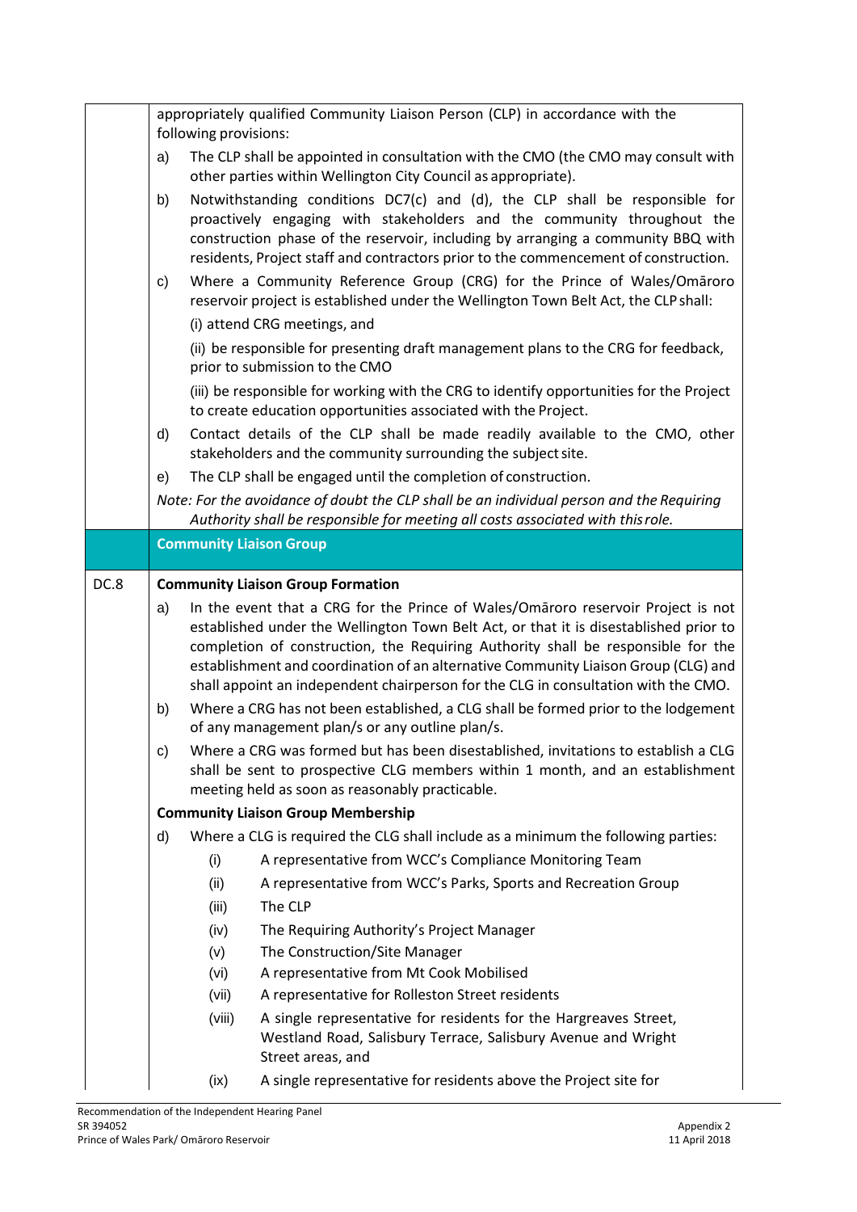appropriately qualified Community Liaison Person (CLP) in accordance with the following provisions:

a) The CLP shall be appointed in consultation with the CMO (the CMO may consult with other parties within Wellington City Council as appropriate).

b) Notwithstanding conditions DC7(c) and (d), the CLP shall be responsible for proactively engaging with stakeholders and the community throughout the construction phase of the reservoir, including by arranging a community BBQ with residents, Project staff and contractors prior to the commencement of construction.

c) Where a Community Reference Group (CRG) for the Prince of Wales/Omāroro reservoir project is established under the Wellington Town Belt Act, the CLP shall:

(i) attend CRG meetings, and

(ii) be responsible for presenting draft management plans to the CRG for feedback, prior to submission to the CMO

(iii) be responsible for working with the CRG to identify opportunities for the Project to create education opportunities associated with the Project.

d) Contact details of the CLP shall be made readily available to the CMO, other stakeholders and the community surrounding the subject site.

e) The CLP shall be engaged until the completion of construction.

*Note: For the avoidance of doubt the CLP shall be an individual person and the Requiring Authority shall be responsible for meeting all costs associated with this role.*

## Community Liaison Group

**DC.8**

**Community Liaison Group Formation**

a) In the event that a CRG for the Prince of Wales/Omāroro reservoir Project is not established under the Wellington Town Belt Act, or that it is disestablished prior to completion of construction, the Requiring Authority shall be responsible for the establishment and coordination of an alternative Community Liaison Group (CLG) and shall appoint an independent chairperson for the CLG in consultation with the CMO.

b) Where a CRG has not been established, a CLG shall be formed prior to the lodgement of any management plan/s or any outline plan/s.

c) Where a CRG was formed but has been disestablished, invitations to establish a CLG shall be sent to prospective CLG members within 1 month, and an establishment meeting held as soon as reasonably practicable.

**Community Liaison Group Membership**

d) Where a CLG is required the CLG shall include as a minimum the following parties:

(i) A representative from WCC's Compliance Monitoring Team

(ii) A representative from WCC's Parks, Sports and Recreation Group

(iii) The CLP

(iv) The Requiring Authority's Project Manager

(v) The Construction/Site Manager

(vi) A representative from Mt Cook Mobilised

(vii) A representative for Rolleston Street residents

(viii) A single representative for residents for the Hargreaves Street, Westland Road, Salisbury Terrace, Salisbury Avenue and Wright Street areas, and

(ix) A single representative for residents above the Project site for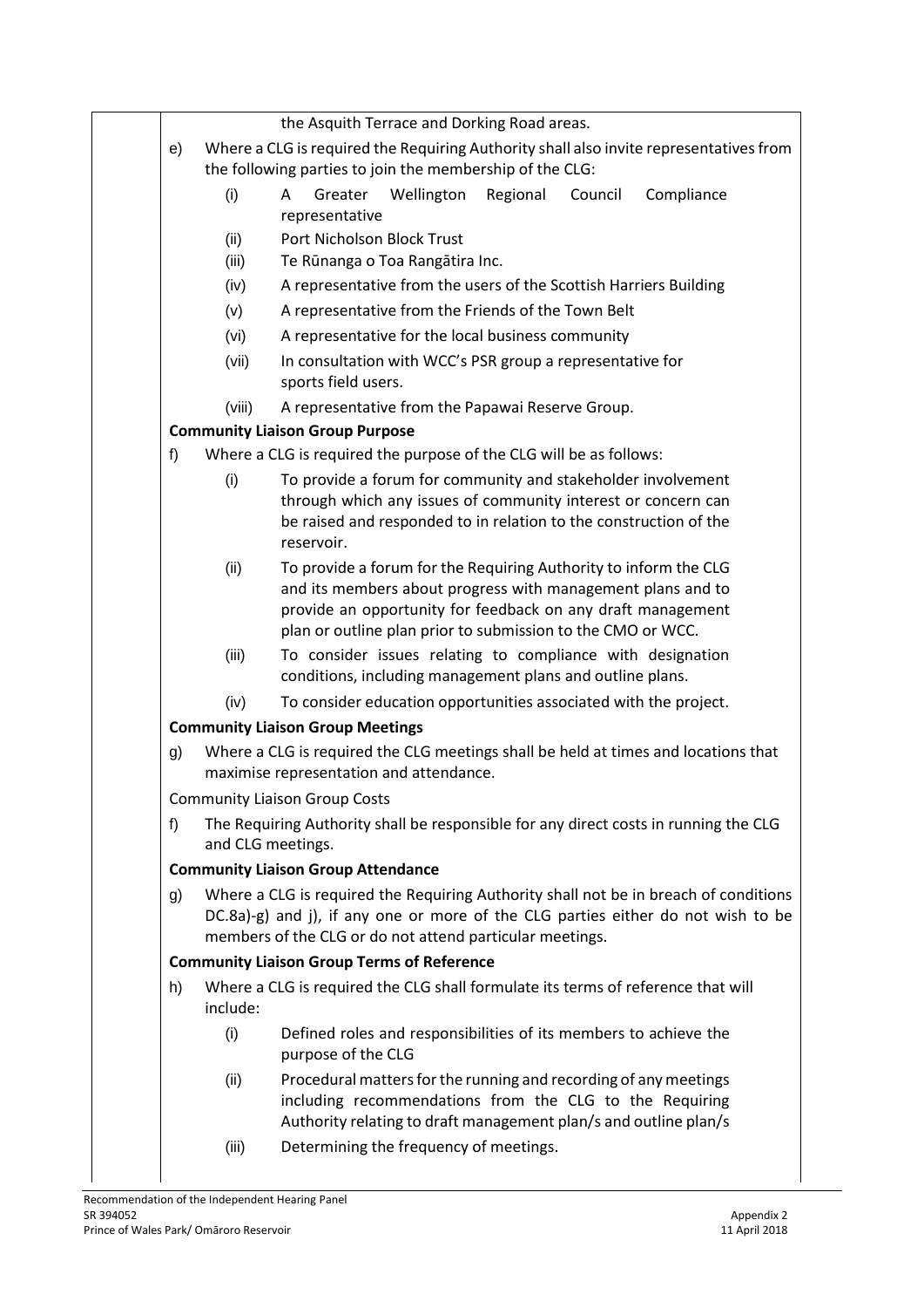the Asquith Terrace and Dorking Road areas.

e) Where a CLG is required the Requiring Authority shall also invite representatives from the following parties to join the membership of the CLG:

   (i) A Greater Wellington Regional Council Compliance representative
   (ii) Port Nicholson Block Trust
   (iii) Te Rūnanga o Toa Rangātira Inc.
   (iv) A representative from the users of the Scottish Harriers Building
   (v) A representative from the Friends of the Town Belt
   (vi) A representative for the local business community
   (vii) In consultation with WCC's PSR group a representative for sports field users.
   (viii) A representative from the Papawai Reserve Group.

**Community Liaison Group Purpose**

f) Where a CLG is required the purpose of the CLG will be as follows:

   (i) To provide a forum for community and stakeholder involvement through which any issues of community interest or concern can be raised and responded to in relation to the construction of the reservoir.
   (ii) To provide a forum for the Requiring Authority to inform the CLG and its members about progress with management plans and to provide an opportunity for feedback on any draft management plan or outline plan prior to submission to the CMO or WCC.
   (iii) To consider issues relating to compliance with designation conditions, including management plans and outline plans.
   (iv) To consider education opportunities associated with the project.

**Community Liaison Group Meetings**

g) Where a CLG is required the CLG meetings shall be held at times and locations that maximise representation and attendance.

Community Liaison Group Costs

f) The Requiring Authority shall be responsible for any direct costs in running the CLG and CLG meetings.

**Community Liaison Group Attendance**

g) Where a CLG is required the Requiring Authority shall not be in breach of conditions DC.8a)-g) and j), if any one or more of the CLG parties either do not wish to be members of the CLG or do not attend particular meetings.

**Community Liaison Group Terms of Reference**

h) Where a CLG is required the CLG shall formulate its terms of reference that will include:

   (i) Defined roles and responsibilities of its members to achieve the purpose of the CLG
   (ii) Procedural matters for the running and recording of any meetings including recommendations from the CLG to the Requiring Authority relating to draft management plan/s and outline plan/s
   (iii) Determining the frequency of meetings.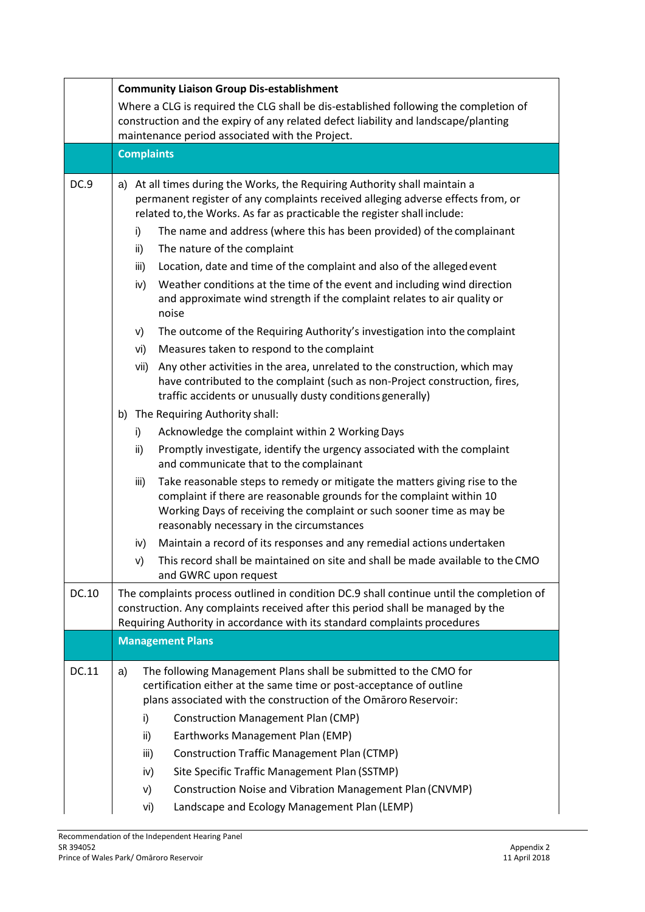| | |
|---|---|
| | **Community Liaison Group Dis-establishment**<br>Where a CLG is required the CLG shall be dis-established following the completion of construction and the expiry of any related defect liability and landscape/planting maintenance period associated with the Project. |
| | **Complaints** |
| DC.9 | a) At all times during the Works, the Requiring Authority shall maintain a permanent register of any complaints received alleging adverse effects from, or related to, the Works. As far as practicable the register shall include:<br>i) The name and address (where this has been provided) of the complainant<br>ii) The nature of the complaint<br>iii) Location, date and time of the complaint and also of the alleged event<br>iv) Weather conditions at the time of the event and including wind direction and approximate wind strength if the complaint relates to air quality or noise<br>v) The outcome of the Requiring Authority's investigation into the complaint<br>vi) Measures taken to respond to the complaint<br>vii) Any other activities in the area, unrelated to the construction, which may have contributed to the complaint (such as non-Project construction, fires, traffic accidents or unusually dusty conditions generally)<br>b) The Requiring Authority shall:<br>i) Acknowledge the complaint within 2 Working Days<br>ii) Promptly investigate, identify the urgency associated with the complaint and communicate that to the complainant<br>iii) Take reasonable steps to remedy or mitigate the matters giving rise to the complaint if there are reasonable grounds for the complaint within 10 Working Days of receiving the complaint or such sooner time as may be reasonably necessary in the circumstances<br>iv) Maintain a record of its responses and any remedial actions undertaken<br>v) This record shall be maintained on site and shall be made available to the CMO and GWRC upon request |
| DC.10 | The complaints process outlined in condition DC.9 shall continue until the completion of construction. Any complaints received after this period shall be managed by the Requiring Authority in accordance with its standard complaints procedures |
| | **Management Plans** |
| DC.11 | a) The following Management Plans shall be submitted to the CMO for certification either at the same time or post-acceptance of outline plans associated with the construction of the Omāroro Reservoir:<br>i) Construction Management Plan (CMP)<br>ii) Earthworks Management Plan (EMP)<br>iii) Construction Traffic Management Plan (CTMP)<br>iv) Site Specific Traffic Management Plan (SSTMP)<br>v) Construction Noise and Vibration Management Plan (CNVMP)<br>vi) Landscape and Ecology Management Plan (LEMP) |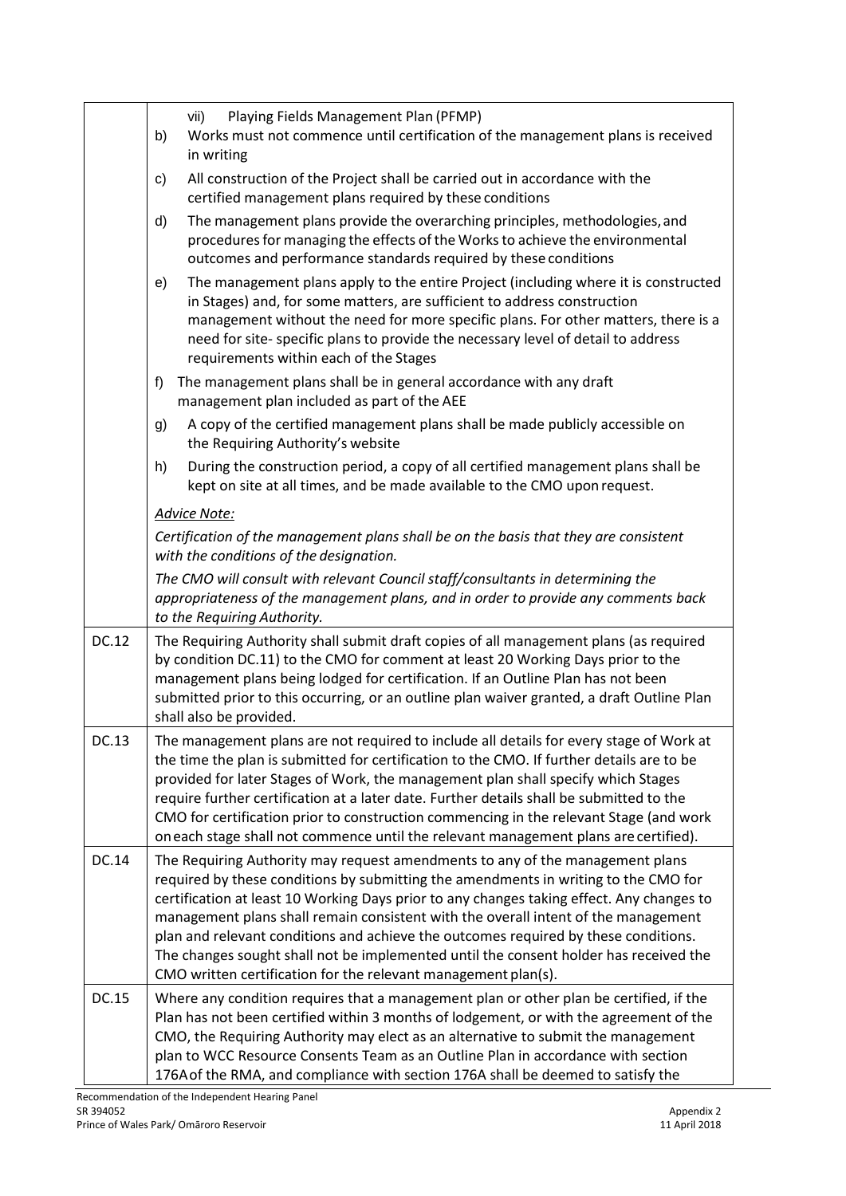| | |
|---|---|
| | vii) Playing Fields Management Plan (PFMP)<br>b) Works must not commence until certification of the management plans is received in writing<br>c) All construction of the Project shall be carried out in accordance with the certified management plans required by these conditions<br>d) The management plans provide the overarching principles, methodologies, and procedures for managing the effects of the Works to achieve the environmental outcomes and performance standards required by these conditions<br>e) The management plans apply to the entire Project (including where it is constructed in Stages) and, for some matters, are sufficient to address construction management without the need for more specific plans. For other matters, there is a need for site- specific plans to provide the necessary level of detail to address requirements within each of the Stages<br>f) The management plans shall be in general accordance with any draft management plan included as part of the AEE<br>g) A copy of the certified management plans shall be made publicly accessible on the Requiring Authority's website<br>h) During the construction period, a copy of all certified management plans shall be kept on site at all times, and be made available to the CMO upon request.<br><br>*Advice Note:*<br>*Certification of the management plans shall be on the basis that they are consistent with the conditions of the designation.*<br>*The CMO will consult with relevant Council staff/consultants in determining the appropriateness of the management plans, and in order to provide any comments back to the Requiring Authority.* |
| DC.12 | The Requiring Authority shall submit draft copies of all management plans (as required by condition DC.11) to the CMO for comment at least 20 Working Days prior to the management plans being lodged for certification. If an Outline Plan has not been submitted prior to this occurring, or an outline plan waiver granted, a draft Outline Plan shall also be provided. |
| DC.13 | The management plans are not required to include all details for every stage of Work at the time the plan is submitted for certification to the CMO. If further details are to be provided for later Stages of Work, the management plan shall specify which Stages require further certification at a later date. Further details shall be submitted to the CMO for certification prior to construction commencing in the relevant Stage (and work on each stage shall not commence until the relevant management plans are certified). |
| DC.14 | The Requiring Authority may request amendments to any of the management plans required by these conditions by submitting the amendments in writing to the CMO for certification at least 10 Working Days prior to any changes taking effect. Any changes to management plans shall remain consistent with the overall intent of the management plan and relevant conditions and achieve the outcomes required by these conditions. The changes sought shall not be implemented until the consent holder has received the CMO written certification for the relevant management plan(s). |
| DC.15 | Where any condition requires that a management plan or other plan be certified, if the Plan has not been certified within 3 months of lodgement, or with the agreement of the CMO, the Requiring Authority may elect as an alternative to submit the management plan to WCC Resource Consents Team as an Outline Plan in accordance with section 176A of the RMA, and compliance with section 176A shall be deemed to satisfy the |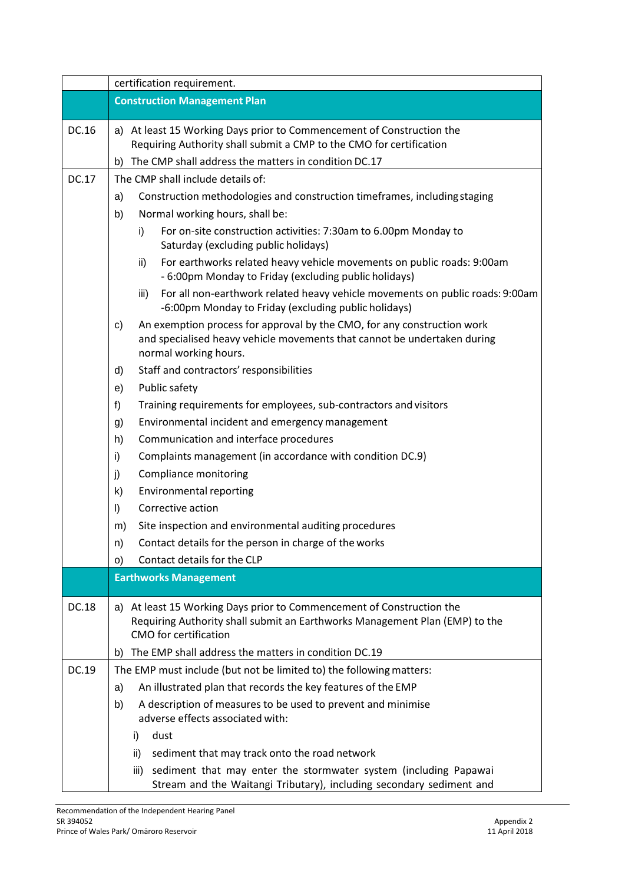| | |
|---|---|
| | certification requirement. |
| | **Construction Management Plan** |
| DC.16 | a) At least 15 Working Days prior to Commencement of Construction the Requiring Authority shall submit a CMP to the CMO for certification<br>b) The CMP shall address the matters in condition DC.17 |
| DC.17 | The CMP shall include details of:<br>a) Construction methodologies and construction timeframes, including staging<br>b) Normal working hours, shall be:<br>i) For on-site construction activities: 7:30am to 6.00pm Monday to Saturday (excluding public holidays)<br>ii) For earthworks related heavy vehicle movements on public roads: 9:00am - 6:00pm Monday to Friday (excluding public holidays)<br>iii) For all non-earthwork related heavy vehicle movements on public roads: 9:00am -6:00pm Monday to Friday (excluding public holidays)<br>c) An exemption process for approval by the CMO, for any construction work and specialised heavy vehicle movements that cannot be undertaken during normal working hours.<br>d) Staff and contractors' responsibilities<br>e) Public safety<br>f) Training requirements for employees, sub-contractors and visitors<br>g) Environmental incident and emergency management<br>h) Communication and interface procedures<br>i) Complaints management (in accordance with condition DC.9)<br>j) Compliance monitoring<br>k) Environmental reporting<br>l) Corrective action<br>m) Site inspection and environmental auditing procedures<br>n) Contact details for the person in charge of the works<br>o) Contact details for the CLP |
| | **Earthworks Management** |
| DC.18 | a) At least 15 Working Days prior to Commencement of Construction the Requiring Authority shall submit an Earthworks Management Plan (EMP) to the CMO for certification<br>b) The EMP shall address the matters in condition DC.19 |
| DC.19 | The EMP must include (but not be limited to) the following matters:<br>a) An illustrated plan that records the key features of the EMP<br>b) A description of measures to be used to prevent and minimise adverse effects associated with:<br>i) dust<br>ii) sediment that may track onto the road network<br>iii) sediment that may enter the stormwater system (including Papawai Stream and the Waitangi Tributary), including secondary sediment and |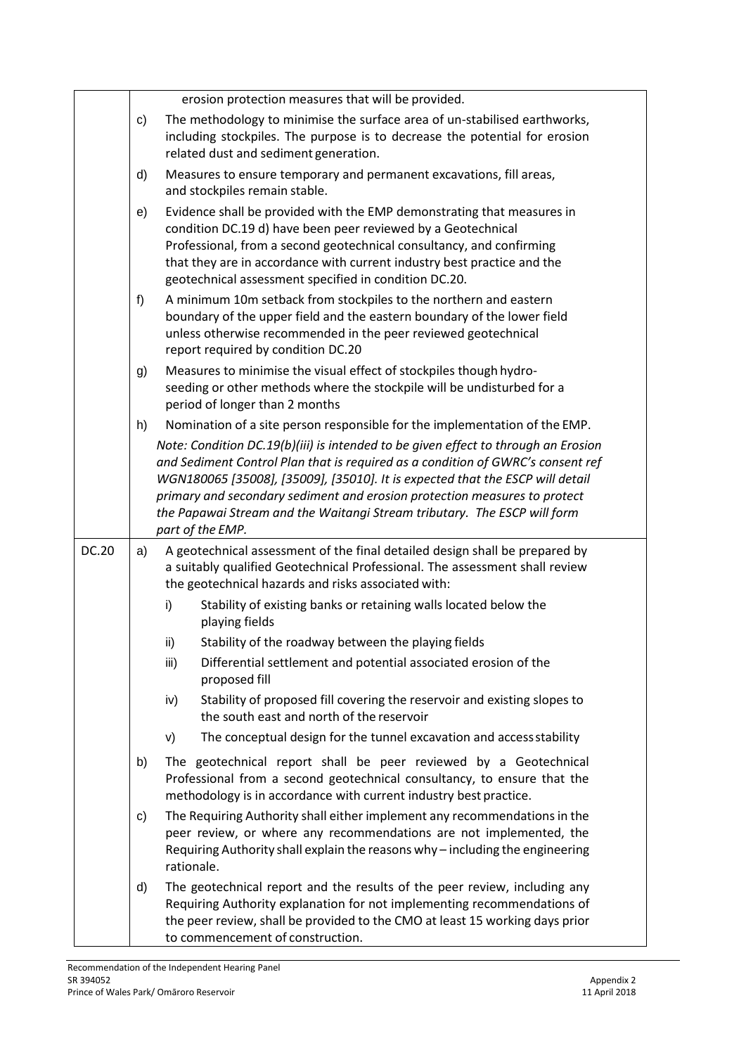| | |
|---|---|
| | erosion protection measures that will be provided.<br>c) The methodology to minimise the surface area of un-stabilised earthworks, including stockpiles. The purpose is to decrease the potential for erosion related dust and sediment generation.<br>d) Measures to ensure temporary and permanent excavations, fill areas, and stockpiles remain stable.<br>e) Evidence shall be provided with the EMP demonstrating that measures in condition DC.19 d) have been peer reviewed by a Geotechnical Professional, from a second geotechnical consultancy, and confirming that they are in accordance with current industry best practice and the geotechnical assessment specified in condition DC.20.<br>f) A minimum 10m setback from stockpiles to the northern and eastern boundary of the upper field and the eastern boundary of the lower field unless otherwise recommended in the peer reviewed geotechnical report required by condition DC.20<br>g) Measures to minimise the visual effect of stockpiles though hydro-seeding or other methods where the stockpile will be undisturbed for a period of longer than 2 months<br>h) Nomination of a site person responsible for the implementation of the EMP.<br>*Note: Condition DC.19(b)(iii) is intended to be given effect to through an Erosion and Sediment Control Plan that is required as a condition of GWRC's consent ref WGN180065 [35008], [35009], [35010]. It is expected that the ESCP will detail primary and secondary sediment and erosion protection measures to protect the Papawai Stream and the Waitangi Stream tributary. The ESCP will form part of the EMP.* |
| DC.20 | a) A geotechnical assessment of the final detailed design shall be prepared by a suitably qualified Geotechnical Professional. The assessment shall review the geotechnical hazards and risks associated with:<br>i) Stability of existing banks or retaining walls located below the playing fields<br>ii) Stability of the roadway between the playing fields<br>iii) Differential settlement and potential associated erosion of the proposed fill<br>iv) Stability of proposed fill covering the reservoir and existing slopes to the south east and north of the reservoir<br>v) The conceptual design for the tunnel excavation and access stability<br>b) The geotechnical report shall be peer reviewed by a Geotechnical Professional from a second geotechnical consultancy, to ensure that the methodology is in accordance with current industry best practice.<br>c) The Requiring Authority shall either implement any recommendations in the peer review, or where any recommendations are not implemented, the Requiring Authority shall explain the reasons why – including the engineering rationale.<br>d) The geotechnical report and the results of the peer review, including any Requiring Authority explanation for not implementing recommendations of the peer review, shall be provided to the CMO at least 15 working days prior to commencement of construction. |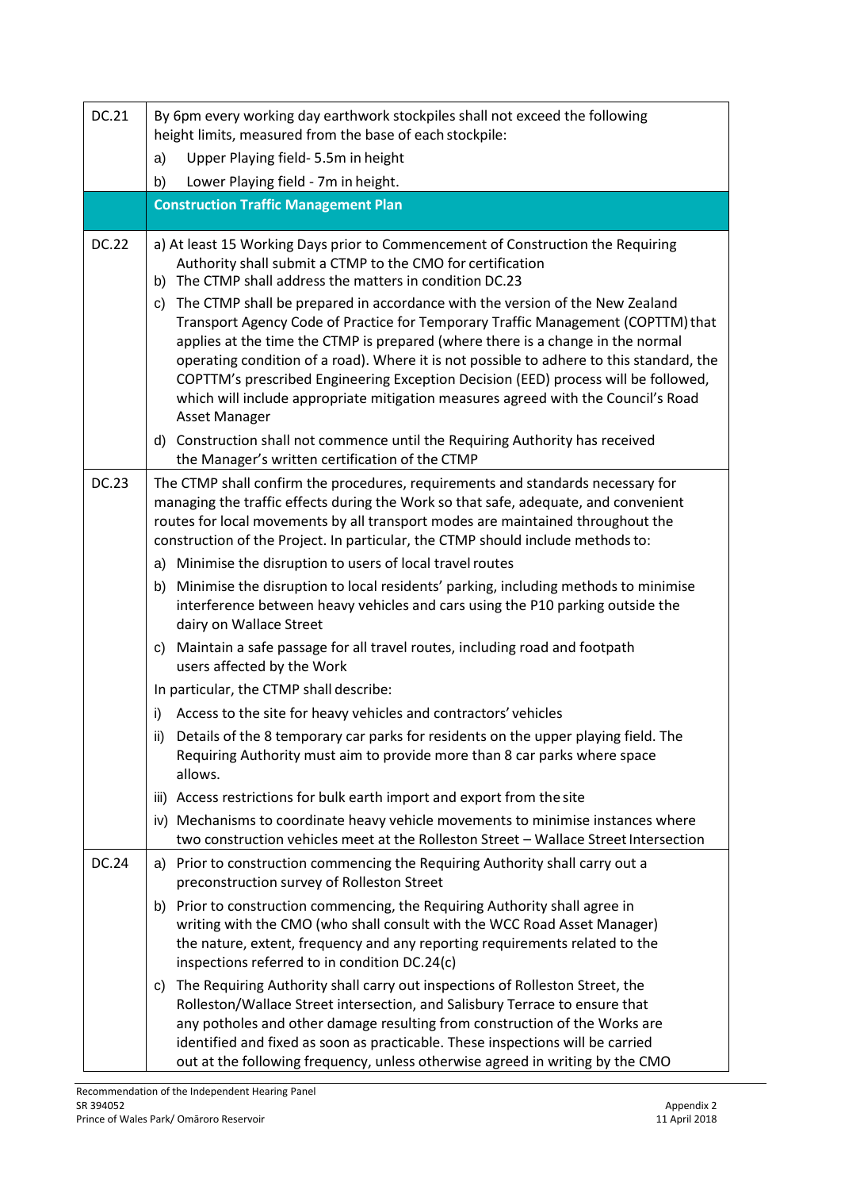| | |
|---|---|
| DC.21 | By 6pm every working day earthwork stockpiles shall not exceed the following height limits, measured from the base of each stockpile:<br>a) Upper Playing field- 5.5m in height<br>b) Lower Playing field - 7m in height. |
| | **Construction Traffic Management Plan** |
| DC.22 | a) At least 15 Working Days prior to Commencement of Construction the Requiring Authority shall submit a CTMP to the CMO for certification<br>b) The CTMP shall address the matters in condition DC.23<br>c) The CTMP shall be prepared in accordance with the version of the New Zealand Transport Agency Code of Practice for Temporary Traffic Management (COPTTM) that applies at the time the CTMP is prepared (where there is a change in the normal operating condition of a road). Where it is not possible to adhere to this standard, the COPTTM's prescribed Engineering Exception Decision (EED) process will be followed, which will include appropriate mitigation measures agreed with the Council's Road Asset Manager<br>d) Construction shall not commence until the Requiring Authority has received the Manager's written certification of the CTMP |
| DC.23 | The CTMP shall confirm the procedures, requirements and standards necessary for managing the traffic effects during the Work so that safe, adequate, and convenient routes for local movements by all transport modes are maintained throughout the construction of the Project. In particular, the CTMP should include methods to:<br>a) Minimise the disruption to users of local travel routes<br>b) Minimise the disruption to local residents' parking, including methods to minimise interference between heavy vehicles and cars using the P10 parking outside the dairy on Wallace Street<br>c) Maintain a safe passage for all travel routes, including road and footpath users affected by the Work<br>In particular, the CTMP shall describe:<br>i) Access to the site for heavy vehicles and contractors' vehicles<br>ii) Details of the 8 temporary car parks for residents on the upper playing field. The Requiring Authority must aim to provide more than 8 car parks where space allows.<br>iii) Access restrictions for bulk earth import and export from the site<br>iv) Mechanisms to coordinate heavy vehicle movements to minimise instances where two construction vehicles meet at the Rolleston Street – Wallace Street Intersection |
| DC.24 | a) Prior to construction commencing the Requiring Authority shall carry out a preconstruction survey of Rolleston Street<br>b) Prior to construction commencing, the Requiring Authority shall agree in writing with the CMO (who shall consult with the WCC Road Asset Manager) the nature, extent, frequency and any reporting requirements related to the inspections referred to in condition DC.24(c)<br>c) The Requiring Authority shall carry out inspections of Rolleston Street, the Rolleston/Wallace Street intersection, and Salisbury Terrace to ensure that any potholes and other damage resulting from construction of the Works are identified and fixed as soon as practicable. These inspections will be carried out at the following frequency, unless otherwise agreed in writing by the CMO |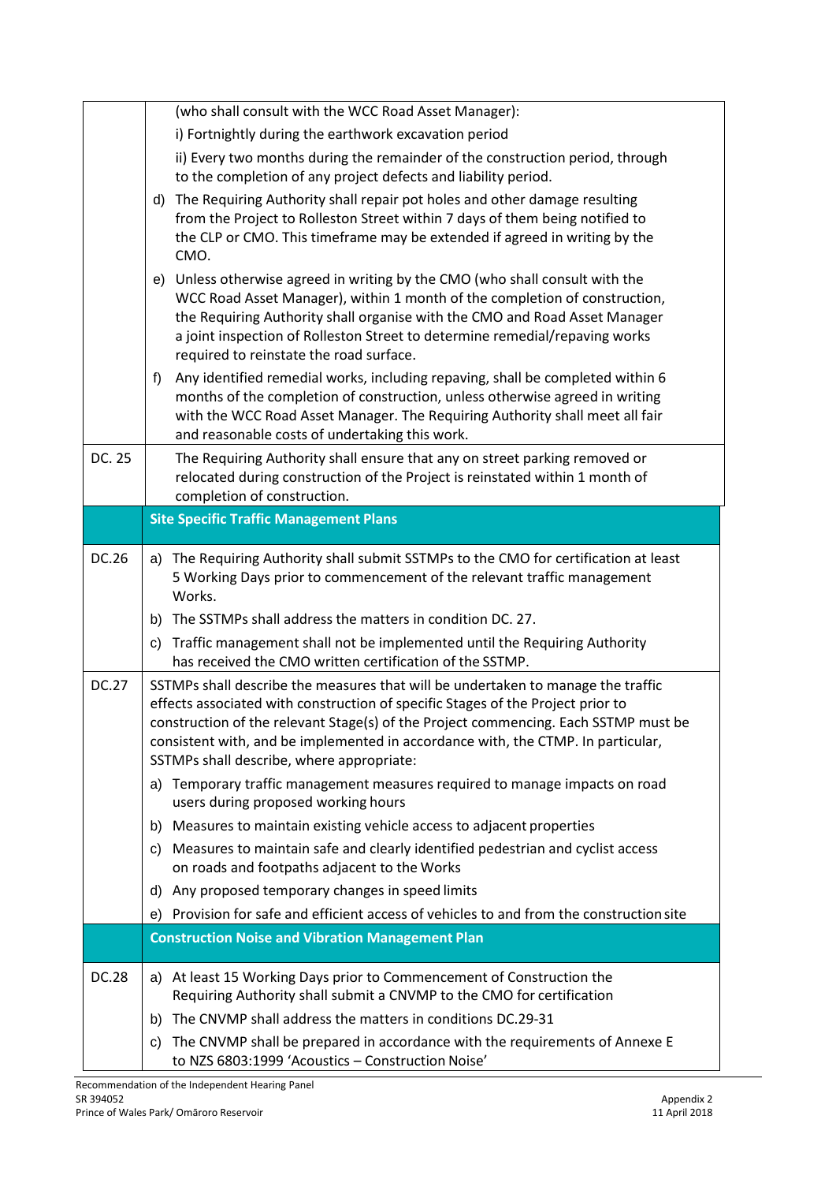| | |
|---|---|
| | (who shall consult with the WCC Road Asset Manager):<br>i) Fortnightly during the earthwork excavation period<br>ii) Every two months during the remainder of the construction period, through to the completion of any project defects and liability period.<br>d) The Requiring Authority shall repair pot holes and other damage resulting from the Project to Rolleston Street within 7 days of them being notified to the CLP or CMO. This timeframe may be extended if agreed in writing by the CMO.<br>e) Unless otherwise agreed in writing by the CMO (who shall consult with the WCC Road Asset Manager), within 1 month of the completion of construction, the Requiring Authority shall organise with the CMO and Road Asset Manager a joint inspection of Rolleston Street to determine remedial/repaving works required to reinstate the road surface.<br>f) Any identified remedial works, including repaving, shall be completed within 6 months of the completion of construction, unless otherwise agreed in writing with the WCC Road Asset Manager. The Requiring Authority shall meet all fair and reasonable costs of undertaking this work. |
| DC. 25 | The Requiring Authority shall ensure that any on street parking removed or relocated during construction of the Project is reinstated within 1 month of completion of construction. |
| | **Site Specific Traffic Management Plans** |
| DC.26 | a) The Requiring Authority shall submit SSTMPs to the CMO for certification at least 5 Working Days prior to commencement of the relevant traffic management Works.<br>b) The SSTMPs shall address the matters in condition DC. 27.<br>c) Traffic management shall not be implemented until the Requiring Authority has received the CMO written certification of the SSTMP. |
| DC.27 | SSTMPs shall describe the measures that will be undertaken to manage the traffic effects associated with construction of specific Stages of the Project prior to construction of the relevant Stage(s) of the Project commencing. Each SSTMP must be consistent with, and be implemented in accordance with, the CTMP. In particular, SSTMPs shall describe, where appropriate:<br>a) Temporary traffic management measures required to manage impacts on road users during proposed working hours<br>b) Measures to maintain existing vehicle access to adjacent properties<br>c) Measures to maintain safe and clearly identified pedestrian and cyclist access on roads and footpaths adjacent to the Works<br>d) Any proposed temporary changes in speed limits<br>e) Provision for safe and efficient access of vehicles to and from the construction site |
| | **Construction Noise and Vibration Management Plan** |
| DC.28 | a) At least 15 Working Days prior to Commencement of Construction the Requiring Authority shall submit a CNVMP to the CMO for certification<br>b) The CNVMP shall address the matters in conditions DC.29-31<br>c) The CNVMP shall be prepared in accordance with the requirements of Annexe E to NZS 6803:1999 'Acoustics – Construction Noise' |

Recommendation of the Independent Hearing Panel
SR 394052
Prince of Wales Park/ Omāroro Reservoir

Appendix 2
11 April 2018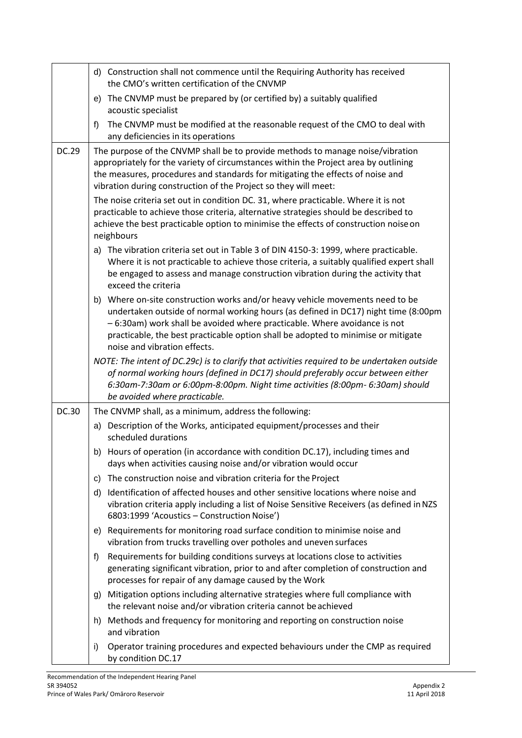| | |
|---|---|
| | d) Construction shall not commence until the Requiring Authority has received the CMO's written certification of the CNVMP<br>e) The CNVMP must be prepared by (or certified by) a suitably qualified acoustic specialist<br>f) The CNVMP must be modified at the reasonable request of the CMO to deal with any deficiencies in its operations |
| DC.29 | The purpose of the CNVMP shall be to provide methods to manage noise/vibration appropriately for the variety of circumstances within the Project area by outlining the measures, procedures and standards for mitigating the effects of noise and vibration during construction of the Project so they will meet:<br>The noise criteria set out in condition DC. 31, where practicable. Where it is not practicable to achieve those criteria, alternative strategies should be described to achieve the best practicable option to minimise the effects of construction noise on neighbours<br>a) The vibration criteria set out in Table 3 of DIN 4150-3: 1999, where practicable. Where it is not practicable to achieve those criteria, a suitably qualified expert shall be engaged to assess and manage construction vibration during the activity that exceed the criteria<br>b) Where on-site construction works and/or heavy vehicle movements need to be undertaken outside of normal working hours (as defined in DC17) night time (8:00pm – 6:30am) work shall be avoided where practicable. Where avoidance is not practicable, the best practicable option shall be adopted to minimise or mitigate noise and vibration effects.<br>*NOTE: The intent of DC.29c) is to clarify that activities required to be undertaken outside of normal working hours (defined in DC17) should preferably occur between either 6:30am-7:30am or 6:00pm-8:00pm. Night time activities (8:00pm- 6:30am) should be avoided where practicable.* |
| DC.30 | The CNVMP shall, as a minimum, address the following:<br>a) Description of the Works, anticipated equipment/processes and their scheduled durations<br>b) Hours of operation (in accordance with condition DC.17), including times and days when activities causing noise and/or vibration would occur<br>c) The construction noise and vibration criteria for the Project<br>d) Identification of affected houses and other sensitive locations where noise and vibration criteria apply including a list of Noise Sensitive Receivers (as defined in NZS 6803:1999 'Acoustics – Construction Noise')<br>e) Requirements for monitoring road surface condition to minimise noise and vibration from trucks travelling over potholes and uneven surfaces<br>f) Requirements for building conditions surveys at locations close to activities generating significant vibration, prior to and after completion of construction and processes for repair of any damage caused by the Work<br>g) Mitigation options including alternative strategies where full compliance with the relevant noise and/or vibration criteria cannot be achieved<br>h) Methods and frequency for monitoring and reporting on construction noise and vibration<br>i) Operator training procedures and expected behaviours under the CMP as required by condition DC.17 |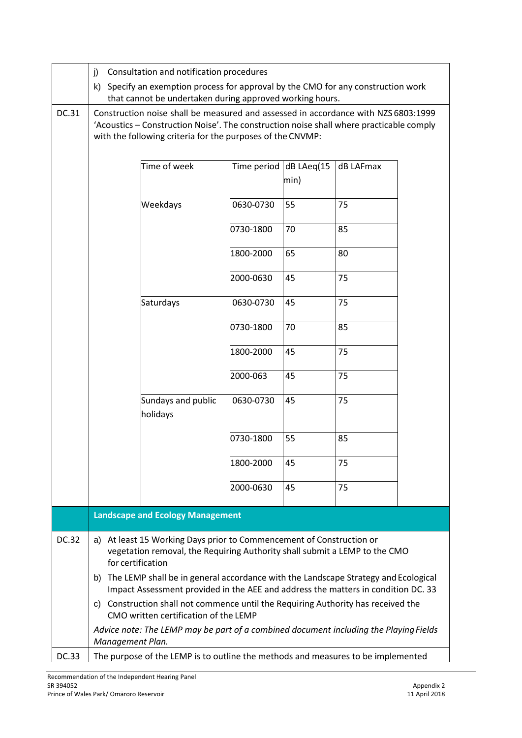| | |
|---|---|
| | j) Consultation and notification procedures<br>k) Specify an exemption process for approval by the CMO for any construction work that cannot be undertaken during approved working hours. |
| DC.31 | Construction noise shall be measured and assessed in accordance with NZS 6803:1999 'Acoustics – Construction Noise'. The construction noise shall where practicable comply with the following criteria for the purposes of the CNVMP: |

| Time of week | Time period | dB LAeq(15 min) | dB LAFmax |
|---|---|---|---|
| Weekdays | 0630-0730 | 55 | 75 |
| | 0730-1800 | 70 | 85 |
| | 1800-2000 | 65 | 80 |
| | 2000-0630 | 45 | 75 |
| Saturdays | 0630-0730 | 45 | 75 |
| | 0730-1800 | 70 | 85 |
| | 1800-2000 | 45 | 75 |
| | 2000-063 | 45 | 75 |
| Sundays and public holidays | 0630-0730 | 45 | 75 |
| | 0730-1800 | 55 | 85 |
| | 1800-2000 | 45 | 75 |
| | 2000-0630 | 45 | 75 |

## Landscape and Ecology Management

| | |
|---|---|
| DC.32 | a) At least 15 Working Days prior to Commencement of Construction or vegetation removal, the Requiring Authority shall submit a LEMP to the CMO for certification<br>b) The LEMP shall be in general accordance with the Landscape Strategy and Ecological Impact Assessment provided in the AEE and address the matters in condition DC. 33<br>c) Construction shall not commence until the Requiring Authority has received the CMO written certification of the LEMP<br>*Advice note: The LEMP may be part of a combined document including the Playing Fields Management Plan.* |
| DC.33 | The purpose of the LEMP is to outline the methods and measures to be implemented |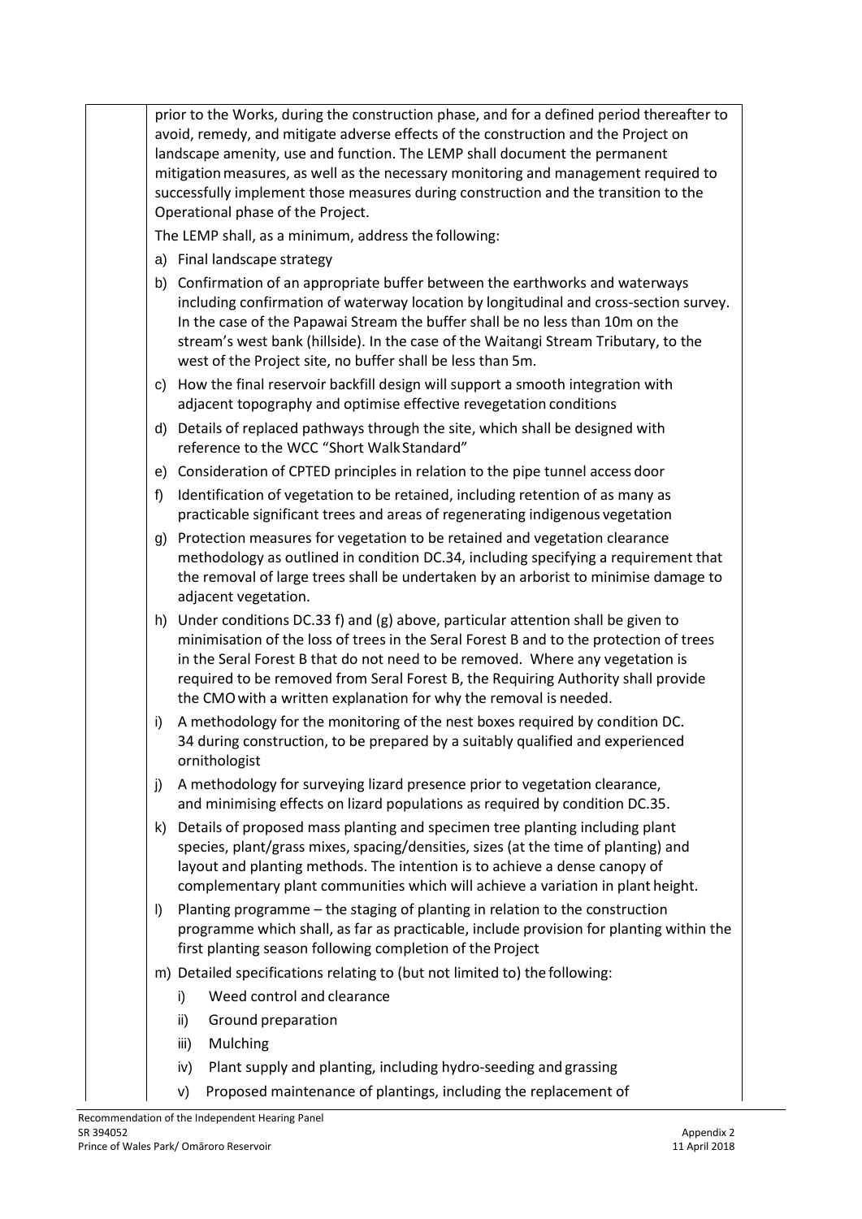prior to the Works, during the construction phase, and for a defined period thereafter to avoid, remedy, and mitigate adverse effects of the construction and the Project on landscape amenity, use and function. The LEMP shall document the permanent mitigation measures, as well as the necessary monitoring and management required to successfully implement those measures during construction and the transition to the Operational phase of the Project.

The LEMP shall, as a minimum, address the following:

a) Final landscape strategy

b) Confirmation of an appropriate buffer between the earthworks and waterways including confirmation of waterway location by longitudinal and cross-section survey. In the case of the Papawai Stream the buffer shall be no less than 10m on the stream's west bank (hillside). In the case of the Waitangi Stream Tributary, to the west of the Project site, no buffer shall be less than 5m.

c) How the final reservoir backfill design will support a smooth integration with adjacent topography and optimise effective revegetation conditions

d) Details of replaced pathways through the site, which shall be designed with reference to the WCC "Short Walk Standard"

e) Consideration of CPTED principles in relation to the pipe tunnel access door

f) Identification of vegetation to be retained, including retention of as many as practicable significant trees and areas of regenerating indigenous vegetation

g) Protection measures for vegetation to be retained and vegetation clearance methodology as outlined in condition DC.34, including specifying a requirement that the removal of large trees shall be undertaken by an arborist to minimise damage to adjacent vegetation.

h) Under conditions DC.33 f) and (g) above, particular attention shall be given to minimisation of the loss of trees in the Seral Forest B and to the protection of trees in the Seral Forest B that do not need to be removed. Where any vegetation is required to be removed from Seral Forest B, the Requiring Authority shall provide the CMO with a written explanation for why the removal is needed.

i) A methodology for the monitoring of the nest boxes required by condition DC. 34 during construction, to be prepared by a suitably qualified and experienced ornithologist

j) A methodology for surveying lizard presence prior to vegetation clearance, and minimising effects on lizard populations as required by condition DC.35.

k) Details of proposed mass planting and specimen tree planting including plant species, plant/grass mixes, spacing/densities, sizes (at the time of planting) and layout and planting methods. The intention is to achieve a dense canopy of complementary plant communities which will achieve a variation in plant height.

l) Planting programme – the staging of planting in relation to the construction programme which shall, as far as practicable, include provision for planting within the first planting season following completion of the Project

m) Detailed specifications relating to (but not limited to) the following:

   i) Weed control and clearance

   ii) Ground preparation

   iii) Mulching

   iv) Plant supply and planting, including hydro-seeding and grassing

   v) Proposed maintenance of plantings, including the replacement of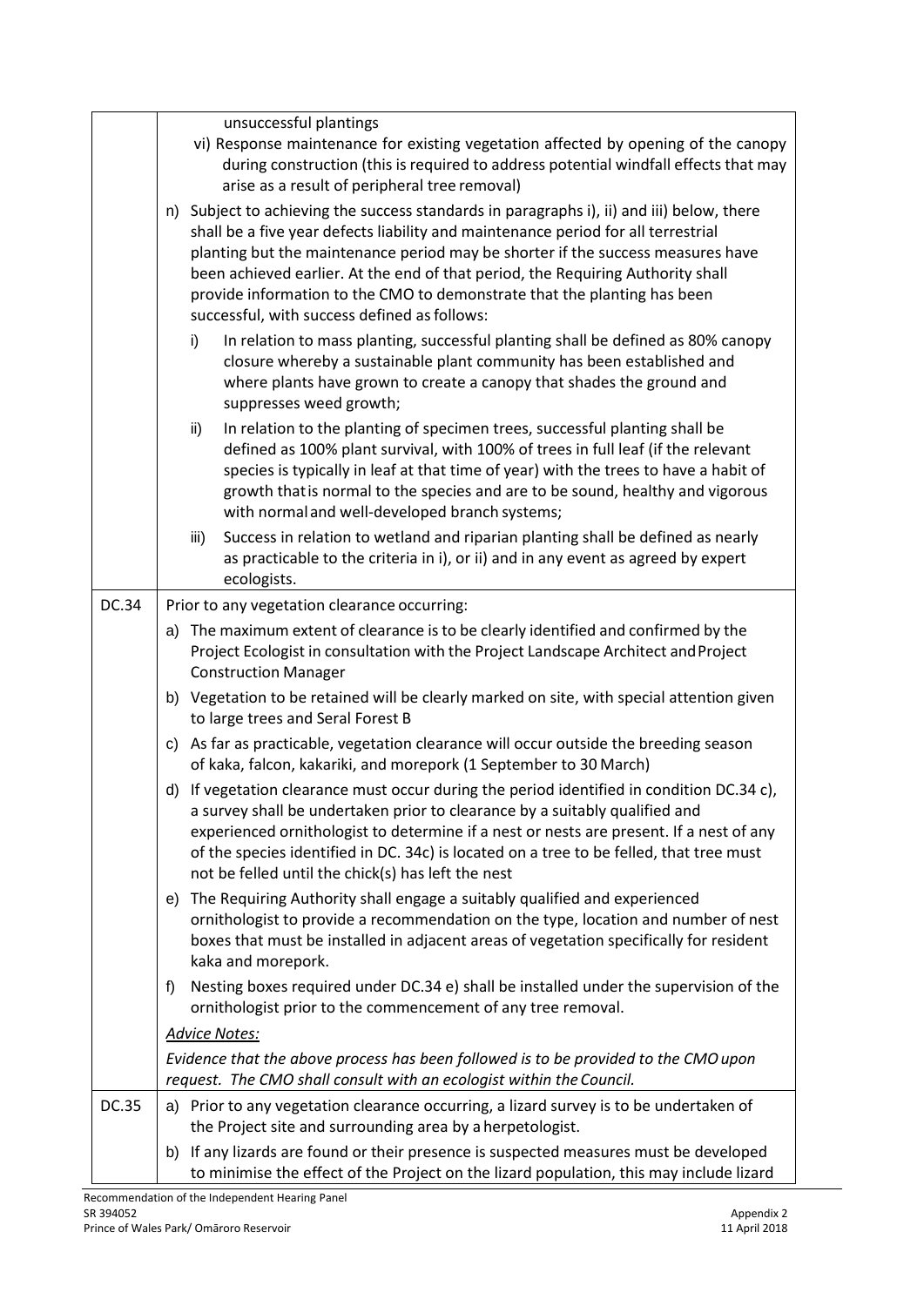| | |
|---|---|
| | unsuccessful plantings<br>vi) Response maintenance for existing vegetation affected by opening of the canopy during construction (this is required to address potential windfall effects that may arise as a result of peripheral tree removal)<br>n) Subject to achieving the success standards in paragraphs i), ii) and iii) below, there shall be a five year defects liability and maintenance period for all terrestrial planting but the maintenance period may be shorter if the success measures have been achieved earlier. At the end of that period, the Requiring Authority shall provide information to the CMO to demonstrate that the planting has been successful, with success defined as follows:<br>i) In relation to mass planting, successful planting shall be defined as 80% canopy closure whereby a sustainable plant community has been established and where plants have grown to create a canopy that shades the ground and suppresses weed growth;<br>ii) In relation to the planting of specimen trees, successful planting shall be defined as 100% plant survival, with 100% of trees in full leaf (if the relevant species is typically in leaf at that time of year) with the trees to have a habit of growth that is normal to the species and are to be sound, healthy and vigorous with normal and well-developed branch systems;<br>iii) Success in relation to wetland and riparian planting shall be defined as nearly as practicable to the criteria in i), or ii) and in any event as agreed by expert ecologists. |
| DC.34 | Prior to any vegetation clearance occurring:<br>a) The maximum extent of clearance is to be clearly identified and confirmed by the Project Ecologist in consultation with the Project Landscape Architect and Project Construction Manager<br>b) Vegetation to be retained will be clearly marked on site, with special attention given to large trees and Seral Forest B<br>c) As far as practicable, vegetation clearance will occur outside the breeding season of kaka, falcon, kakariki, and morepork (1 September to 30 March)<br>d) If vegetation clearance must occur during the period identified in condition DC.34 c), a survey shall be undertaken prior to clearance by a suitably qualified and experienced ornithologist to determine if a nest or nests are present. If a nest of any of the species identified in DC. 34c) is located on a tree to be felled, that tree must not be felled until the chick(s) has left the nest<br>e) The Requiring Authority shall engage a suitably qualified and experienced ornithologist to provide a recommendation on the type, location and number of nest boxes that must be installed in adjacent areas of vegetation specifically for resident kaka and morepork.<br>f) Nesting boxes required under DC.34 e) shall be installed under the supervision of the ornithologist prior to the commencement of any tree removal.<br>*Advice Notes:*<br>*Evidence that the above process has been followed is to be provided to the CMO upon request. The CMO shall consult with an ecologist within the Council.* |
| DC.35 | a) Prior to any vegetation clearance occurring, a lizard survey is to be undertaken of the Project site and surrounding area by a herpetologist.<br>b) If any lizards are found or their presence is suspected measures must be developed to minimise the effect of the Project on the lizard population, this may include lizard |

Recommendation of the Independent Hearing Panel
SR 394052
Prince of Wales Park/ Omāroro Reservoir

Appendix 2
11 April 2018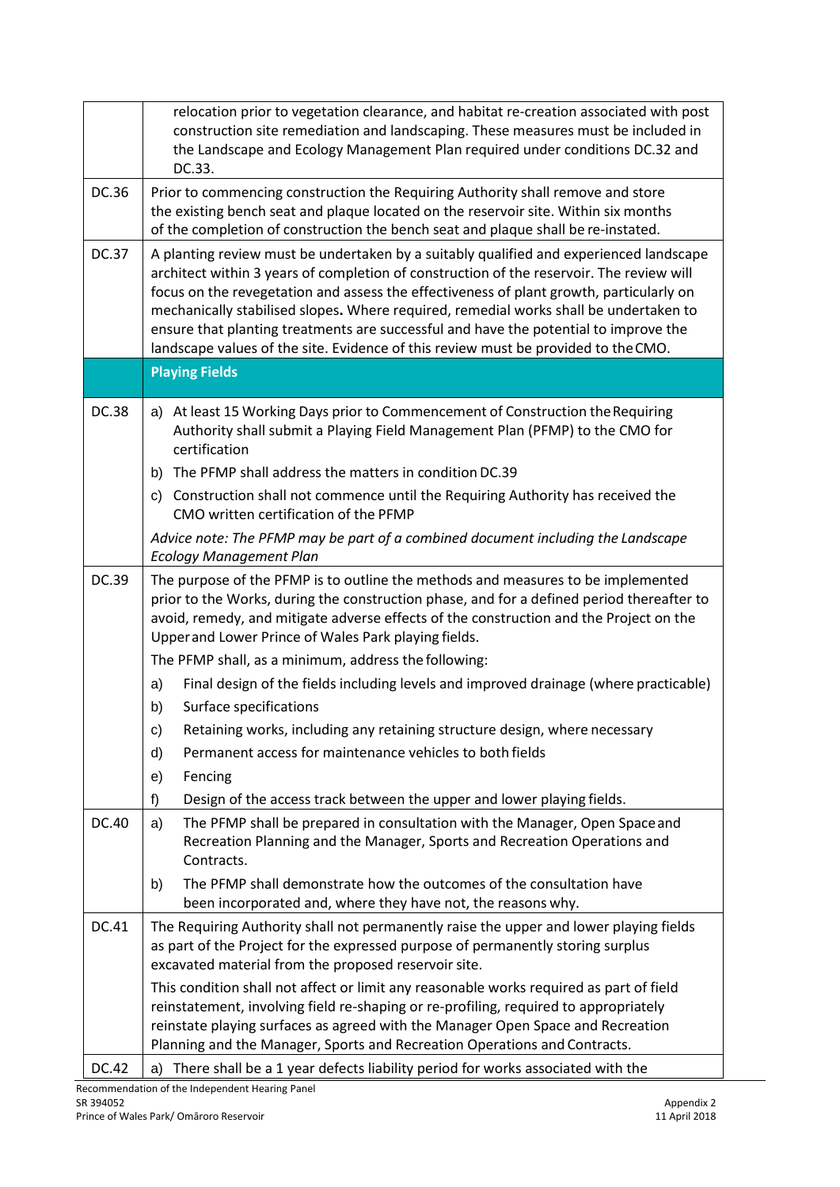| | |
|---|---|
| | relocation prior to vegetation clearance, and habitat re-creation associated with post construction site remediation and landscaping. These measures must be included in the Landscape and Ecology Management Plan required under conditions DC.32 and DC.33. |
| DC.36 | Prior to commencing construction the Requiring Authority shall remove and store the existing bench seat and plaque located on the reservoir site. Within six months of the completion of construction the bench seat and plaque shall be re-instated. |
| DC.37 | A planting review must be undertaken by a suitably qualified and experienced landscape architect within 3 years of completion of construction of the reservoir. The review will focus on the revegetation and assess the effectiveness of plant growth, particularly on mechanically stabilised slopes**.** Where required, remedial works shall be undertaken to ensure that planting treatments are successful and have the potential to improve the landscape values of the site. Evidence of this review must be provided to the CMO. |
| | **Playing Fields** |
| DC.38 | a) At least 15 Working Days prior to Commencement of Construction the Requiring Authority shall submit a Playing Field Management Plan (PFMP) to the CMO for certification<br>b) The PFMP shall address the matters in condition DC.39<br>c) Construction shall not commence until the Requiring Authority has received the CMO written certification of the PFMP<br>*Advice note: The PFMP may be part of a combined document including the Landscape Ecology Management Plan* |
| DC.39 | The purpose of the PFMP is to outline the methods and measures to be implemented prior to the Works, during the construction phase, and for a defined period thereafter to avoid, remedy, and mitigate adverse effects of the construction and the Project on the Upper and Lower Prince of Wales Park playing fields.<br>The PFMP shall, as a minimum, address the following:<br>a) Final design of the fields including levels and improved drainage (where practicable)<br>b) Surface specifications<br>c) Retaining works, including any retaining structure design, where necessary<br>d) Permanent access for maintenance vehicles to both fields<br>e) Fencing<br>f) Design of the access track between the upper and lower playing fields. |
| DC.40 | a) The PFMP shall be prepared in consultation with the Manager, Open Space and Recreation Planning and the Manager, Sports and Recreation Operations and Contracts.<br>b) The PFMP shall demonstrate how the outcomes of the consultation have been incorporated and, where they have not, the reasons why. |
| DC.41 | The Requiring Authority shall not permanently raise the upper and lower playing fields as part of the Project for the expressed purpose of permanently storing surplus excavated material from the proposed reservoir site.<br>This condition shall not affect or limit any reasonable works required as part of field reinstatement, involving field re-shaping or re-profiling, required to appropriately reinstate playing surfaces as agreed with the Manager Open Space and Recreation Planning and the Manager, Sports and Recreation Operations and Contracts. |
| DC.42 | a) There shall be a 1 year defects liability period for works associated with the |

Recommendation of the Independent Hearing Panel
SR 394052
Prince of Wales Park/ Omāroro Reservoir

Appendix 2
11 April 2018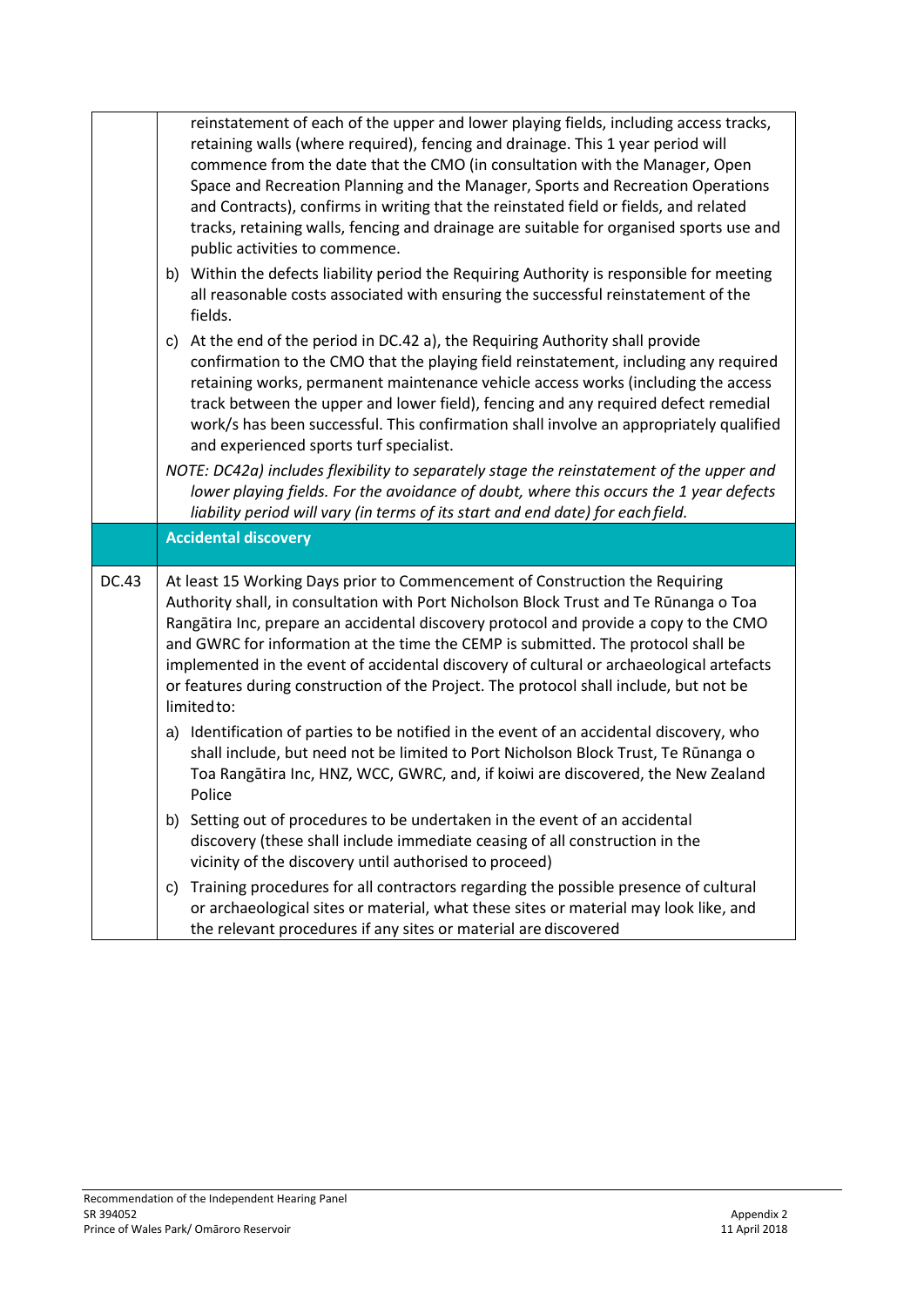| | |
|---|---|
| | reinstatement of each of the upper and lower playing fields, including access tracks, retaining walls (where required), fencing and drainage. This 1 year period will commence from the date that the CMO (in consultation with the Manager, Open Space and Recreation Planning and the Manager, Sports and Recreation Operations and Contracts), confirms in writing that the reinstated field or fields, and related tracks, retaining walls, fencing and drainage are suitable for organised sports use and public activities to commence.<br><br>b) Within the defects liability period the Requiring Authority is responsible for meeting all reasonable costs associated with ensuring the successful reinstatement of the fields.<br><br>c) At the end of the period in DC.42 a), the Requiring Authority shall provide confirmation to the CMO that the playing field reinstatement, including any required retaining works, permanent maintenance vehicle access works (including the access track between the upper and lower field), fencing and any required defect remedial work/s has been successful. This confirmation shall involve an appropriately qualified and experienced sports turf specialist.<br><br>*NOTE: DC42a) includes flexibility to separately stage the reinstatement of the upper and lower playing fields. For the avoidance of doubt, where this occurs the 1 year defects liability period will vary (in terms of its start and end date) for each field.* |
| | **Accidental discovery** |
| DC.43 | At least 15 Working Days prior to Commencement of Construction the Requiring Authority shall, in consultation with Port Nicholson Block Trust and Te Rūnanga o Toa Rangātira Inc, prepare an accidental discovery protocol and provide a copy to the CMO and GWRC for information at the time the CEMP is submitted. The protocol shall be implemented in the event of accidental discovery of cultural or archaeological artefacts or features during construction of the Project. The protocol shall include, but not be limited to:<br><br>a) Identification of parties to be notified in the event of an accidental discovery, who shall include, but need not be limited to Port Nicholson Block Trust, Te Rūnanga o Toa Rangātira Inc, HNZ, WCC, GWRC, and, if koiwi are discovered, the New Zealand Police<br><br>b) Setting out of procedures to be undertaken in the event of an accidental discovery (these shall include immediate ceasing of all construction in the vicinity of the discovery until authorised to proceed)<br><br>c) Training procedures for all contractors regarding the possible presence of cultural or archaeological sites or material, what these sites or material may look like, and the relevant procedures if any sites or material are discovered |